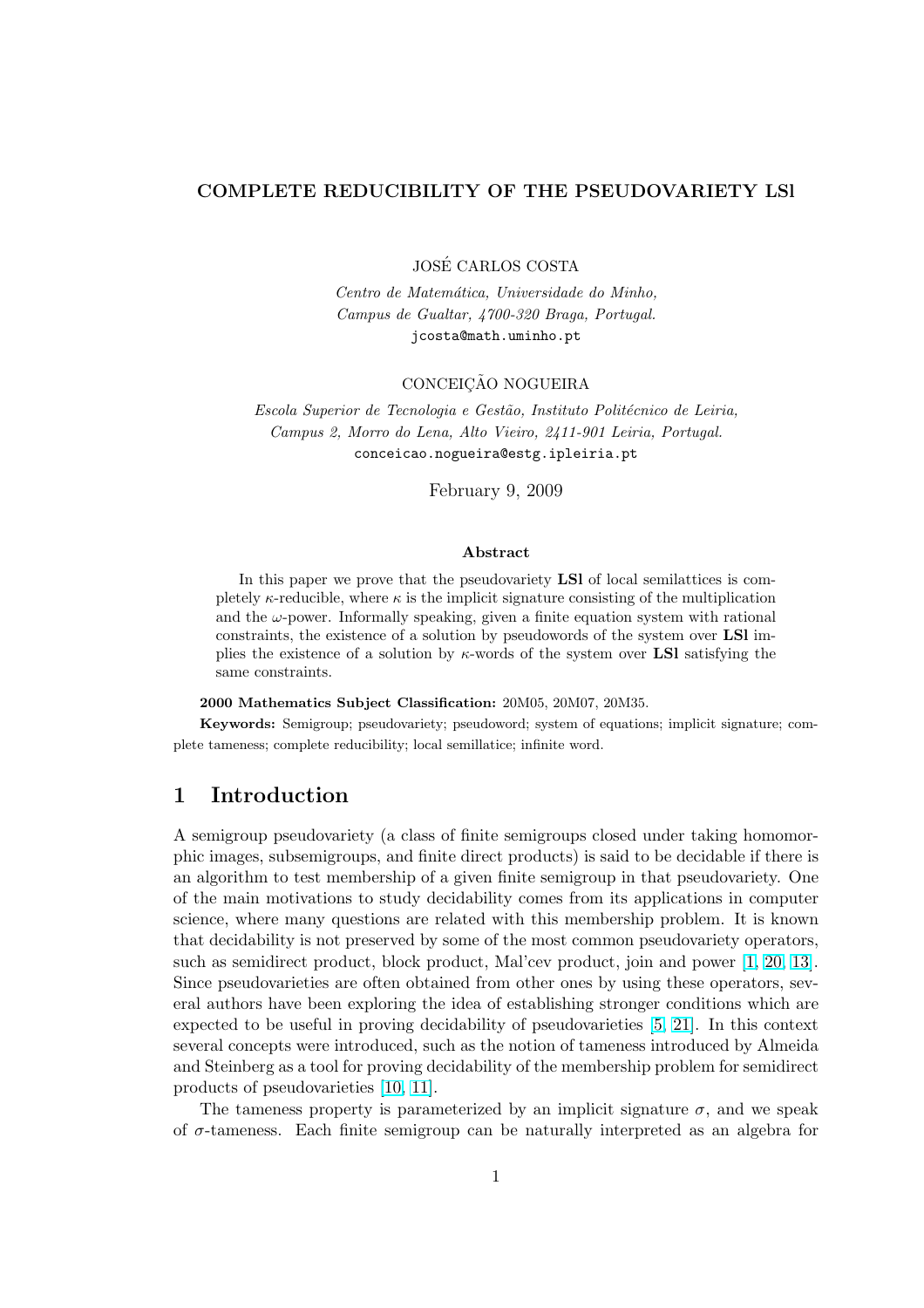# COMPLETE REDUCIBILITY OF THE PSEUDOVARIETY LSl

JOSÉ CARLOS COSTA

*Centro de Matemática, Universidade do Minho, Campus de Gualtar, 4700-320 Braga, Portugal.*
jcosta@math.uminho.pt

CONCEIÇÃO NOGUEIRA

*Escola Superior de Tecnologia e Gestão, Instituto Politécnico de Leiria, Campus 2, Morro do Lena, Alto Vieiro, 2411-901 Leiria, Portugal.*
conceicao.nogueira@estg.ipleiria.pt

February 9, 2009

### Abstract

In this paper we prove that the pseudovariety **LSl** of local semilattices is completely $\kappa$-reducible, where $\kappa$ is the implicit signature consisting of the multiplication and the $\omega$-power. Informally speaking, given a finite equation system with rational constraints, the existence of a solution by pseudowords of the system over **LSl** implies the existence of a solution by $\kappa$-words of the system over **LSl** satisfying the same constraints.

**2000 Mathematics Subject Classification:** 20M05, 20M07, 20M35.

**Keywords:** Semigroup; pseudovariety; pseudoword; system of equations; implicit signature; complete tameness; complete reducibility; local semillattice; infinite word.

## 1 Introduction

A semigroup pseudovariety (a class of finite semigroups closed under taking homomorphic images, subsemigroups, and finite direct products) is said to be decidable if there is an algorithm to test membership of a given finite semigroup in that pseudovariety. One of the main motivations to study decidability comes from its applications in computer science, where many questions are related with this membership problem. It is known that decidability is not preserved by some of the most common pseudovariety operators, such as semidirect product, block product, Mal'cev product, join and power [1, 20, 13]. Since pseudovarieties are often obtained from other ones by using these operators, several authors have been exploring the idea of establishing stronger conditions which are expected to be useful in proving decidability of pseudovarieties [5, 21]. In this context several concepts were introduced, such as the notion of tameness introduced by Almeida and Steinberg as a tool for proving decidability of the membership problem for semidirect products of pseudovarieties [10, 11].

The tameness property is parameterized by an implicit signature $\sigma$, and we speak of $\sigma$-tameness. Each finite semigroup can be naturally interpreted as an algebra for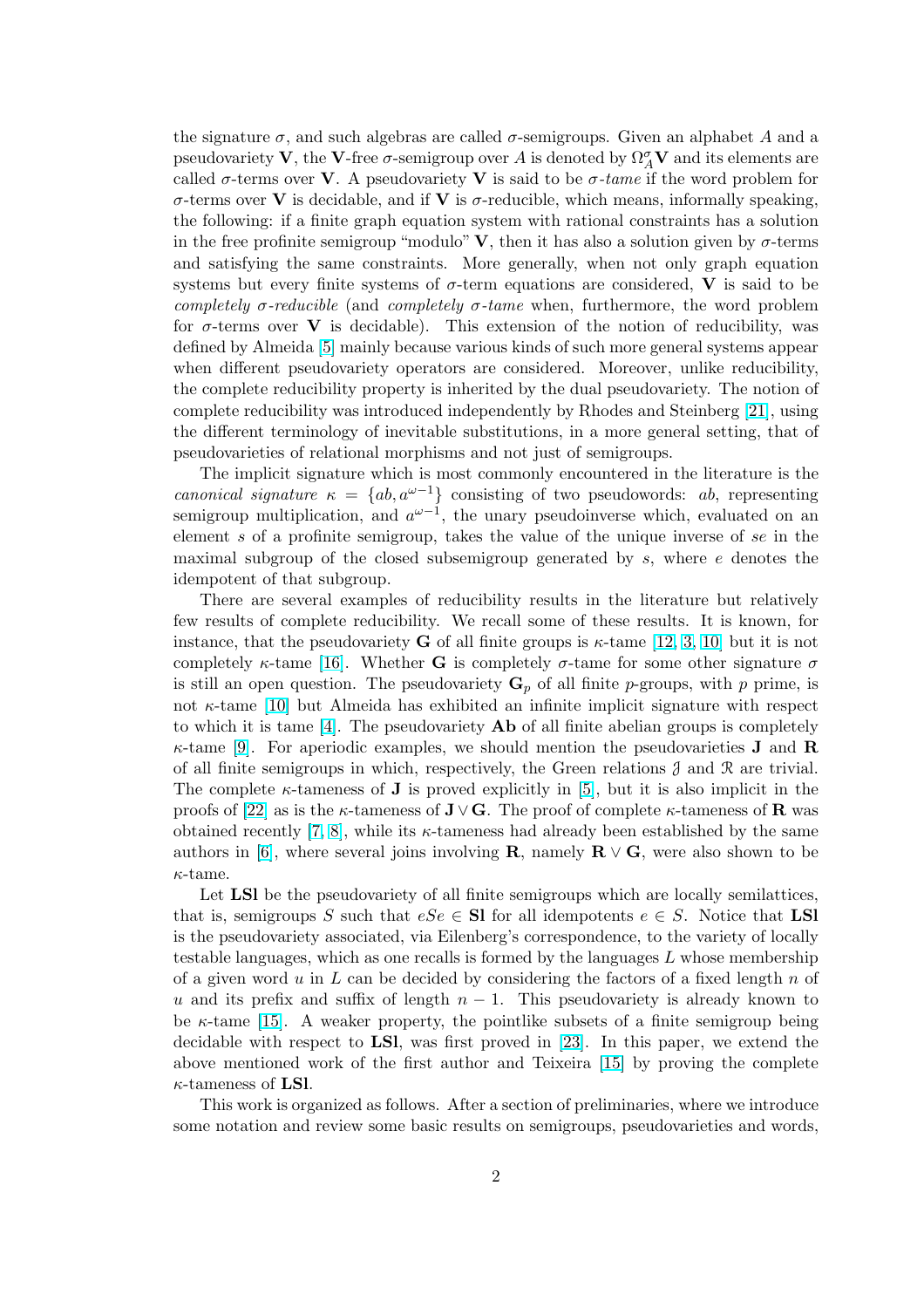the signature $\sigma$, and such algebras are called $\sigma$-semigroups. Given an alphabet $A$ and a pseudovariety $\mathbf{V}$, the $\mathbf{V}$-free $\sigma$-semigroup over $A$ is denoted by $\Omega_A^\sigma \mathbf{V}$ and its elements are called $\sigma$-terms over $\mathbf{V}$. A pseudovariety $\mathbf{V}$ is said to be *$\sigma$-tame* if the word problem for $\sigma$-terms over $\mathbf{V}$ is decidable, and if $\mathbf{V}$ is $\sigma$-reducible, which means, informally speaking, the following: if a finite graph equation system with rational constraints has a solution in the free profinite semigroup "modulo" $\mathbf{V}$, then it has also a solution given by $\sigma$-terms and satisfying the same constraints. More generally, when not only graph equation systems but every finite systems of $\sigma$-term equations are considered, $\mathbf{V}$ is said to be *completely $\sigma$-reducible* (and *completely $\sigma$-tame* when, furthermore, the word problem for $\sigma$-terms over $\mathbf{V}$ is decidable). This extension of the notion of reducibility, was defined by Almeida [5] mainly because various kinds of such more general systems appear when different pseudovariety operators are considered. Moreover, unlike reducibility, the complete reducibility property is inherited by the dual pseudovariety. The notion of complete reducibility was introduced independently by Rhodes and Steinberg [21], using the different terminology of inevitable substitutions, in a more general setting, that of pseudovarieties of relational morphisms and not just of semigroups.

The implicit signature which is most commonly encountered in the literature is the *canonical signature* $\kappa = \{ab, a^{\omega-1}\}$ consisting of two pseudowords: $ab$, representing semigroup multiplication, and $a^{\omega-1}$, the unary pseudoinverse which, evaluated on an element $s$ of a profinite semigroup, takes the value of the unique inverse of $se$ in the maximal subgroup of the closed subsemigroup generated by $s$, where $e$ denotes the idempotent of that subgroup.

There are several examples of reducibility results in the literature but relatively few results of complete reducibility. We recall some of these results. It is known, for instance, that the pseudovariety $\mathbf{G}$ of all finite groups is $\kappa$-tame [12, 3, 10] but it is not completely $\kappa$-tame [16]. Whether $\mathbf{G}$ is completely $\sigma$-tame for some other signature $\sigma$ is still an open question. The pseudovariety $\mathbf{G}_p$ of all finite $p$-groups, with $p$ prime, is not $\kappa$-tame [10] but Almeida has exhibited an infinite implicit signature with respect to which it is tame [4]. The pseudovariety $\mathbf{Ab}$ of all finite abelian groups is completely $\kappa$-tame [9]. For aperiodic examples, we should mention the pseudovarieties $\mathbf{J}$ and $\mathbf{R}$ of all finite semigroups in which, respectively, the Green relations $\mathcal{J}$ and $\mathcal{R}$ are trivial. The complete $\kappa$-tameness of $\mathbf{J}$ is proved explicitly in [5], but it is also implicit in the proofs of [22] as is the $\kappa$-tameness of $\mathbf{J} \vee \mathbf{G}$. The proof of complete $\kappa$-tameness of $\mathbf{R}$ was obtained recently [7, 8], while its $\kappa$-tameness had already been established by the same authors in [6], where several joins involving $\mathbf{R}$, namely $\mathbf{R} \vee \mathbf{G}$, were also shown to be $\kappa$-tame.

Let $\mathbf{LSl}$ be the pseudovariety of all finite semigroups which are locally semilattices, that is, semigroups $S$ such that $eSe \in \mathbf{Sl}$ for all idempotents $e \in S$. Notice that $\mathbf{LSl}$ is the pseudovariety associated, via Eilenberg's correspondence, to the variety of locally testable languages, which as one recalls is formed by the languages $L$ whose membership of a given word $u$ in $L$ can be decided by considering the factors of a fixed length $n$ of $u$ and its prefix and suffix of length $n-1$. This pseudovariety is already known to be $\kappa$-tame [15]. A weaker property, the pointlike subsets of a finite semigroup being decidable with respect to $\mathbf{LSl}$, was first proved in [23]. In this paper, we extend the above mentioned work of the first author and Teixeira [15] by proving the complete $\kappa$-tameness of $\mathbf{LSl}$.

This work is organized as follows. After a section of preliminaries, where we introduce some notation and review some basic results on semigroups, pseudovarieties and words,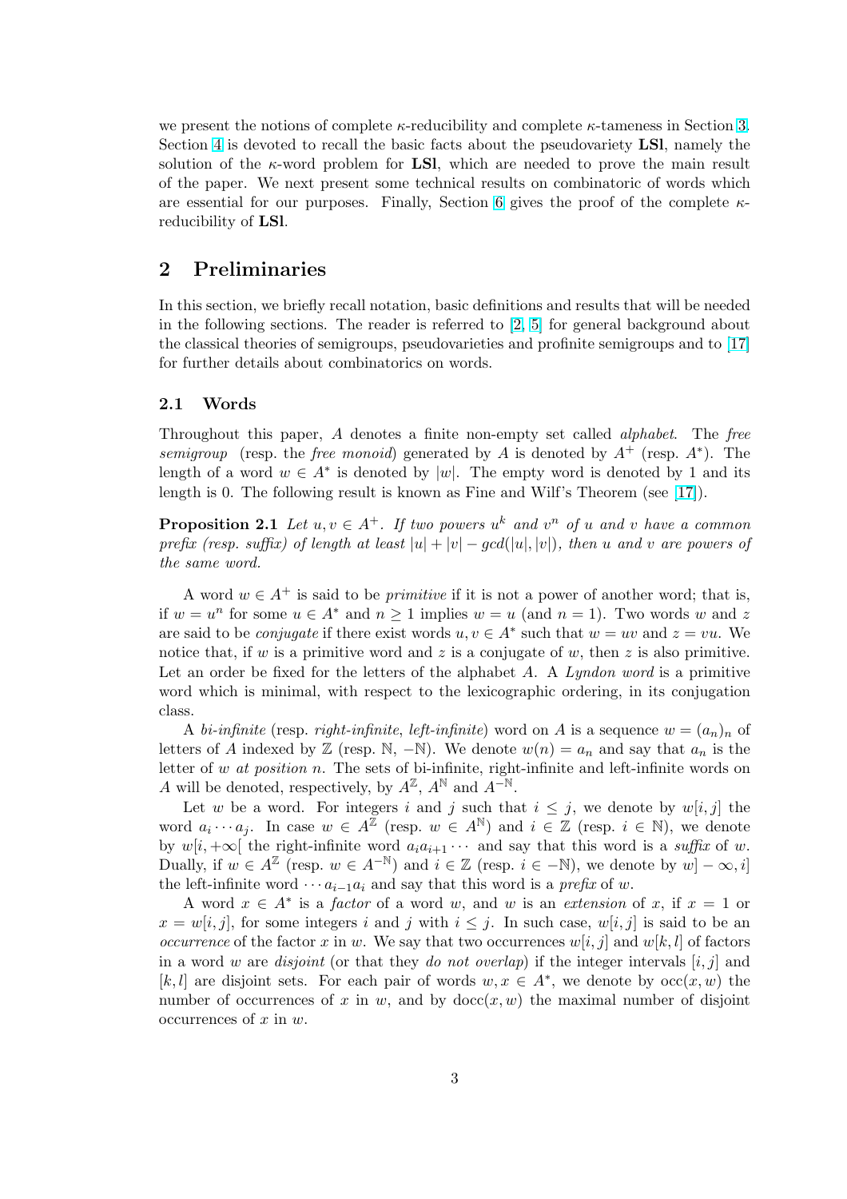we present the notions of complete $\kappa$-reducibility and complete $\kappa$-tameness in Section 3. Section 4 is devoted to recall the basic facts about the pseudovariety **LSl**, namely the solution of the $\kappa$-word problem for **LSl**, which are needed to prove the main result of the paper. We next present some technical results on combinatoric of words which are essential for our purposes. Finally, Section 6 gives the proof of the complete $\kappa$-reducibility of **LSl**.

## 2 Preliminaries

In this section, we briefly recall notation, basic definitions and results that will be needed in the following sections. The reader is referred to [2, 5] for general background about the classical theories of semigroups, pseudovarieties and profinite semigroups and to [17] for further details about combinatorics on words.

### 2.1 Words

Throughout this paper, $A$ denotes a finite non-empty set called *alphabet*. The *free semigroup* (resp. the *free monoid*) generated by $A$ is denoted by $A^+$ (resp. $A^*$). The length of a word $w \in A^*$ is denoted by $|w|$. The empty word is denoted by 1 and its length is 0. The following result is known as Fine and Wilf's Theorem (see [17]).

**Proposition 2.1** *Let $u, v \in A^+$. If two powers $u^k$ and $v^n$ of $u$ and $v$ have a common prefix (resp. suffix) of length at least $|u| + |v| - gcd(|u|, |v|)$, then $u$ and $v$ are powers of the same word.*

A word $w \in A^+$ is said to be *primitive* if it is not a power of another word; that is, if $w = u^n$ for some $u \in A^*$ and $n \geq 1$ implies $w = u$ (and $n = 1$). Two words $w$ and $z$ are said to be *conjugate* if there exist words $u, v \in A^*$ such that $w = uv$ and $z = vu$. We notice that, if $w$ is a primitive word and $z$ is a conjugate of $w$, then $z$ is also primitive. Let an order be fixed for the letters of the alphabet $A$. A *Lyndon word* is a primitive word which is minimal, with respect to the lexicographic ordering, in its conjugation class.

A *bi-infinite* (resp. *right-infinite*, *left-infinite*) word on $A$ is a sequence $w = (a_n)_n$ of letters of $A$ indexed by $\mathbb{Z}$ (resp. $\mathbb{N}$, $-\mathbb{N}$). We denote $w(n) = a_n$ and say that $a_n$ is the letter of $w$ *at position* $n$. The sets of bi-infinite, right-infinite and left-infinite words on $A$ will be denoted, respectively, by $A^{\mathbb{Z}}$, $A^{\mathbb{N}}$ and $A^{-\mathbb{N}}$.

Let $w$ be a word. For integers $i$ and $j$ such that $i \leq j$, we denote by $w[i,j]$ the word $a_i \cdots a_j$. In case $w \in A^{\mathbb{Z}}$ (resp. $w \in A^{\mathbb{N}}$) and $i \in \mathbb{Z}$ (resp. $i \in \mathbb{N}$), we denote by $w[i, +\infty[$ the right-infinite word $a_i a_{i+1} \cdots$ and say that this word is a *suffix* of $w$. Dually, if $w \in A^{\mathbb{Z}}$ (resp. $w \in A^{-\mathbb{N}}$) and $i \in \mathbb{Z}$ (resp. $i \in -\mathbb{N}$), we denote by $w]-\infty, i]$ the left-infinite word $\cdots a_{i-1} a_i$ and say that this word is a *prefix* of $w$.

A word $x \in A^*$ is a *factor* of a word $w$, and $w$ is an *extension* of $x$, if $x = 1$ or $x = w[i,j]$, for some integers $i$ and $j$ with $i \leq j$. In such case, $w[i,j]$ is said to be an *occurrence* of the factor $x$ in $w$. We say that two occurrences $w[i,j]$ and $w[k,l]$ of factors in a word $w$ are *disjoint* (or that they *do not overlap*) if the integer intervals $[i,j]$ and $[k,l]$ are disjoint sets. For each pair of words $w, x \in A^*$, we denote by $\operatorname{occ}(x, w)$ the number of occurrences of $x$ in $w$, and by $\operatorname{docc}(x, w)$ the maximal number of disjoint occurrences of $x$ in $w$.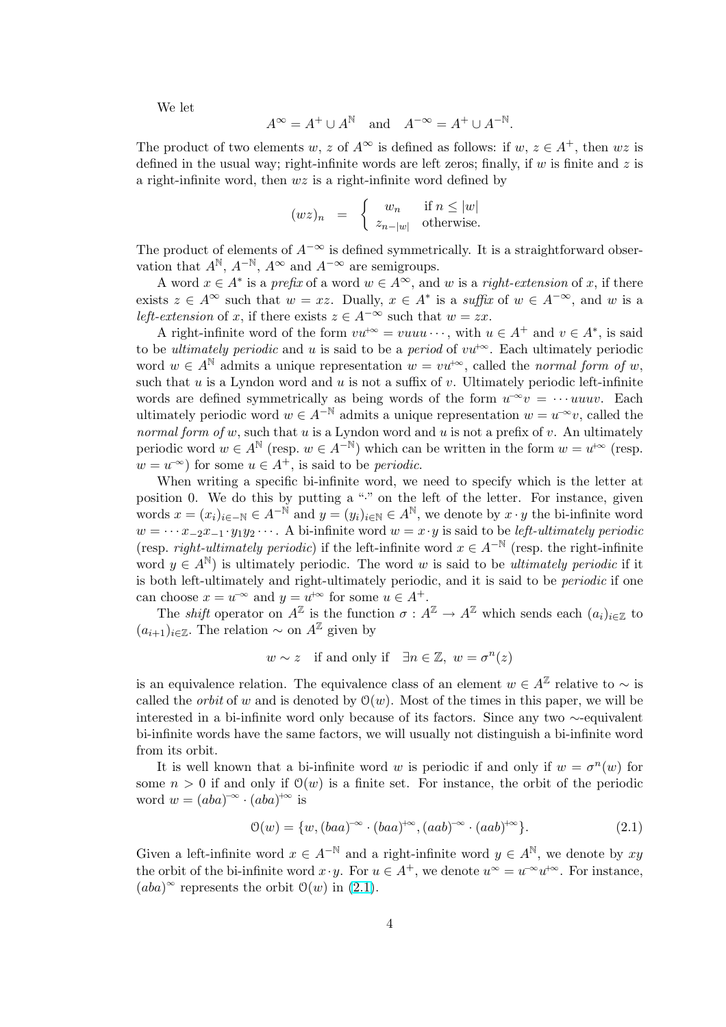We let

$$A^{\infty} = A^{+} \cup A^{\mathbb{N}} \quad \text{and} \quad A^{-\infty} = A^{+} \cup A^{-\mathbb{N}}.$$

The product of two elements $w$, $z$ of $A^{\infty}$ is defined as follows: if $w, z \in A^{+}$, then $wz$ is defined in the usual way; right-infinite words are left zeros; finally, if $w$ is finite and $z$ is a right-infinite word, then $wz$ is a right-infinite word defined by

$$(wz)_n = \begin{cases} w_n & \text{if } n \leq |w| \\ z_{n-|w|} & \text{otherwise.} \end{cases}$$

The product of elements of $A^{-\infty}$ is defined symmetrically. It is a straightforward observation that $A^{\mathbb{N}}$, $A^{-\mathbb{N}}$, $A^{\infty}$ and $A^{-\infty}$ are semigroups.

A word $x \in A^{*}$ is a *prefix* of a word $w \in A^{\infty}$, and $w$ is a *right-extension* of $x$, if there exists $z \in A^{\infty}$ such that $w = xz$. Dually, $x \in A^{*}$ is a *suffix* of $w \in A^{-\infty}$, and $w$ is a *left-extension* of $x$, if there exists $z \in A^{-\infty}$ such that $w = zx$.

A right-infinite word of the form $vu^{+\infty} = vuuu\cdots$, with $u \in A^{+}$ and $v \in A^{*}$, is said to be *ultimately periodic* and $u$ is said to be a *period* of $vu^{+\infty}$. Each ultimately periodic word $w \in A^{\mathbb{N}}$ admits a unique representation $w = vu^{+\infty}$, called the *normal form of* $w$, such that $u$ is a Lyndon word and $u$ is not a suffix of $v$. Ultimately periodic left-infinite words are defined symmetrically as being words of the form $u^{-\infty}v = \cdots uuuv$. Each ultimately periodic word $w \in A^{-\mathbb{N}}$ admits a unique representation $w = u^{-\infty}v$, called the *normal form of* $w$, such that $u$ is a Lyndon word and $u$ is not a prefix of $v$. An ultimately periodic word $w \in A^{\mathbb{N}}$ (resp. $w \in A^{-\mathbb{N}}$) which can be written in the form $w = u^{+\infty}$ (resp. $w = u^{-\infty}$) for some $u \in A^{+}$, is said to be *periodic*.

When writing a specific bi-infinite word, we need to specify which is the letter at position 0. We do this by putting a "$\cdot$" on the left of the letter. For instance, given words $x = (x_i)_{i \in -\mathbb{N}} \in A^{-\mathbb{N}}$ and $y = (y_i)_{i \in \mathbb{N}} \in A^{\mathbb{N}}$, we denote by $x \cdot y$ the bi-infinite word $w = \cdots x_{-2}x_{-1} \cdot y_1 y_2 \cdots$. A bi-infinite word $w = x \cdot y$ is said to be *left-ultimately periodic* (resp. *right-ultimately periodic*) if the left-infinite word $x \in A^{-\mathbb{N}}$ (resp. the right-infinite word $y \in A^{\mathbb{N}}$) is ultimately periodic. The word $w$ is said to be *ultimately periodic* if it is both left-ultimately and right-ultimately periodic, and it is said to be *periodic* if one can choose $x = u^{-\infty}$ and $y = u^{+\infty}$ for some $u \in A^{+}$.

The *shift* operator on $A^{\mathbb{Z}}$ is the function $\sigma : A^{\mathbb{Z}} \to A^{\mathbb{Z}}$ which sends each $(a_i)_{i \in \mathbb{Z}}$ to $(a_{i+1})_{i \in \mathbb{Z}}$. The relation $\sim$ on $A^{\mathbb{Z}}$ given by

$$w \sim z \quad \text{if and only if} \quad \exists n \in \mathbb{Z},\ w = \sigma^{n}(z)$$

is an equivalence relation. The equivalence class of an element $w \in A^{\mathbb{Z}}$ relative to $\sim$ is called the *orbit* of $w$ and is denoted by $\mathcal{O}(w)$. Most of the times in this paper, we will be interested in a bi-infinite word only because of its factors. Since any two $\sim$-equivalent bi-infinite words have the same factors, we will usually not distinguish a bi-infinite word from its orbit.

It is well known that a bi-infinite word $w$ is periodic if and only if $w = \sigma^{n}(w)$ for some $n > 0$ if and only if $\mathcal{O}(w)$ is a finite set. For instance, the orbit of the periodic word $w = (aba)^{-\infty} \cdot (aba)^{+\infty}$ is

$$\mathcal{O}(w) = \{w, (baa)^{-\infty} \cdot (baa)^{+\infty}, (aab)^{-\infty} \cdot (aab)^{+\infty}\}. \tag{2.1}$$

Given a left-infinite word $x \in A^{-\mathbb{N}}$ and a right-infinite word $y \in A^{\mathbb{N}}$, we denote by $xy$ the orbit of the bi-infinite word $x \cdot y$. For $u \in A^{+}$, we denote $u^{\infty} = u^{-\infty}u^{+\infty}$. For instance, $(aba)^{\infty}$ represents the orbit $\mathcal{O}(w)$ in (2.1).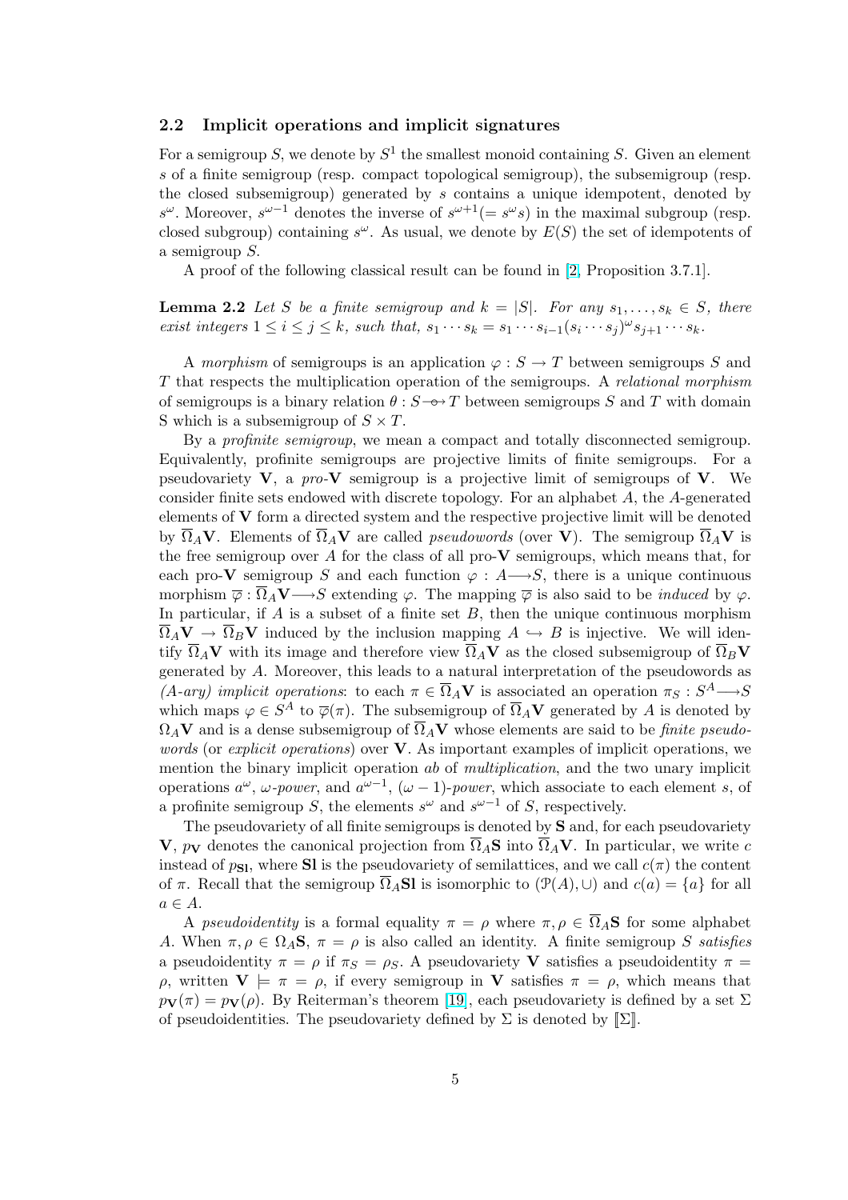### 2.2 Implicit operations and implicit signatures

For a semigroup $S$, we denote by $S^1$ the smallest monoid containing $S$. Given an element $s$ of a finite semigroup (resp. compact topological semigroup), the subsemigroup (resp. the closed subsemigroup) generated by $s$ contains a unique idempotent, denoted by $s^\omega$. Moreover, $s^{\omega-1}$ denotes the inverse of $s^{\omega+1}(= s^\omega s)$ in the maximal subgroup (resp. closed subgroup) containing $s^\omega$. As usual, we denote by $E(S)$ the set of idempotents of a semigroup $S$.

A proof of the following classical result can be found in [2, Proposition 3.7.1].

**Lemma 2.2** *Let $S$ be a finite semigroup and $k = |S|$. For any $s_1, \ldots, s_k \in S$, there exist integers $1 \le i \le j \le k$, such that, $s_1 \cdots s_k = s_1 \cdots s_{i-1}(s_i \cdots s_j)^\omega s_{j+1} \cdots s_k$.*

A *morphism* of semigroups is an application $\varphi : S \to T$ between semigroups $S$ and $T$ that respects the multiplication operation of the semigroups. A *relational morphism* of semigroups is a binary relation $\theta : S \multimap T$ between semigroups $S$ and $T$ with domain S which is a subsemigroup of $S \times T$.

By a *profinite semigroup*, we mean a compact and totally disconnected semigroup. Equivalently, profinite semigroups are projective limits of finite semigroups. For a pseudovariety $\mathbf{V}$, a *pro*-$\mathbf{V}$ semigroup is a projective limit of semigroups of $\mathbf{V}$. We consider finite sets endowed with discrete topology. For an alphabet $A$, the $A$-generated elements of $\mathbf{V}$ form a directed system and the respective projective limit will be denoted by $\overline{\Omega}_A\mathbf{V}$. Elements of $\overline{\Omega}_A\mathbf{V}$ are called *pseudowords* (over $\mathbf{V}$). The semigroup $\overline{\Omega}_A\mathbf{V}$ is the free semigroup over $A$ for the class of all pro-$\mathbf{V}$ semigroups, which means that, for each pro-$\mathbf{V}$ semigroup $S$ and each function $\varphi : A \longrightarrow S$, there is a unique continuous morphism $\overline{\varphi} : \overline{\Omega}_A\mathbf{V} \longrightarrow S$ extending $\varphi$. The mapping $\overline{\varphi}$ is also said to be *induced* by $\varphi$. In particular, if $A$ is a subset of a finite set $B$, then the unique continuous morphism $\overline{\Omega}_A\mathbf{V} \to \overline{\Omega}_B\mathbf{V}$ induced by the inclusion mapping $A \hookrightarrow B$ is injective. We will identify $\overline{\Omega}_A\mathbf{V}$ with its image and therefore view $\overline{\Omega}_A\mathbf{V}$ as the closed subsemigroup of $\overline{\Omega}_B\mathbf{V}$ generated by $A$. Moreover, this leads to a natural interpretation of the pseudowords as *(A-ary) implicit operations*: to each $\pi \in \overline{\Omega}_A\mathbf{V}$ is associated an operation $\pi_S : S^A \longrightarrow S$ which maps $\varphi \in S^A$ to $\overline{\varphi}(\pi)$. The subsemigroup of $\overline{\Omega}_A\mathbf{V}$ generated by $A$ is denoted by $\Omega_A\mathbf{V}$ and is a dense subsemigroup of $\overline{\Omega}_A\mathbf{V}$ whose elements are said to be *finite pseudowords* (or *explicit operations*) over $\mathbf{V}$. As important examples of implicit operations, we mention the binary implicit operation $ab$ of *multiplication*, and the two unary implicit operations $a^\omega$, $\omega$-*power*, and $a^{\omega-1}$, $(\omega-1)$-*power*, which associate to each element $s$, of a profinite semigroup $S$, the elements $s^\omega$ and $s^{\omega-1}$ of $S$, respectively.

The pseudovariety of all finite semigroups is denoted by $\mathbf{S}$ and, for each pseudovariety $\mathbf{V}$, $p_\mathbf{V}$ denotes the canonical projection from $\overline{\Omega}_A\mathbf{S}$ into $\overline{\Omega}_A\mathbf{V}$. In particular, we write $c$ instead of $p_\mathbf{Sl}$, where $\mathbf{Sl}$ is the pseudovariety of semilattices, and we call $c(\pi)$ the content of $\pi$. Recall that the semigroup $\overline{\Omega}_A\mathbf{Sl}$ is isomorphic to $(\mathcal{P}(A), \cup)$ and $c(a) = \{a\}$ for all $a \in A$.

A *pseudoidentity* is a formal equality $\pi = \rho$ where $\pi, \rho \in \overline{\Omega}_A\mathbf{S}$ for some alphabet $A$. When $\pi, \rho \in \Omega_A\mathbf{S}$, $\pi = \rho$ is also called an identity. A finite semigroup $S$ *satisfies* a pseudoidentity $\pi = \rho$ if $\pi_S = \rho_S$. A pseudovariety $\mathbf{V}$ satisfies a pseudoidentity $\pi = \rho$, written $\mathbf{V} \models \pi = \rho$, if every semigroup in $\mathbf{V}$ satisfies $\pi = \rho$, which means that $p_\mathbf{V}(\pi) = p_\mathbf{V}(\rho)$. By Reiterman's theorem [19], each pseudovariety is defined by a set $\Sigma$ of pseudoidentities. The pseudovariety defined by $\Sigma$ is denoted by $[\![\Sigma]\!]$.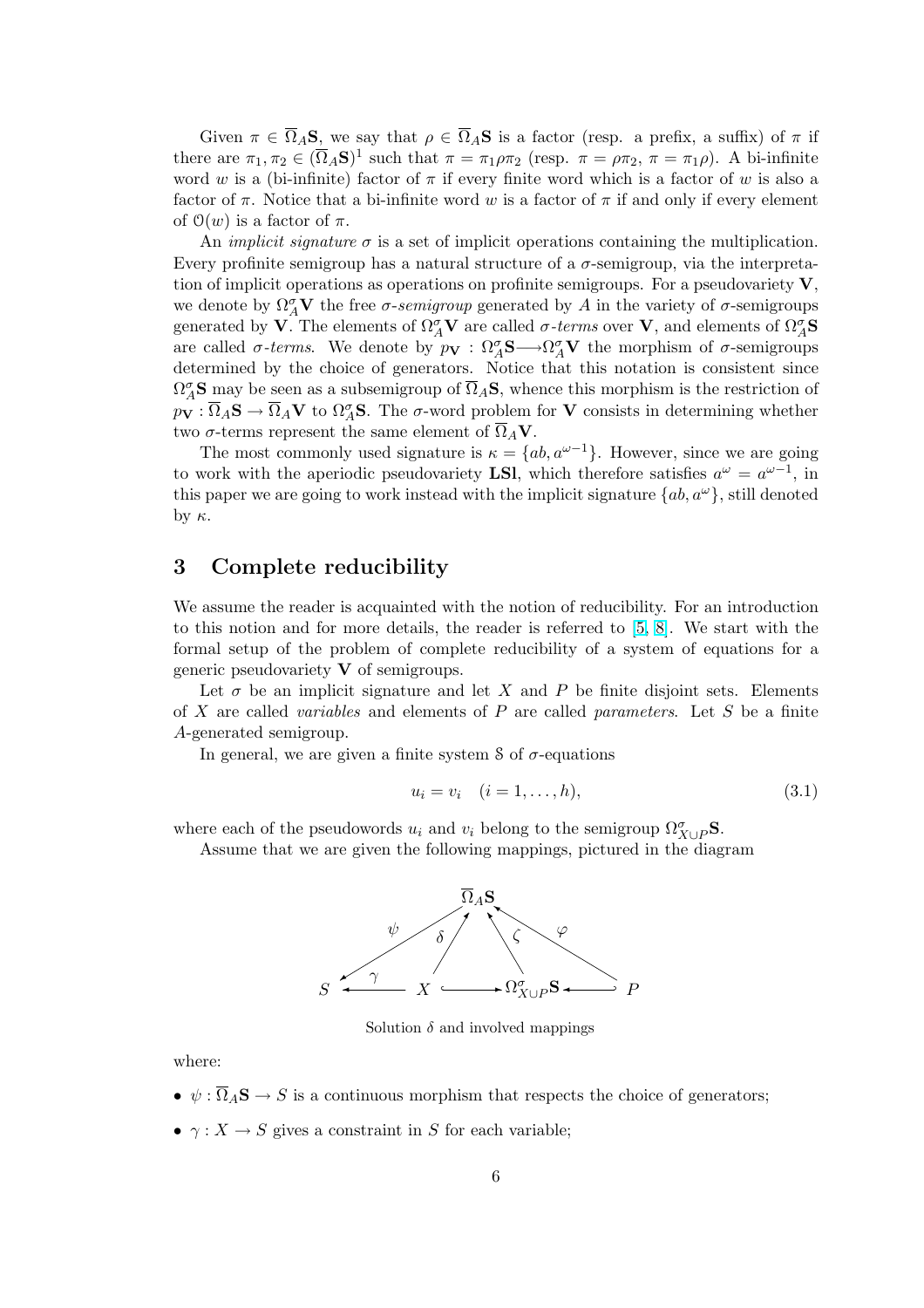Given $\pi \in \overline{\Omega}_A\mathbf{S}$, we say that $\rho \in \overline{\Omega}_A\mathbf{S}$ is a factor (resp. a prefix, a suffix) of $\pi$ if there are $\pi_1, \pi_2 \in (\overline{\Omega}_A\mathbf{S})^1$ such that $\pi = \pi_1\rho\pi_2$ (resp. $\pi = \rho\pi_2$, $\pi = \pi_1\rho$). A bi-infinite word $w$ is a (bi-infinite) factor of $\pi$ if every finite word which is a factor of $w$ is also a factor of $\pi$. Notice that a bi-infinite word $w$ is a factor of $\pi$ if and only if every element of $\mathcal{O}(w)$ is a factor of $\pi$.

An *implicit signature* $\sigma$ is a set of implicit operations containing the multiplication. Every profinite semigroup has a natural structure of a $\sigma$-semigroup, via the interpretation of implicit operations as operations on profinite semigroups. For a pseudovariety $\mathbf{V}$, we denote by $\Omega^\sigma_A\mathbf{V}$ the free $\sigma$-*semigroup* generated by $A$ in the variety of $\sigma$-semigroups generated by $\mathbf{V}$. The elements of $\Omega^\sigma_A\mathbf{V}$ are called $\sigma$-*terms* over $\mathbf{V}$, and elements of $\Omega^\sigma_A\mathbf{S}$ are called $\sigma$-*terms*. We denote by $p_\mathbf{V} : \Omega^\sigma_A\mathbf{S} \longrightarrow \Omega^\sigma_A\mathbf{V}$ the morphism of $\sigma$-semigroups determined by the choice of generators. Notice that this notation is consistent since $\Omega^\sigma_A\mathbf{S}$ may be seen as a subsemigroup of $\overline{\Omega}_A\mathbf{S}$, whence this morphism is the restriction of $p_\mathbf{V} : \overline{\Omega}_A\mathbf{S} \to \overline{\Omega}_A\mathbf{V}$ to $\Omega^\sigma_A\mathbf{S}$. The $\sigma$-word problem for $\mathbf{V}$ consists in determining whether two $\sigma$-terms represent the same element of $\overline{\Omega}_A\mathbf{V}$.

The most commonly used signature is $\kappa = \{ab, a^{\omega-1}\}$. However, since we are going to work with the aperiodic pseudovariety $\mathbf{LSl}$, which therefore satisfies $a^\omega = a^{\omega-1}$, in this paper we are going to work instead with the implicit signature $\{ab, a^\omega\}$, still denoted by $\kappa$.

## 3 Complete reducibility

We assume the reader is acquainted with the notion of reducibility. For an introduction to this notion and for more details, the reader is referred to [5, 8]. We start with the formal setup of the problem of complete reducibility of a system of equations for a generic pseudovariety $\mathbf{V}$ of semigroups.

Let $\sigma$ be an implicit signature and let $X$ and $P$ be finite disjoint sets. Elements of $X$ are called *variables* and elements of $P$ are called *parameters*. Let $S$ be a finite $A$-generated semigroup.

In general, we are given a finite system $\mathcal{S}$ of $\sigma$-equations

$$u_i = v_i \quad (i = 1, \ldots, h), \tag{3.1}$$

where each of the pseudowords $u_i$ and $v_i$ belong to the semigroup $\Omega^\sigma_{X\cup P}\mathbf{S}$.

Assume that we are given the following mappings, pictured in the diagram

Solution $\delta$ and involved mappings

where:

- $\psi : \overline{\Omega}_A\mathbf{S} \to S$ is a continuous morphism that respects the choice of generators;
- $\gamma : X \to S$ gives a constraint in $S$ for each variable;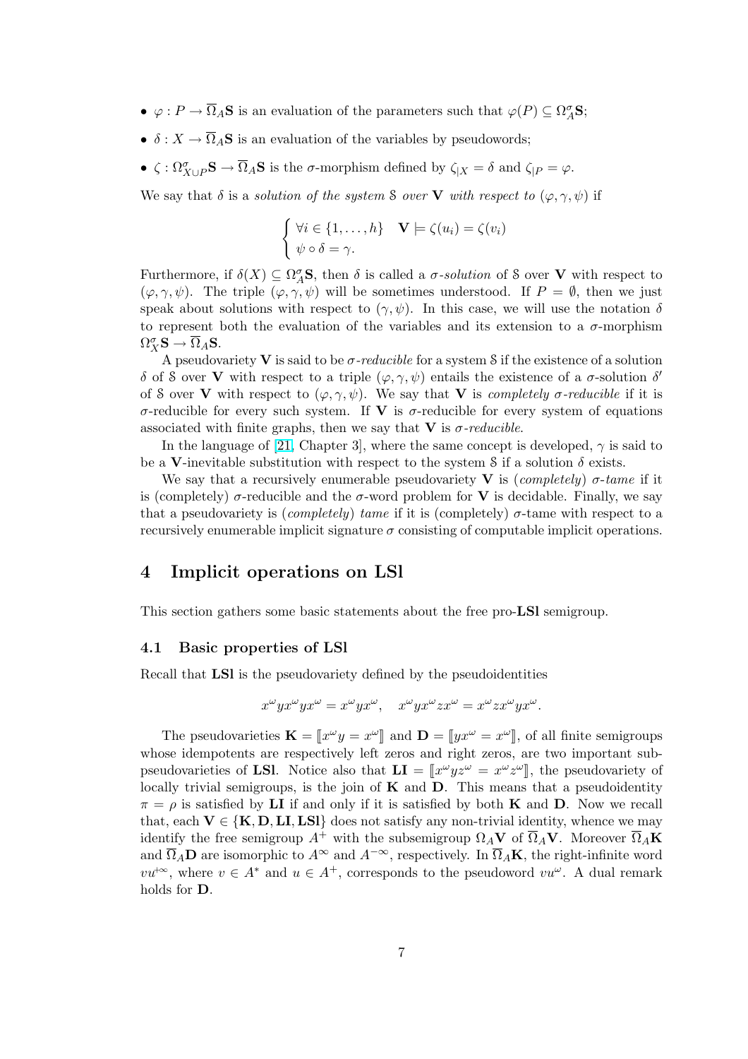- $\varphi : P \to \overline{\Omega}_A\mathbf{S}$ is an evaluation of the parameters such that $\varphi(P) \subseteq \Omega^\sigma_A\mathbf{S}$;
- $\delta : X \to \overline{\Omega}_A\mathbf{S}$ is an evaluation of the variables by pseudowords;
- $\zeta : \Omega^\sigma_{X\cup P}\mathbf{S} \to \overline{\Omega}_A\mathbf{S}$ is the $\sigma$-morphism defined by $\zeta_{|X} = \delta$ and $\zeta_{|P} = \varphi$.

We say that $\delta$ is a *solution of the system* $\mathcal{S}$ *over* $\mathbf{V}$ *with respect to* $(\varphi, \gamma, \psi)$ if

$$\begin{cases} \forall i \in \{1, \ldots, h\} \quad \mathbf{V} \models \zeta(u_i) = \zeta(v_i) \\ \psi \circ \delta = \gamma. \end{cases}$$

Furthermore, if $\delta(X) \subseteq \Omega^\sigma_A\mathbf{S}$, then $\delta$ is called a *$\sigma$-solution* of $\mathcal{S}$ over $\mathbf{V}$ with respect to $(\varphi, \gamma, \psi)$. The triple $(\varphi, \gamma, \psi)$ will be sometimes understood. If $P = \emptyset$, then we just speak about solutions with respect to $(\gamma, \psi)$. In this case, we will use the notation $\delta$ to represent both the evaluation of the variables and its extension to a $\sigma$-morphism $\Omega^\sigma_X\mathbf{S} \to \overline{\Omega}_A\mathbf{S}$.

A pseudovariety $\mathbf{V}$ is said to be *$\sigma$-reducible* for a system $\mathcal{S}$ if the existence of a solution $\delta$ of $\mathcal{S}$ over $\mathbf{V}$ with respect to a triple $(\varphi, \gamma, \psi)$ entails the existence of a $\sigma$-solution $\delta'$ of $\mathcal{S}$ over $\mathbf{V}$ with respect to $(\varphi, \gamma, \psi)$. We say that $\mathbf{V}$ is *completely $\sigma$-reducible* if it is $\sigma$-reducible for every such system. If $\mathbf{V}$ is $\sigma$-reducible for every system of equations associated with finite graphs, then we say that $\mathbf{V}$ is *$\sigma$-reducible*.

In the language of [21, Chapter 3], where the same concept is developed, $\gamma$ is said to be a $\mathbf{V}$-inevitable substitution with respect to the system $\mathcal{S}$ if a solution $\delta$ exists.

We say that a recursively enumerable pseudovariety $\mathbf{V}$ is (*completely*) *$\sigma$-tame* if it is (completely) $\sigma$-reducible and the $\sigma$-word problem for $\mathbf{V}$ is decidable. Finally, we say that a pseudovariety is (*completely*) *tame* if it is (completely) $\sigma$-tame with respect to a recursively enumerable implicit signature $\sigma$ consisting of computable implicit operations.

# 4 Implicit operations on LSl

This section gathers some basic statements about the free pro-**LSl** semigroup.

## 4.1 Basic properties of LSl

Recall that **LSl** is the pseudovariety defined by the pseudoidentities

$$x^\omega y x^\omega y x^\omega = x^\omega y x^\omega, \quad x^\omega y x^\omega z x^\omega = x^\omega z x^\omega y x^\omega.$$

The pseudovarieties $\mathbf{K} = [\![x^\omega y = x^\omega]\!]$ and $\mathbf{D} = [\![y x^\omega = x^\omega]\!]$, of all finite semigroups whose idempotents are respectively left zeros and right zeros, are two important subpseudovarieties of **LSl**. Notice also that $\mathbf{LI} = [\![x^\omega y z^\omega = x^\omega z^\omega]\!]$, the pseudovariety of locally trivial semigroups, is the join of $\mathbf{K}$ and $\mathbf{D}$. This means that a pseudoidentity $\pi = \rho$ is satisfied by **LI** if and only if it is satisfied by both $\mathbf{K}$ and $\mathbf{D}$. Now we recall that, each $\mathbf{V} \in \{\mathbf{K}, \mathbf{D}, \mathbf{LI}, \mathbf{LSl}\}$ does not satisfy any non-trivial identity, whence we may identify the free semigroup $A^+$ with the subsemigroup $\Omega_A\mathbf{V}$ of $\overline{\Omega}_A\mathbf{V}$. Moreover $\overline{\Omega}_A\mathbf{K}$ and $\overline{\Omega}_A\mathbf{D}$ are isomorphic to $A^\infty$ and $A^{-\infty}$, respectively. In $\overline{\Omega}_A\mathbf{K}$, the right-infinite word $vu^{+\infty}$, where $v \in A^*$ and $u \in A^+$, corresponds to the pseudoword $vu^\omega$. A dual remark holds for $\mathbf{D}$.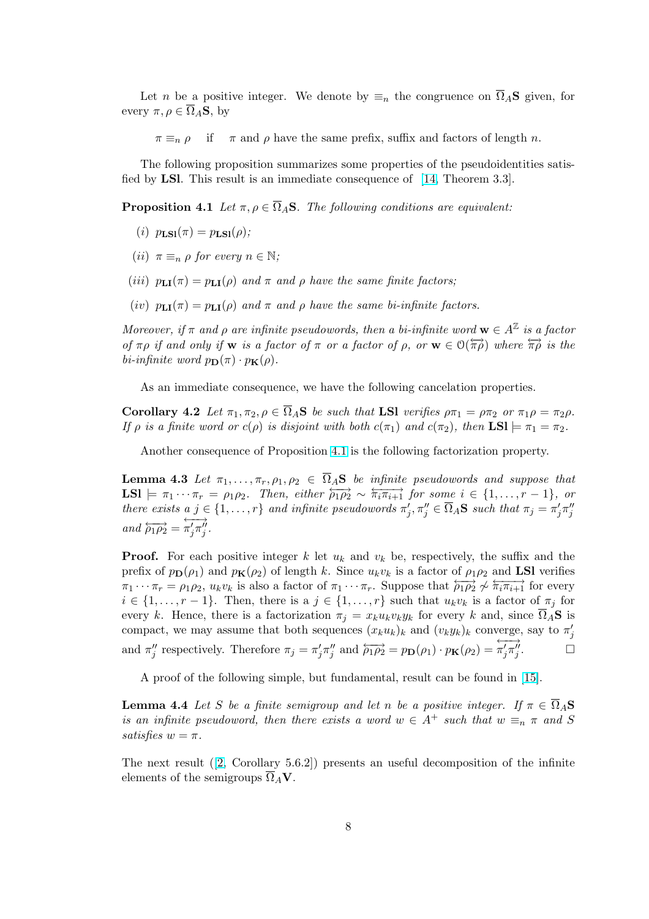Let $n$ be a positive integer. We denote by $\equiv_n$ the congruence on $\overline{\Omega}_A\mathbf{S}$ given, for every $\pi, \rho \in \overline{\Omega}_A\mathbf{S}$, by

$$\pi \equiv_n \rho \quad \text{if} \quad \pi \text{ and } \rho \text{ have the same prefix, suffix and factors of length } n.$$

The following proposition summarizes some properties of the pseudoidentities satisfied by **LSl**. This result is an immediate consequence of [14, Theorem 3.3].

**Proposition 4.1** *Let $\pi, \rho \in \overline{\Omega}_A\mathbf{S}$. The following conditions are equivalent:*

*(i)* $p_{\mathbf{LSl}}(\pi) = p_{\mathbf{LSl}}(\rho)$;

*(ii)* $\pi \equiv_n \rho$ *for every* $n \in \mathbb{N}$;

*(iii)* $p_{\mathbf{LI}}(\pi) = p_{\mathbf{LI}}(\rho)$ *and* $\pi$ *and* $\rho$ *have the same finite factors;*

*(iv)* $p_{\mathbf{LI}}(\pi) = p_{\mathbf{LI}}(\rho)$ *and* $\pi$ *and* $\rho$ *have the same bi-infinite factors.*

*Moreover, if $\pi$ and $\rho$ are infinite pseudowords, then a bi-infinite word $\mathbf{w} \in A^{\mathbb{Z}}$ is a factor of $\pi\rho$ if and only if $\mathbf{w}$ is a factor of $\pi$ or a factor of $\rho$, or $\mathbf{w} \in \mathcal{O}(\overleftrightarrow{\pi\rho})$ where $\overleftrightarrow{\pi\rho}$ is the bi-infinite word $p_{\mathbf{D}}(\pi) \cdot p_{\mathbf{K}}(\rho)$.*

As an immediate consequence, we have the following cancelation properties.

**Corollary 4.2** *Let $\pi_1, \pi_2, \rho \in \overline{\Omega}_A\mathbf{S}$ be such that **LSl** verifies $\rho\pi_1 = \rho\pi_2$ or $\pi_1\rho = \pi_2\rho$. If $\rho$ is a finite word or $c(\rho)$ is disjoint with both $c(\pi_1)$ and $c(\pi_2)$, then $\mathbf{LSl} \models \pi_1 = \pi_2$.*

Another consequence of Proposition 4.1 is the following factorization property.

**Lemma 4.3** *Let $\pi_1, \ldots, \pi_r, \rho_1, \rho_2 \in \overline{\Omega}_A\mathbf{S}$ be infinite pseudowords and suppose that $\mathbf{LSl} \models \pi_1 \cdots \pi_r = \rho_1\rho_2$. Then, either $\overleftrightarrow{\rho_1\rho_2} \sim \overleftrightarrow{\pi_i\pi_{i+1}}$ for some $i \in \{1, \ldots, r-1\}$, or there exists a $j \in \{1, \ldots, r\}$ and infinite pseudowords $\pi'_j, \pi''_j \in \overline{\Omega}_A\mathbf{S}$ such that $\pi_j = \pi'_j\pi''_j$ and $\overleftrightarrow{\rho_1\rho_2} = \overleftrightarrow{\pi'_j\pi''_j}$.*

**Proof.** For each positive integer $k$ let $u_k$ and $v_k$ be, respectively, the suffix and the prefix of $p_{\mathbf{D}}(\rho_1)$ and $p_{\mathbf{K}}(\rho_2)$ of length $k$. Since $u_kv_k$ is a factor of $\rho_1\rho_2$ and **LSl** verifies $\pi_1 \cdots \pi_r = \rho_1\rho_2$, $u_kv_k$ is also a factor of $\pi_1 \cdots \pi_r$. Suppose that $\overleftrightarrow{\rho_1\rho_2} \not\sim \overleftrightarrow{\pi_i\pi_{i+1}}$ for every $i \in \{1, \ldots, r-1\}$. Then, there is a $j \in \{1, \ldots, r\}$ such that $u_kv_k$ is a factor of $\pi_j$ for every $k$. Hence, there is a factorization $\pi_j = x_ku_kv_ky_k$ for every $k$ and, since $\overline{\Omega}_A\mathbf{S}$ is compact, we may assume that both sequences $(x_ku_k)_k$ and $(v_ky_k)_k$ converge, say to $\pi'_j$ and $\pi''_j$ respectively. Therefore $\pi_j = \pi'_j\pi''_j$ and $\overleftrightarrow{\rho_1\rho_2} = p_{\mathbf{D}}(\rho_1) \cdot p_{\mathbf{K}}(\rho_2) = \overleftrightarrow{\pi'_j\pi''_j}$. $\square$

A proof of the following simple, but fundamental, result can be found in [15].

**Lemma 4.4** *Let $S$ be a finite semigroup and let $n$ be a positive integer. If $\pi \in \overline{\Omega}_A\mathbf{S}$ is an infinite pseudoword, then there exists a word $w \in A^+$ such that $w \equiv_n \pi$ and $S$ satisfies $w = \pi$.*

The next result ([2, Corollary 5.6.2]) presents an useful decomposition of the infinite elements of the semigroups $\overline{\Omega}_A\mathbf{V}$.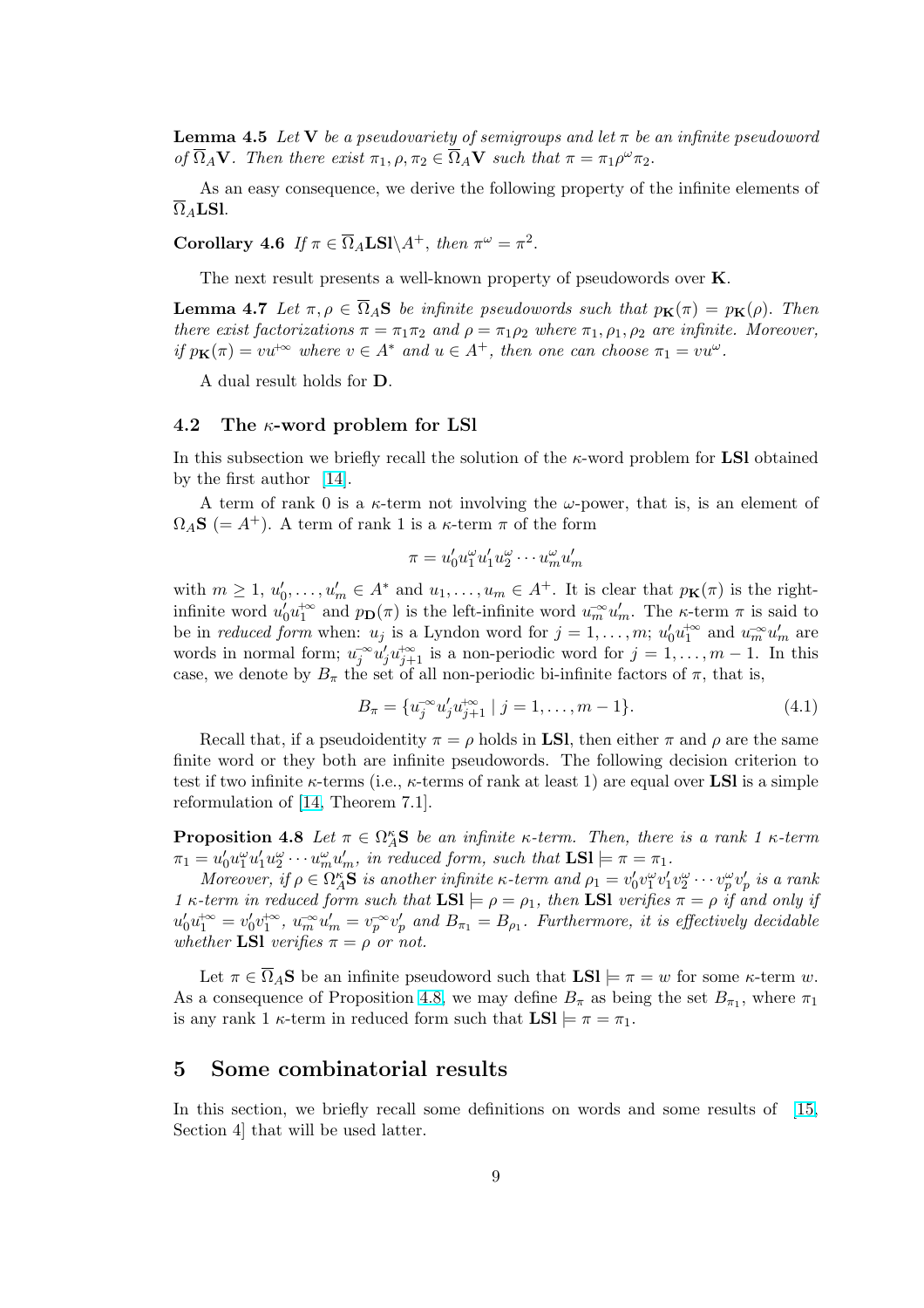**Lemma 4.5** *Let* $\mathbf{V}$ *be a pseudovariety of semigroups and let* $\pi$ *be an infinite pseudoword of* $\overline{\Omega}_A\mathbf{V}$*. Then there exist* $\pi_1, \rho, \pi_2 \in \overline{\Omega}_A\mathbf{V}$ *such that* $\pi = \pi_1\rho^\omega\pi_2$*.*

As an easy consequence, we derive the following property of the infinite elements of $\overline{\Omega}_A\mathbf{LSl}$.

**Corollary 4.6** *If* $\pi \in \overline{\Omega}_A\mathbf{LSl}\backslash A^+$*, then* $\pi^\omega = \pi^2$*.*

The next result presents a well-known property of pseudowords over $\mathbf{K}$.

**Lemma 4.7** *Let* $\pi, \rho \in \overline{\Omega}_A\mathbf{S}$ *be infinite pseudowords such that* $p_\mathbf{K}(\pi) = p_\mathbf{K}(\rho)$*. Then there exist factorizations* $\pi = \pi_1\pi_2$ *and* $\rho = \pi_1\rho_2$ *where* $\pi_1, \rho_1, \rho_2$ *are infinite. Moreover, if* $p_\mathbf{K}(\pi) = vu^{+\infty}$ *where* $v \in A^*$ *and* $u \in A^+$*, then one can choose* $\pi_1 = vu^\omega$*.*

A dual result holds for $\mathbf{D}$.

## 4.2 The $\kappa$-word problem for LSl

In this subsection we briefly recall the solution of the $\kappa$-word problem for $\mathbf{LSl}$ obtained by the first author [14].

A term of rank 0 is a $\kappa$-term not involving the $\omega$-power, that is, is an element of $\Omega_A\mathbf{S}$ $(= A^+)$. A term of rank 1 is a $\kappa$-term $\pi$ of the form

$$\pi = u_0'u_1^\omega u_1'u_2^\omega \cdots u_m^\omega u_m'$$

with $m \geq 1$, $u_0', \ldots, u_m' \in A^*$ and $u_1, \ldots, u_m \in A^+$. It is clear that $p_\mathbf{K}(\pi)$ is the right-infinite word $u_0'u_1^{+\infty}$ and $p_\mathbf{D}(\pi)$ is the left-infinite word $u_m^{-\infty}u_m'$. The $\kappa$-term $\pi$ is said to be in *reduced form* when: $u_j$ is a Lyndon word for $j = 1, \ldots, m$; $u_0'u_1^{+\infty}$ and $u_m^{-\infty}u_m'$ are words in normal form; $u_j^{-\infty}u_j'u_{j+1}^{+\infty}$ is a non-periodic word for $j = 1, \ldots, m-1$. In this case, we denote by $B_\pi$ the set of all non-periodic bi-infinite factors of $\pi$, that is,

$$B_\pi = \{u_j^{-\infty}u_j'u_{j+1}^{+\infty} \mid j = 1, \ldots, m-1\}. \tag{4.1}$$

Recall that, if a pseudoidentity $\pi = \rho$ holds in $\mathbf{LSl}$, then either $\pi$ and $\rho$ are the same finite word or they both are infinite pseudowords. The following decision criterion to test if two infinite $\kappa$-terms (i.e., $\kappa$-terms of rank at least 1) are equal over $\mathbf{LSl}$ is a simple reformulation of [14, Theorem 7.1].

**Proposition 4.8** *Let* $\pi \in \Omega_A^\kappa\mathbf{S}$ *be an infinite* $\kappa$*-term. Then, there is a rank 1* $\kappa$*-term* $\pi_1 = u_0'u_1^\omega u_1'u_2^\omega \cdots u_m^\omega u_m'$*, in reduced form, such that* $\mathbf{LSl} \models \pi = \pi_1$*.*

*Moreover, if* $\rho \in \Omega_A^\kappa\mathbf{S}$ *is another infinite* $\kappa$*-term and* $\rho_1 = v_0'v_1^\omega v_1'v_2^\omega \cdots v_p^\omega v_p'$ *is a rank 1* $\kappa$*-term in reduced form such that* $\mathbf{LSl} \models \rho = \rho_1$*, then* $\mathbf{LSl}$ *verifies* $\pi = \rho$ *if and only if* $u_0'u_1^{+\infty} = v_0'v_1^{+\infty}$*,* $u_m^{-\infty}u_m' = v_p^{-\infty}v_p'$ *and* $B_{\pi_1} = B_{\rho_1}$*. Furthermore, it is effectively decidable whether* $\mathbf{LSl}$ *verifies* $\pi = \rho$ *or not.*

Let $\pi \in \overline{\Omega}_A\mathbf{S}$ be an infinite pseudoword such that $\mathbf{LSl} \models \pi = w$ for some $\kappa$-term $w$. As a consequence of Proposition 4.8, we may define $B_\pi$ as being the set $B_{\pi_1}$, where $\pi_1$ is any rank 1 $\kappa$-term in reduced form such that $\mathbf{LSl} \models \pi = \pi_1$.

# 5 Some combinatorial results

In this section, we briefly recall some definitions on words and some results of [15, Section 4] that will be used latter.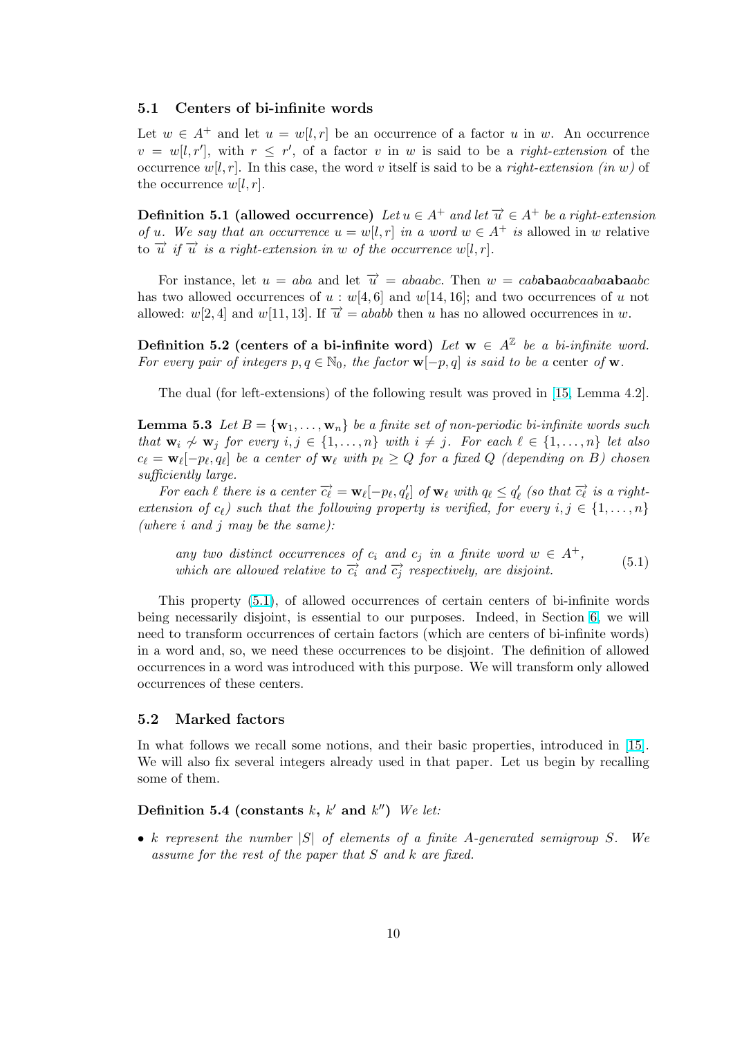### 5.1 Centers of bi-infinite words

Let $w \in A^+$ and let $u = w[l, r]$ be an occurrence of a factor $u$ in $w$. An occurrence $v = w[l, r']$, with $r \leq r'$, of a factor $v$ in $w$ is said to be a *right-extension* of the occurrence $w[l, r]$. In this case, the word $v$ itself is said to be a *right-extension (in $w$)* of the occurrence $w[l, r]$.

**Definition 5.1 (allowed occurrence)** *Let $u \in A^+$ and let $\overrightarrow{u} \in A^+$ be a right-extension of $u$. We say that an occurrence $u = w[l, r]$ in a word $w \in A^+$ is* allowed in $w$ relative to $\overrightarrow{u}$ *if $\overrightarrow{u}$ is a right-extension in $w$ of the occurrence $w[l, r]$.*

For instance, let $u = aba$ and let $\overrightarrow{u} = abaabc$. Then $w = cab\mathbf{aba}abcaaba\mathbf{aba}abc$ has two allowed occurrences of $u$ : $w[4, 6]$ and $w[14, 16]$; and two occurrences of $u$ not allowed: $w[2, 4]$ and $w[11, 13]$. If $\overrightarrow{u} = ababb$ then $u$ has no allowed occurrences in $w$.

**Definition 5.2 (centers of a bi-infinite word)** *Let $\mathbf{w} \in A^{\mathbb{Z}}$ be a bi-infinite word. For every pair of integers $p, q \in \mathbb{N}_0$, the factor $\mathbf{w}[-p, q]$ is said to be a* center *of $\mathbf{w}$.*

The dual (for left-extensions) of the following result was proved in [15, Lemma 4.2].

**Lemma 5.3** *Let $B = \{\mathbf{w}_1, \ldots, \mathbf{w}_n\}$ be a finite set of non-periodic bi-infinite words such that $\mathbf{w}_i \not\sim \mathbf{w}_j$ for every $i, j \in \{1, \ldots, n\}$ with $i \neq j$. For each $\ell \in \{1, \ldots, n\}$ let also $c_\ell = \mathbf{w}_\ell[-p_\ell, q_\ell]$ be a center of $\mathbf{w}_\ell$ with $p_\ell \geq Q$ for a fixed $Q$ (depending on $B$) chosen sufficiently large.*

*For each $\ell$ there is a center $\overrightarrow{c_\ell} = \mathbf{w}_\ell[-p_\ell, q'_\ell]$ of $\mathbf{w}_\ell$ with $q_\ell \leq q'_\ell$ (so that $\overrightarrow{c_\ell}$ is a right-extension of $c_\ell$) such that the following property is verified, for every $i, j \in \{1, \ldots, n\}$ (where $i$ and $j$ may be the same):*

> *any two distinct occurrences of $c_i$ and $c_j$ in a finite word $w \in A^+$, which are allowed relative to $\overrightarrow{c_i}$ and $\overrightarrow{c_j}$ respectively, are disjoint.* (5.1)

This property (5.1), of allowed occurrences of certain centers of bi-infinite words being necessarily disjoint, is essential to our purposes. Indeed, in Section 6, we will need to transform occurrences of certain factors (which are centers of bi-infinite words) in a word and, so, we need these occurrences to be disjoint. The definition of allowed occurrences in a word was introduced with this purpose. We will transform only allowed occurrences of these centers.

### 5.2 Marked factors

In what follows we recall some notions, and their basic properties, introduced in [15]. We will also fix several integers already used in that paper. Let us begin by recalling some of them.

**Definition 5.4 (constants $k$, $k'$ and $k''$)** *We let:*

- *$k$ represent the number $|S|$ of elements of a finite $A$-generated semigroup $S$. We assume for the rest of the paper that $S$ and $k$ are fixed.*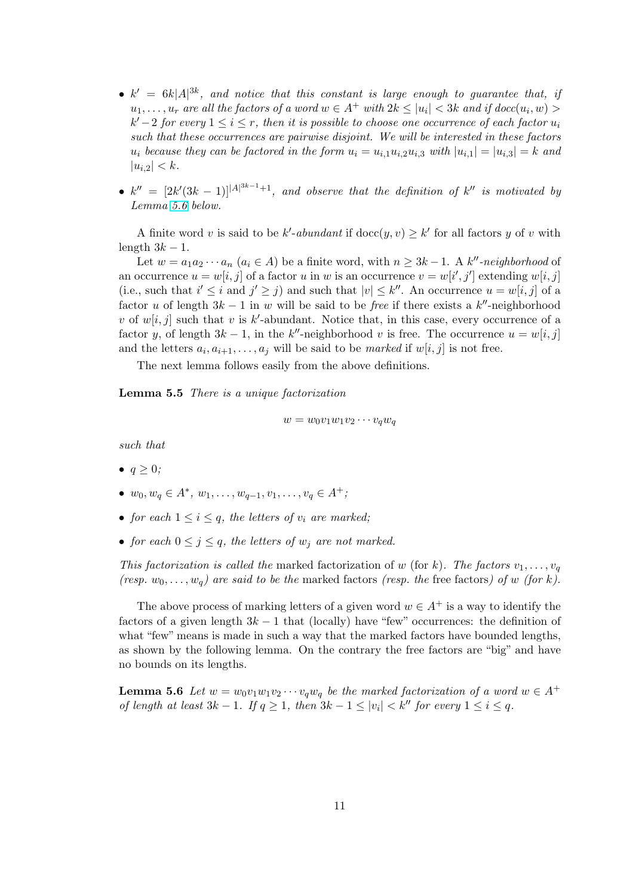- $k' = 6k|A|^{3k}$, *and notice that this constant is large enough to guarantee that, if $u_1, \ldots, u_r$ are all the factors of a word $w \in A^+$ with $2k \leq |u_i| < 3k$ and if $docc(u_i, w) > k' - 2$ for every $1 \leq i \leq r$, then it is possible to choose one occurrence of each factor $u_i$ such that these occurrences are pairwise disjoint. We will be interested in these factors $u_i$ because they can be factored in the form $u_i = u_{i,1}u_{i,2}u_{i,3}$ with $|u_{i,1}| = |u_{i,3}| = k$ and $|u_{i,2}| < k$.*

- $k'' = [2k'(3k-1)]^{|A|^{3k-1}+1}$, *and observe that the definition of $k''$ is motivated by Lemma 5.6 below.*

A finite word $v$ is said to be $k'$-*abundant* if $\mathrm{docc}(y, v) \geq k'$ for all factors $y$ of $v$ with length $3k - 1$.

Let $w = a_1 a_2 \cdots a_n$ ($a_i \in A$) be a finite word, with $n \geq 3k - 1$. A $k''$-*neighborhood* of an occurrence $u = w[i, j]$ of a factor $u$ in $w$ is an occurrence $v = w[i', j']$ extending $w[i, j]$ (i.e., such that $i' \leq i$ and $j' \geq j$) and such that $|v| \leq k''$. An occurrence $u = w[i, j]$ of a factor $u$ of length $3k - 1$ in $w$ will be said to be *free* if there exists a $k''$-neighborhood $v$ of $w[i, j]$ such that $v$ is $k'$-abundant. Notice that, in this case, every occurrence of a factor $y$, of length $3k - 1$, in the $k''$-neighborhood $v$ is free. The occurrence $u = w[i, j]$ and the letters $a_i, a_{i+1}, \ldots, a_j$ will be said to be *marked* if $w[i, j]$ is not free.

The next lemma follows easily from the above definitions.

**Lemma 5.5** *There is a unique factorization*

$$w = w_0 v_1 w_1 v_2 \cdots v_q w_q$$

*such that*

- $q \geq 0$;
- $w_0, w_q \in A^*$, $w_1, \ldots, w_{q-1}, v_1, \ldots, v_q \in A^+$;
- *for each $1 \leq i \leq q$, the letters of $v_i$ are marked;*
- *for each $0 \leq j \leq q$, the letters of $w_j$ are not marked.*

*This factorization is called the* marked factorization of $w$ (for $k$). *The factors $v_1, \ldots, v_q$ (resp. $w_0, \ldots, w_q$) are said to be the* marked factors *(resp. the* free factors*) of $w$ (for $k$).*

The above process of marking letters of a given word $w \in A^+$ is a way to identify the factors of a given length $3k - 1$ that (locally) have "few" occurrences: the definition of what "few" means is made in such a way that the marked factors have bounded lengths, as shown by the following lemma. On the contrary the free factors are "big" and have no bounds on its lengths.

**Lemma 5.6** *Let $w = w_0 v_1 w_1 v_2 \cdots v_q w_q$ be the marked factorization of a word $w \in A^+$ of length at least $3k - 1$. If $q \geq 1$, then $3k - 1 \leq |v_i| < k''$ for every $1 \leq i \leq q$.*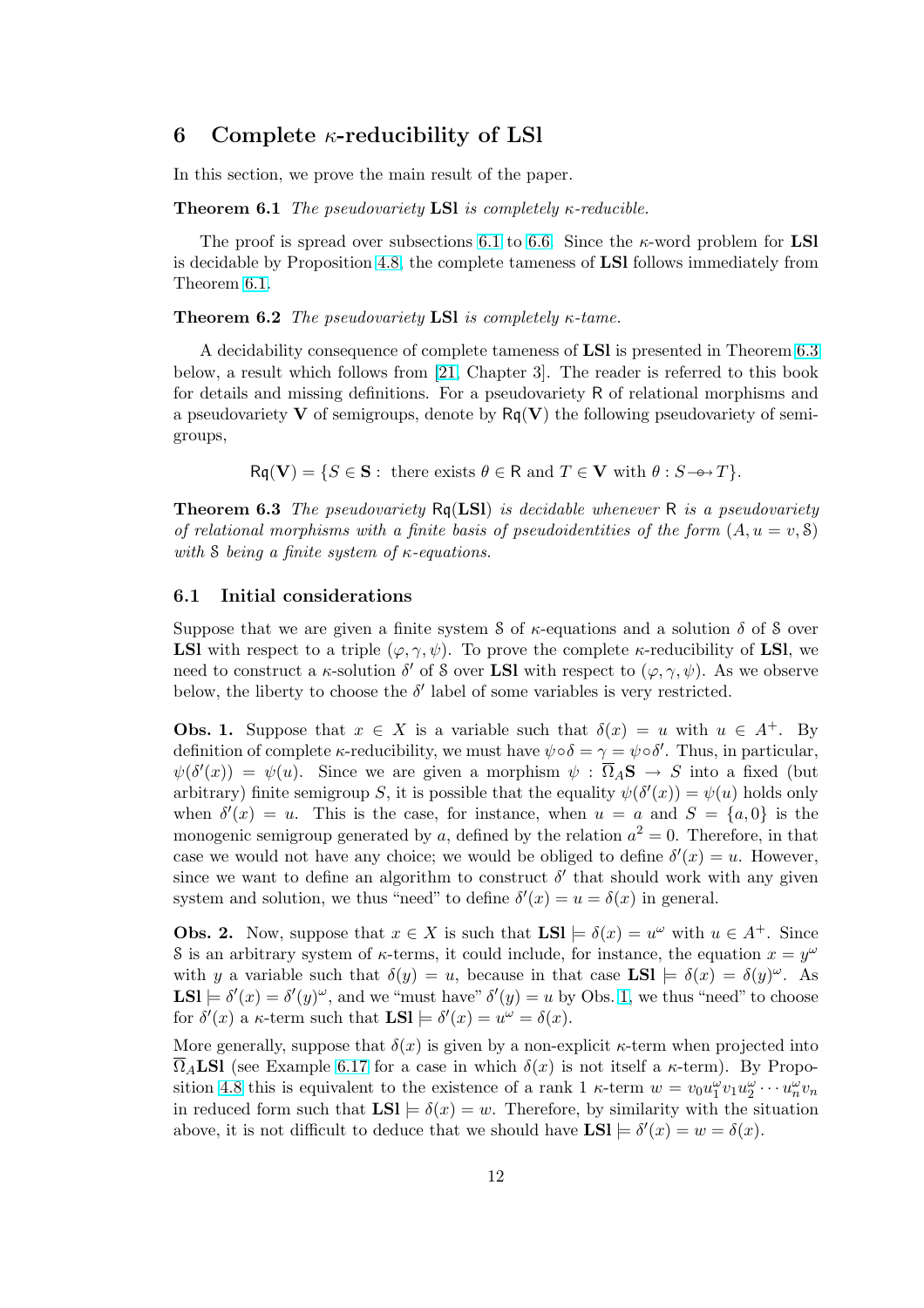## 6 Complete $\kappa$-reducibility of LSl

In this section, we prove the main result of the paper.

**Theorem 6.1** *The pseudovariety* **LSl** *is completely $\kappa$-reducible.*

The proof is spread over subsections 6.1 to 6.6. Since the $\kappa$-word problem for **LSl** is decidable by Proposition 4.8, the complete tameness of **LSl** follows immediately from Theorem 6.1.

**Theorem 6.2** *The pseudovariety* **LSl** *is completely $\kappa$-tame.*

A decidability consequence of complete tameness of **LSl** is presented in Theorem 6.3 below, a result which follows from [21, Chapter 3]. The reader is referred to this book for details and missing definitions. For a pseudovariety $\mathsf{R}$ of relational morphisms and a pseudovariety $\mathbf{V}$ of semigroups, denote by $\mathsf{Rq}(\mathbf{V})$ the following pseudovariety of semigroups,

$$\mathsf{Rq}(\mathbf{V}) = \{S \in \mathbf{S} : \text{ there exists } \theta \in \mathsf{R} \text{ and } T \in \mathbf{V} \text{ with } \theta : S \multimap T\}.$$

**Theorem 6.3** *The pseudovariety $\mathsf{Rq}(\mathbf{LSl})$ is decidable whenever $\mathsf{R}$ is a pseudovariety of relational morphisms with a finite basis of pseudoidentities of the form $(A, u = v, \mathcal{S})$ with $\mathcal{S}$ being a finite system of $\kappa$-equations.*

### 6.1 Initial considerations

Suppose that we are given a finite system $\mathcal{S}$ of $\kappa$-equations and a solution $\delta$ of $\mathcal{S}$ over **LSl** with respect to a triple $(\varphi, \gamma, \psi)$. To prove the complete $\kappa$-reducibility of **LSl**, we need to construct a $\kappa$-solution $\delta'$ of $\mathcal{S}$ over **LSl** with respect to $(\varphi, \gamma, \psi)$. As we observe below, the liberty to choose the $\delta'$ label of some variables is very restricted.

**Obs. 1.** Suppose that $x \in X$ is a variable such that $\delta(x) = u$ with $u \in A^+$. By definition of complete $\kappa$-reducibility, we must have $\psi \circ \delta = \gamma = \psi \circ \delta'$. Thus, in particular, $\psi(\delta'(x)) = \psi(u)$. Since we are given a morphism $\psi : \overline{\Omega}_A\mathbf{S} \to S$ into a fixed (but arbitrary) finite semigroup $S$, it is possible that the equality $\psi(\delta'(x)) = \psi(u)$ holds only when $\delta'(x) = u$. This is the case, for instance, when $u = a$ and $S = \{a, 0\}$ is the monogenic semigroup generated by $a$, defined by the relation $a^2 = 0$. Therefore, in that case we would not have any choice; we would be obliged to define $\delta'(x) = u$. However, since we want to define an algorithm to construct $\delta'$ that should work with any given system and solution, we thus "need" to define $\delta'(x) = u = \delta(x)$ in general.

**Obs. 2.** Now, suppose that $x \in X$ is such that $\mathbf{LSl} \models \delta(x) = u^\omega$ with $u \in A^+$. Since $\mathcal{S}$ is an arbitrary system of $\kappa$-terms, it could include, for instance, the equation $x = y^\omega$ with $y$ a variable such that $\delta(y) = u$, because in that case $\mathbf{LSl} \models \delta(x) = \delta(y)^\omega$. As $\mathbf{LSl} \models \delta'(x) = \delta'(y)^\omega$, and we "must have" $\delta'(y) = u$ by Obs. 1, we thus "need" to choose for $\delta'(x)$ a $\kappa$-term such that $\mathbf{LSl} \models \delta'(x) = u^\omega = \delta(x)$.

More generally, suppose that $\delta(x)$ is given by a non-explicit $\kappa$-term when projected into $\overline{\Omega}_A\mathbf{LSl}$ (see Example 6.17 for a case in which $\delta(x)$ is not itself a $\kappa$-term). By Proposition 4.8 this is equivalent to the existence of a rank 1 $\kappa$-term $w = v_0u_1^\omega v_1u_2^\omega \cdots u_n^\omega v_n$ in reduced form such that $\mathbf{LSl} \models \delta(x) = w$. Therefore, by similarity with the situation above, it is not difficult to deduce that we should have $\mathbf{LSl} \models \delta'(x) = w = \delta(x)$.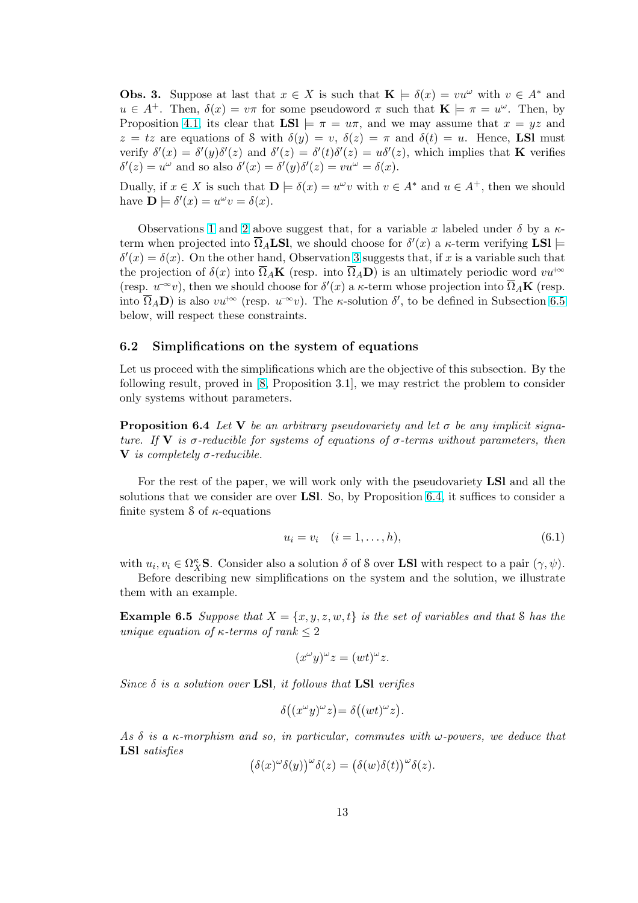**Obs. 3.** Suppose at last that $x \in X$ is such that $\mathbf{K} \models \delta(x) = vu^\omega$ with $v \in A^*$ and $u \in A^+$. Then, $\delta(x) = v\pi$ for some pseudoword $\pi$ such that $\mathbf{K} \models \pi = u^\omega$. Then, by Proposition 4.1, its clear that $\mathbf{LSl} \models \pi = u\pi$, and we may assume that $x = yz$ and $z = tz$ are equations of $\mathcal{S}$ with $\delta(y) = v$, $\delta(z) = \pi$ and $\delta(t) = u$. Hence, $\mathbf{LSl}$ must verify $\delta'(x) = \delta'(y)\delta'(z)$ and $\delta'(z) = \delta'(t)\delta'(z) = u\delta'(z)$, which implies that $\mathbf{K}$ verifies $\delta'(z) = u^\omega$ and so also $\delta'(x) = \delta'(y)\delta'(z) = vu^\omega = \delta(x)$.

Dually, if $x \in X$ is such that $\mathbf{D} \models \delta(x) = u^\omega v$ with $v \in A^*$ and $u \in A^+$, then we should have $\mathbf{D} \models \delta'(x) = u^\omega v = \delta(x)$.

Observations 1 and 2 above suggest that, for a variable $x$ labeled under $\delta$ by a $\kappa$-term when projected into $\overline{\Omega}_A\mathbf{LSl}$, we should choose for $\delta'(x)$ a $\kappa$-term verifying $\mathbf{LSl} \models \delta'(x) = \delta(x)$. On the other hand, Observation 3 suggests that, if $x$ is a variable such that the projection of $\delta(x)$ into $\overline{\Omega}_A\mathbf{K}$ (resp. into $\overline{\Omega}_A\mathbf{D}$) is an ultimately periodic word $vu^{+\infty}$ (resp. $u^{-\infty}v$), then we should choose for $\delta'(x)$ a $\kappa$-term whose projection into $\overline{\Omega}_A\mathbf{K}$ (resp. into $\overline{\Omega}_A\mathbf{D}$) is also $vu^{+\infty}$ (resp. $u^{-\infty}v$). The $\kappa$-solution $\delta'$, to be defined in Subsection 6.5 below, will respect these constraints.

## 6.2 Simplifications on the system of equations

Let us proceed with the simplifications which are the objective of this subsection. By the following result, proved in [8, Proposition 3.1], we may restrict the problem to consider only systems without parameters.

**Proposition 6.4** *Let $\mathbf{V}$ be an arbitrary pseudovariety and let $\sigma$ be any implicit signature. If $\mathbf{V}$ is $\sigma$-reducible for systems of equations of $\sigma$-terms without parameters, then $\mathbf{V}$ is completely $\sigma$-reducible.*

For the rest of the paper, we will work only with the pseudovariety $\mathbf{LSl}$ and all the solutions that we consider are over $\mathbf{LSl}$. So, by Proposition 6.4, it suffices to consider a finite system $\mathcal{S}$ of $\kappa$-equations

$$u_i = v_i \quad (i = 1, \ldots, h), \tag{6.1}$$

with $u_i, v_i \in \Omega_X^\kappa\mathbf{S}$. Consider also a solution $\delta$ of $\mathcal{S}$ over $\mathbf{LSl}$ with respect to a pair $(\gamma, \psi)$.

Before describing new simplifications on the system and the solution, we illustrate them with an example.

**Example 6.5** *Suppose that $X = \{x, y, z, w, t\}$ is the set of variables and that $\mathcal{S}$ has the unique equation of $\kappa$-terms of rank $\leq 2$*

$$(x^\omega y)^\omega z = (wt)^\omega z.$$

*Since $\delta$ is a solution over* $\mathbf{LSl}$*, it follows that* $\mathbf{LSl}$ *verifies*

$$\delta\big((x^\omega y)^\omega z\big) = \delta\big((wt)^\omega z\big).$$

*As $\delta$ is a $\kappa$-morphism and so, in particular, commutes with $\omega$-powers, we deduce that* $\mathbf{LSl}$ *satisfies*

$$\big(\delta(x)^\omega\delta(y)\big)^\omega\delta(z) = \big(\delta(w)\delta(t)\big)^\omega\delta(z).$$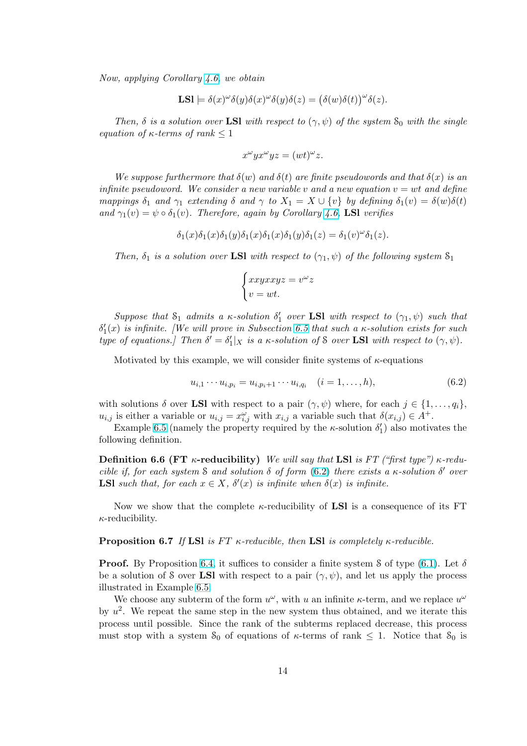*Now, applying Corollary 4.6, we obtain*

$$\mathbf{LSl} \models \delta(x)^\omega \delta(y)\delta(x)^\omega \delta(y)\delta(z) = \big(\delta(w)\delta(t)\big)^\omega \delta(z).$$

*Then, $\delta$ is a solution over* **LSl** *with respect to $(\gamma, \psi)$ of the system $\mathcal{S}_0$ with the single equation of $\kappa$-terms of rank $\leq 1$*

$$x^\omega y x^\omega y z = (wt)^\omega z.$$

*We suppose furthermore that $\delta(w)$ and $\delta(t)$ are finite pseudowords and that $\delta(x)$ is an infinite pseudoword. We consider a new variable $v$ and a new equation $v = wt$ and define mappings $\delta_1$ and $\gamma_1$ extending $\delta$ and $\gamma$ to $X_1 = X \cup \{v\}$ by defining $\delta_1(v) = \delta(w)\delta(t)$ and $\gamma_1(v) = \psi \circ \delta_1(v)$. Therefore, again by Corollary 4.6,* **LSl** *verifies*

$$\delta_1(x)\delta_1(x)\delta_1(y)\delta_1(x)\delta_1(x)\delta_1(y)\delta_1(z) = \delta_1(v)^\omega \delta_1(z).$$

*Then, $\delta_1$ is a solution over* **LSl** *with respect to $(\gamma_1, \psi)$ of the following system $\mathcal{S}_1$*

$$\begin{cases} xxyxxyz = v^\omega z \\ v = wt. \end{cases}$$

*Suppose that $\mathcal{S}_1$ admits a $\kappa$-solution $\delta'_1$ over* **LSl** *with respect to $(\gamma_1, \psi)$ such that $\delta'_1(x)$ is infinite. [We will prove in Subsection 6.5 that such a $\kappa$-solution exists for such type of equations.] Then $\delta' = \delta'_1|_X$ is a $\kappa$-solution of $\mathcal{S}$ over* **LSl** *with respect to $(\gamma, \psi)$.*

Motivated by this example, we will consider finite systems of $\kappa$-equations

$$u_{i,1} \cdots u_{i,p_i} = u_{i,p_i+1} \cdots u_{i,q_i} \quad (i = 1, \dots, h), \tag{6.2}$$

with solutions $\delta$ over **LSl** with respect to a pair $(\gamma, \psi)$ where, for each $j \in \{1, \dots, q_i\}$, $u_{i,j}$ is either a variable or $u_{i,j} = x_{i,j}^\omega$ with $x_{i,j}$ a variable such that $\delta(x_{i,j}) \in A^+$.

Example 6.5 (namely the property required by the $\kappa$-solution $\delta'_1$) also motivates the following definition.

**Definition 6.6 (FT $\kappa$-reducibility)** *We will say that* **LSl** *is FT ("first type") $\kappa$-reducible if, for each system $\mathcal{S}$ and solution $\delta$ of form (6.2) there exists a $\kappa$-solution $\delta'$ over* **LSl** *such that, for each $x \in X$, $\delta'(x)$ is infinite when $\delta(x)$ is infinite.*

Now we show that the complete $\kappa$-reducibility of **LSl** is a consequence of its FT $\kappa$-reducibility.

**Proposition 6.7** *If* **LSl** *is FT $\kappa$-reducible, then* **LSl** *is completely $\kappa$-reducible.*

**Proof.** By Proposition 6.4, it suffices to consider a finite system $\mathcal{S}$ of type (6.1). Let $\delta$ be a solution of $\mathcal{S}$ over **LSl** with respect to a pair $(\gamma, \psi)$, and let us apply the process illustrated in Example 6.5.

We choose any subterm of the form $u^\omega$, with $u$ an infinite $\kappa$-term, and we replace $u^\omega$ by $u^2$. We repeat the same step in the new system thus obtained, and we iterate this process until possible. Since the rank of the subterms replaced decrease, this process must stop with a system $\mathcal{S}_0$ of equations of $\kappa$-terms of rank $\leq 1$. Notice that $\mathcal{S}_0$ is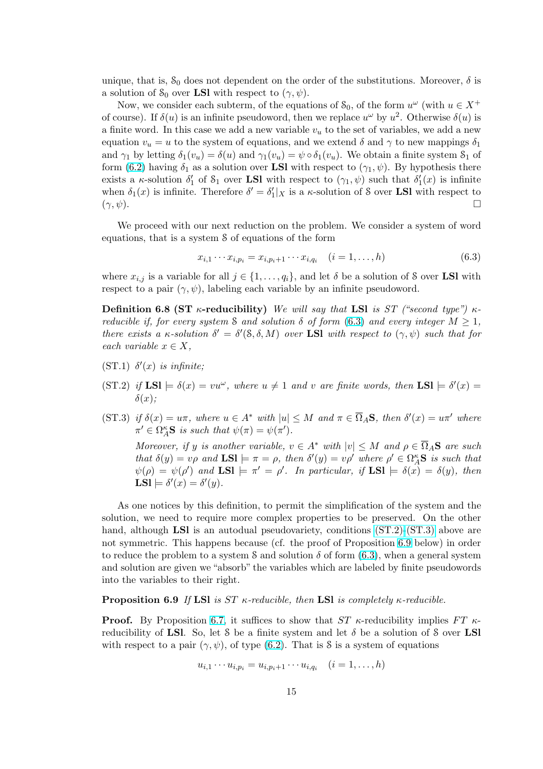unique, that is, $\mathcal{S}_0$ does not dependent on the order of the substitutions. Moreover, $\delta$ is a solution of $\mathcal{S}_0$ over **LSl** with respect to $(\gamma, \psi)$.

Now, we consider each subterm, of the equations of $\mathcal{S}_0$, of the form $u^\omega$ (with $u \in X^+$ of course). If $\delta(u)$ is an infinite pseudoword, then we replace $u^\omega$ by $u^2$. Otherwise $\delta(u)$ is a finite word. In this case we add a new variable $v_u$ to the set of variables, we add a new equation $v_u = u$ to the system of equations, and we extend $\delta$ and $\gamma$ to new mappings $\delta_1$ and $\gamma_1$ by letting $\delta_1(v_u) = \delta(u)$ and $\gamma_1(v_u) = \psi \circ \delta_1(v_u)$. We obtain a finite system $\mathcal{S}_1$ of form (6.2) having $\delta_1$ as a solution over **LSl** with respect to $(\gamma_1, \psi)$. By hypothesis there exists a $\kappa$-solution $\delta_1'$ of $\mathcal{S}_1$ over **LSl** with respect to $(\gamma_1, \psi)$ such that $\delta_1'(x)$ is infinite when $\delta_1(x)$ is infinite. Therefore $\delta' = \delta_1'|_X$ is a $\kappa$-solution of $\mathcal{S}$ over **LSl** with respect to $(\gamma, \psi)$. $\square$

We proceed with our next reduction on the problem. We consider a system of word equations, that is a system $\mathcal{S}$ of equations of the form

$$x_{i,1} \cdots x_{i,p_i} = x_{i,p_i+1} \cdots x_{i,q_i} \quad (i = 1, \ldots, h) \tag{6.3}$$

where $x_{i,j}$ is a variable for all $j \in \{1, \ldots, q_i\}$, and let $\delta$ be a solution of $\mathcal{S}$ over **LSl** with respect to a pair $(\gamma, \psi)$, labeling each variable by an infinite pseudoword.

**Definition 6.8 (ST $\kappa$-reducibility)** *We will say that* **LSl** *is ST ("second type") $\kappa$-reducible if, for every system $\mathcal{S}$ and solution $\delta$ of form (6.3) and every integer $M \geq 1$, there exists a $\kappa$-solution $\delta' = \delta'(\mathcal{S}, \delta, M)$ over* **LSl** *with respect to $(\gamma, \psi)$ such that for each variable $x \in X$,*

(ST.1) *$\delta'(x)$ is infinite;*

(ST.2) *if* **LSl** $\models \delta(x) = vu^\omega$*, where $u \neq 1$ and $v$ are finite words, then* **LSl** $\models \delta'(x) = \delta(x)$*;*

(ST.3) *if $\delta(x) = u\pi$, where $u \in A^*$ with $|u| \leq M$ and $\pi \in \overline{\Omega}_A\mathbf{S}$, then $\delta'(x) = u\pi'$ where $\pi' \in \Omega_A^\kappa\mathbf{S}$ is such that $\psi(\pi) = \psi(\pi')$.*

*Moreover, if $y$ is another variable, $v \in A^*$ with $|v| \leq M$ and $\rho \in \overline{\Omega}_A\mathbf{S}$ are such that $\delta(y) = v\rho$ and* **LSl** $\models \pi = \rho$*, then $\delta'(y) = v\rho'$ where $\rho' \in \Omega_A^\kappa\mathbf{S}$ is such that $\psi(\rho) = \psi(\rho')$ and* **LSl** $\models \pi' = \rho'$*. In particular, if* **LSl** $\models \delta(x) = \delta(y)$*, then* **LSl** $\models \delta'(x) = \delta'(y)$*.*

As one notices by this definition, to permit the simplification of the system and the solution, we need to require more complex properties to be preserved. On the other hand, although **LSl** is an autodual pseudovariety, conditions (ST.2)-(ST.3) above are not symmetric. This happens because (cf. the proof of Proposition 6.9 below) in order to reduce the problem to a system $\mathcal{S}$ and solution $\delta$ of form (6.3), when a general system and solution are given we "absorb" the variables which are labeled by finite pseudowords into the variables to their right.

**Proposition 6.9** *If* **LSl** *is ST $\kappa$-reducible, then* **LSl** *is completely $\kappa$-reducible.*

**Proof.** By Proposition 6.7, it suffices to show that *ST* $\kappa$-reducibility implies *FT* $\kappa$-reducibility of **LSl**. So, let $\mathcal{S}$ be a finite system and let $\delta$ be a solution of $\mathcal{S}$ over **LSl** with respect to a pair $(\gamma, \psi)$, of type (6.2). That is $\mathcal{S}$ is a system of equations

$$u_{i,1} \cdots u_{i,p_i} = u_{i,p_i+1} \cdots u_{i,q_i} \quad (i = 1, \ldots, h)$$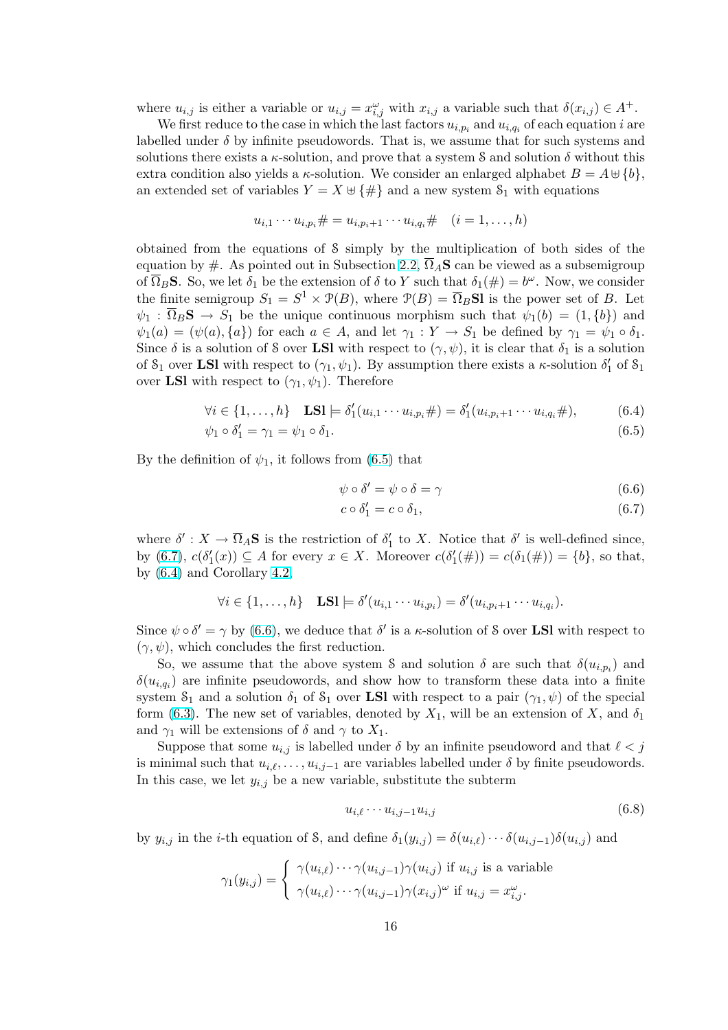where $u_{i,j}$ is either a variable or $u_{i,j} = x_{i,j}^{\omega}$ with $x_{i,j}$ a variable such that $\delta(x_{i,j}) \in A^+$.

We first reduce to the case in which the last factors $u_{i,p_i}$ and $u_{i,q_i}$ of each equation $i$ are labelled under $\delta$ by infinite pseudowords. That is, we assume that for such systems and solutions there exists a $\kappa$-solution, and prove that a system $\mathcal{S}$ and solution $\delta$ without this extra condition also yields a $\kappa$-solution. We consider an enlarged alphabet $B = A \uplus \{b\}$, an extended set of variables $Y = X \uplus \{\#\}$ and a new system $\mathcal{S}_1$ with equations

$$u_{i,1} \cdots u_{i,p_i}\# = u_{i,p_i+1} \cdots u_{i,q_i}\# \quad (i = 1, \ldots, h)$$

obtained from the equations of $\mathcal{S}$ simply by the multiplication of both sides of the equation by $\#$. As pointed out in Subsection 2.2, $\overline{\Omega}_A\mathbf{S}$ can be viewed as a subsemigroup of $\overline{\Omega}_B\mathbf{S}$. So, we let $\delta_1$ be the extension of $\delta$ to $Y$ such that $\delta_1(\#) = b^{\omega}$. Now, we consider the finite semigroup $S_1 = S^1 \times \mathcal{P}(B)$, where $\mathcal{P}(B) = \overline{\Omega}_B\mathbf{Sl}$ is the power set of $B$. Let $\psi_1 : \overline{\Omega}_B\mathbf{S} \to S_1$ be the unique continuous morphism such that $\psi_1(b) = (1, \{b\})$ and $\psi_1(a) = (\psi(a), \{a\})$ for each $a \in A$, and let $\gamma_1 : Y \to S_1$ be defined by $\gamma_1 = \psi_1 \circ \delta_1$. Since $\delta$ is a solution of $\mathcal{S}$ over $\mathbf{LSl}$ with respect to $(\gamma, \psi)$, it is clear that $\delta_1$ is a solution of $\mathcal{S}_1$ over $\mathbf{LSl}$ with respect to $(\gamma_1, \psi_1)$. By assumption there exists a $\kappa$-solution $\delta_1'$ of $\mathcal{S}_1$ over $\mathbf{LSl}$ with respect to $(\gamma_1, \psi_1)$. Therefore

$$\forall i \in \{1, \ldots, h\} \quad \mathbf{LSl} \models \delta_1'(u_{i,1} \cdots u_{i,p_i}\#) = \delta_1'(u_{i,p_i+1} \cdots u_{i,q_i}\#), \tag{6.4}$$

$$\psi_1 \circ \delta_1' = \gamma_1 = \psi_1 \circ \delta_1. \tag{6.5}$$

By the definition of $\psi_1$, it follows from (6.5) that

$$\psi \circ \delta' = \psi \circ \delta = \gamma \tag{6.6}$$

$$c \circ \delta_1' = c \circ \delta_1, \tag{6.7}$$

where $\delta' : X \to \overline{\Omega}_A\mathbf{S}$ is the restriction of $\delta_1'$ to $X$. Notice that $\delta'$ is well-defined since, by (6.7), $c(\delta_1'(x)) \subseteq A$ for every $x \in X$. Moreover $c(\delta_1'(\#)) = c(\delta_1(\#)) = \{b\}$, so that, by (6.4) and Corollary 4.2,

$$\forall i \in \{1, \ldots, h\} \quad \mathbf{LSl} \models \delta'(u_{i,1} \cdots u_{i,p_i}) = \delta'(u_{i,p_i+1} \cdots u_{i,q_i}).$$

Since $\psi \circ \delta' = \gamma$ by (6.6), we deduce that $\delta'$ is a $\kappa$-solution of $\mathcal{S}$ over $\mathbf{LSl}$ with respect to $(\gamma, \psi)$, which concludes the first reduction.

So, we assume that the above system $\mathcal{S}$ and solution $\delta$ are such that $\delta(u_{i,p_i})$ and $\delta(u_{i,q_i})$ are infinite pseudowords, and show how to transform these data into a finite system $\mathcal{S}_1$ and a solution $\delta_1$ of $\mathcal{S}_1$ over $\mathbf{LSl}$ with respect to a pair $(\gamma_1, \psi)$ of the special form (6.3). The new set of variables, denoted by $X_1$, will be an extension of $X$, and $\delta_1$ and $\gamma_1$ will be extensions of $\delta$ and $\gamma$ to $X_1$.

Suppose that some $u_{i,j}$ is labelled under $\delta$ by an infinite pseudoword and that $\ell < j$ is minimal such that $u_{i,\ell}, \ldots, u_{i,j-1}$ are variables labelled under $\delta$ by finite pseudowords. In this case, we let $y_{i,j}$ be a new variable, substitute the subterm

$$u_{i,\ell} \cdots u_{i,j-1} u_{i,j} \tag{6.8}$$

by $y_{i,j}$ in the $i$-th equation of $\mathcal{S}$, and define $\delta_1(y_{i,j}) = \delta(u_{i,\ell}) \cdots \delta(u_{i,j-1})\delta(u_{i,j})$ and

$$\gamma_1(y_{i,j}) = \begin{cases} \gamma(u_{i,\ell}) \cdots \gamma(u_{i,j-1})\gamma(u_{i,j}) \text{ if } u_{i,j} \text{ is a variable} \\ \gamma(u_{i,\ell}) \cdots \gamma(u_{i,j-1})\gamma(x_{i,j})^{\omega} \text{ if } u_{i,j} = x_{i,j}^{\omega}. \end{cases}$$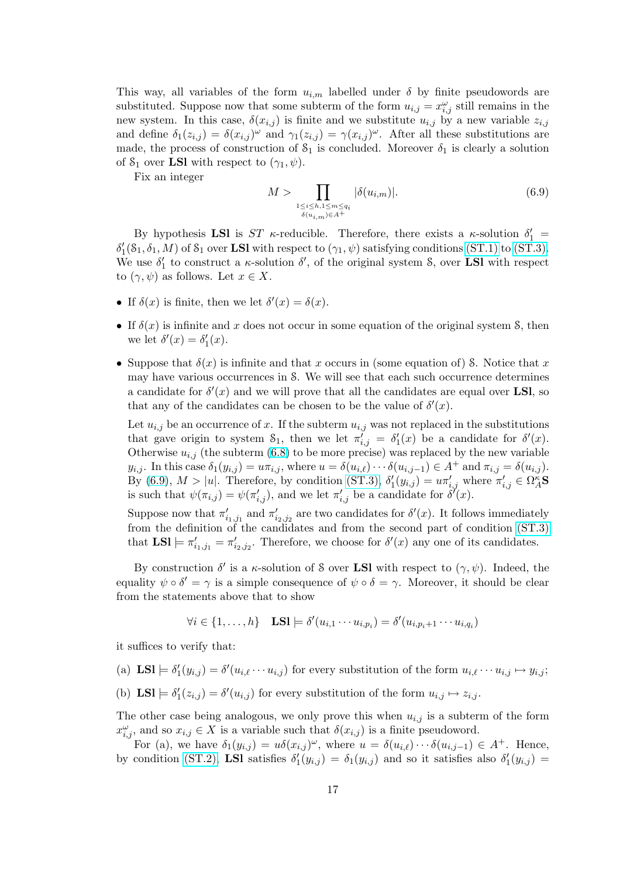This way, all variables of the form $u_{i,m}$ labelled under $\delta$ by finite pseudowords are substituted. Suppose now that some subterm of the form $u_{i,j} = x_{i,j}^{\omega}$ still remains in the new system. In this case, $\delta(x_{i,j})$ is finite and we substitute $u_{i,j}$ by a new variable $z_{i,j}$ and define $\delta_1(z_{i,j}) = \delta(x_{i,j})^{\omega}$ and $\gamma_1(z_{i,j}) = \gamma(x_{i,j})^{\omega}$. After all these substitutions are made, the process of construction of $\mathcal{S}_1$ is concluded. Moreover $\delta_1$ is clearly a solution of $\mathcal{S}_1$ over $\mathbf{LSl}$ with respect to $(\gamma_1, \psi)$.

Fix an integer

$$M > \prod_{\substack{1 \le i \le h, 1 \le m \le q_i \\ \delta(u_{i,m}) \in A^+}} |\delta(u_{i,m})|. \tag{6.9}$$

By hypothesis $\mathbf{LSl}$ is $ST$ $\kappa$-reducible. Therefore, there exists a $\kappa$-solution $\delta_1' = \delta_1'(\mathcal{S}_1, \delta_1, M)$ of $\mathcal{S}_1$ over $\mathbf{LSl}$ with respect to $(\gamma_1, \psi)$ satisfying conditions (ST.1) to (ST.3). We use $\delta_1'$ to construct a $\kappa$-solution $\delta'$, of the original system $\mathcal{S}$, over $\mathbf{LSl}$ with respect to $(\gamma, \psi)$ as follows. Let $x \in X$.

- If $\delta(x)$ is finite, then we let $\delta'(x) = \delta(x)$.
- If $\delta(x)$ is infinite and $x$ does not occur in some equation of the original system $\mathcal{S}$, then we let $\delta'(x) = \delta_1'(x)$.
- Suppose that $\delta(x)$ is infinite and that $x$ occurs in (some equation of) $\mathcal{S}$. Notice that $x$ may have various occurrences in $\mathcal{S}$. We will see that each such occurrence determines a candidate for $\delta'(x)$ and we will prove that all the candidates are equal over $\mathbf{LSl}$, so that any of the candidates can be chosen to be the value of $\delta'(x)$.

  Let $u_{i,j}$ be an occurrence of $x$. If the subterm $u_{i,j}$ was not replaced in the substitutions that gave origin to system $\mathcal{S}_1$, then we let $\pi_{i,j}' = \delta_1'(x)$ be a candidate for $\delta'(x)$. Otherwise $u_{i,j}$ (the subterm (6.8) to be more precise) was replaced by the new variable $y_{i,j}$. In this case $\delta_1(y_{i,j}) = u\pi_{i,j}$, where $u = \delta(u_{i,\ell}) \cdots \delta(u_{i,j-1}) \in A^+$ and $\pi_{i,j} = \delta(u_{i,j})$. By (6.9), $M > |u|$. Therefore, by condition (ST.3), $\delta_1'(y_{i,j}) = u\pi_{i,j}'$ where $\pi_{i,j}' \in \Omega_A^{\kappa}\mathbf{S}$ is such that $\psi(\pi_{i,j}) = \psi(\pi_{i,j}')$, and we let $\pi_{i,j}'$ be a candidate for $\delta'(x)$.

  Suppose now that $\pi_{i_1,j_1}'$ and $\pi_{i_2,j_2}'$ are two candidates for $\delta'(x)$. It follows immediately from the definition of the candidates and from the second part of condition (ST.3) that $\mathbf{LSl} \models \pi_{i_1,j_1}' = \pi_{i_2,j_2}'$. Therefore, we choose for $\delta'(x)$ any one of its candidates.

By construction $\delta'$ is a $\kappa$-solution of $\mathcal{S}$ over $\mathbf{LSl}$ with respect to $(\gamma, \psi)$. Indeed, the equality $\psi \circ \delta' = \gamma$ is a simple consequence of $\psi \circ \delta = \gamma$. Moreover, it should be clear from the statements above that to show

$$\forall i \in \{1, \ldots, h\} \quad \mathbf{LSl} \models \delta'(u_{i,1} \cdots u_{i,p_i}) = \delta'(u_{i,p_i+1} \cdots u_{i,q_i})$$

it suffices to verify that:

(a) $\mathbf{LSl} \models \delta_1'(y_{i,j}) = \delta'(u_{i,\ell} \cdots u_{i,j})$ for every substitution of the form $u_{i,\ell} \cdots u_{i,j} \mapsto y_{i,j}$;

(b) $\mathbf{LSl} \models \delta_1'(z_{i,j}) = \delta'(u_{i,j})$ for every substitution of the form $u_{i,j} \mapsto z_{i,j}$.

The other case being analogous, we only prove this when $u_{i,j}$ is a subterm of the form $x_{i,j}^{\omega}$, and so $x_{i,j} \in X$ is a variable such that $\delta(x_{i,j})$ is a finite pseudoword.

For (a), we have $\delta_1(y_{i,j}) = u\delta(x_{i,j})^{\omega}$, where $u = \delta(u_{i,\ell}) \cdots \delta(u_{i,j-1}) \in A^+$. Hence, by condition (ST.2), $\mathbf{LSl}$ satisfies $\delta_1'(y_{i,j}) = \delta_1(y_{i,j})$ and so it satisfies also $\delta_1'(y_{i,j}) =$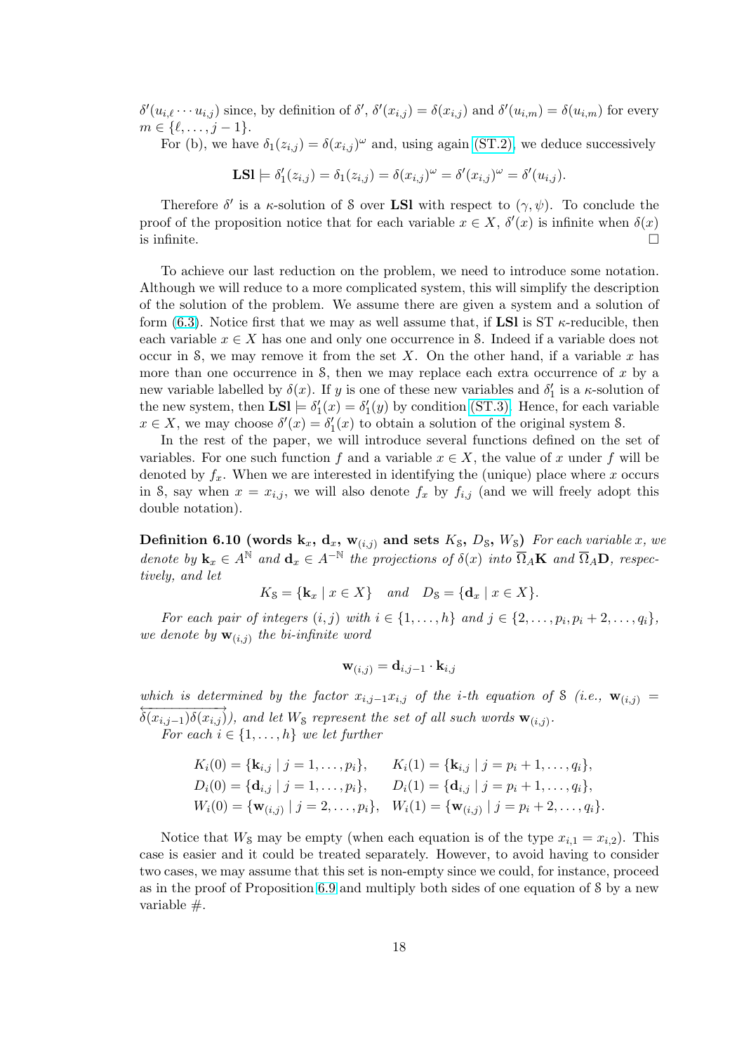$\delta'(u_{i,\ell} \cdots u_{i,j})$ since, by definition of $\delta'$, $\delta'(x_{i,j}) = \delta(x_{i,j})$ and $\delta'(u_{i,m}) = \delta(u_{i,m})$ for every $m \in \{\ell, \ldots, j-1\}$.

For (b), we have $\delta_1(z_{i,j}) = \delta(x_{i,j})^\omega$ and, using again (ST.2), we deduce successively

$$\mathbf{LSl} \models \delta_1'(z_{i,j}) = \delta_1(z_{i,j}) = \delta(x_{i,j})^\omega = \delta'(x_{i,j})^\omega = \delta'(u_{i,j}).$$

Therefore $\delta'$ is a $\kappa$-solution of $\mathcal{S}$ over $\mathbf{LSl}$ with respect to $(\gamma, \psi)$. To conclude the proof of the proposition notice that for each variable $x \in X$, $\delta'(x)$ is infinite when $\delta(x)$ is infinite. □

To achieve our last reduction on the problem, we need to introduce some notation. Although we will reduce to a more complicated system, this will simplify the description of the solution of the problem. We assume there are given a system and a solution of form (6.3). Notice first that we may as well assume that, if $\mathbf{LSl}$ is ST $\kappa$-reducible, then each variable $x \in X$ has one and only one occurrence in $\mathcal{S}$. Indeed if a variable does not occur in $\mathcal{S}$, we may remove it from the set $X$. On the other hand, if a variable $x$ has more than one occurrence in $\mathcal{S}$, then we may replace each extra occurrence of $x$ by a new variable labelled by $\delta(x)$. If $y$ is one of these new variables and $\delta_1'$ is a $\kappa$-solution of the new system, then $\mathbf{LSl} \models \delta_1'(x) = \delta_1'(y)$ by condition (ST.3). Hence, for each variable $x \in X$, we may choose $\delta'(x) = \delta_1'(x)$ to obtain a solution of the original system $\mathcal{S}$.

In the rest of the paper, we will introduce several functions defined on the set of variables. For one such function $f$ and a variable $x \in X$, the value of $x$ under $f$ will be denoted by $f_x$. When we are interested in identifying the (unique) place where $x$ occurs in $\mathcal{S}$, say when $x = x_{i,j}$, we will also denote $f_x$ by $f_{i,j}$ (and we will freely adopt this double notation).

**Definition 6.10 (words $\mathbf{k}_x$, $\mathbf{d}_x$, $\mathbf{w}_{(i,j)}$ and sets $K_\mathcal{S}$, $D_\mathcal{S}$, $W_\mathcal{S}$)** *For each variable $x$, we denote by $\mathbf{k}_x \in A^{\mathbb{N}}$ and $\mathbf{d}_x \in A^{-\mathbb{N}}$ the projections of $\delta(x)$ into $\overline{\Omega}_A\mathbf{K}$ and $\overline{\Omega}_A\mathbf{D}$, respectively, and let*

$$K_\mathcal{S} = \{\mathbf{k}_x \mid x \in X\} \quad \text{and} \quad D_\mathcal{S} = \{\mathbf{d}_x \mid x \in X\}.$$

*For each pair of integers $(i,j)$ with $i \in \{1, \ldots, h\}$ and $j \in \{2, \ldots, p_i, p_i+2, \ldots, q_i\}$, we denote by $\mathbf{w}_{(i,j)}$ the bi-infinite word*

$$\mathbf{w}_{(i,j)} = \mathbf{d}_{i,j-1} \cdot \mathbf{k}_{i,j}$$

*which is determined by the factor $x_{i,j-1}x_{i,j}$ of the $i$-th equation of $\mathcal{S}$ (i.e., $\mathbf{w}_{(i,j)} = \overleftrightarrow{\delta(x_{i,j-1})\delta(x_{i,j})}$), and let $W_\mathcal{S}$ represent the set of all such words $\mathbf{w}_{(i,j)}$.*

*For each $i \in \{1, \ldots, h\}$ we let further*

$$\begin{aligned}
K_i(0) &= \{\mathbf{k}_{i,j} \mid j = 1, \ldots, p_i\}, & K_i(1) &= \{\mathbf{k}_{i,j} \mid j = p_i+1, \ldots, q_i\},\\
D_i(0) &= \{\mathbf{d}_{i,j} \mid j = 1, \ldots, p_i\}, & D_i(1) &= \{\mathbf{d}_{i,j} \mid j = p_i+1, \ldots, q_i\},\\
W_i(0) &= \{\mathbf{w}_{(i,j)} \mid j = 2, \ldots, p_i\}, & W_i(1) &= \{\mathbf{w}_{(i,j)} \mid j = p_i+2, \ldots, q_i\}.
\end{aligned}$$

Notice that $W_\mathcal{S}$ may be empty (when each equation is of the type $x_{i,1} = x_{i,2}$). This case is easier and it could be treated separately. However, to avoid having to consider two cases, we may assume that this set is non-empty since we could, for instance, proceed as in the proof of Proposition 6.9 and multiply both sides of one equation of $\mathcal{S}$ by a new variable #.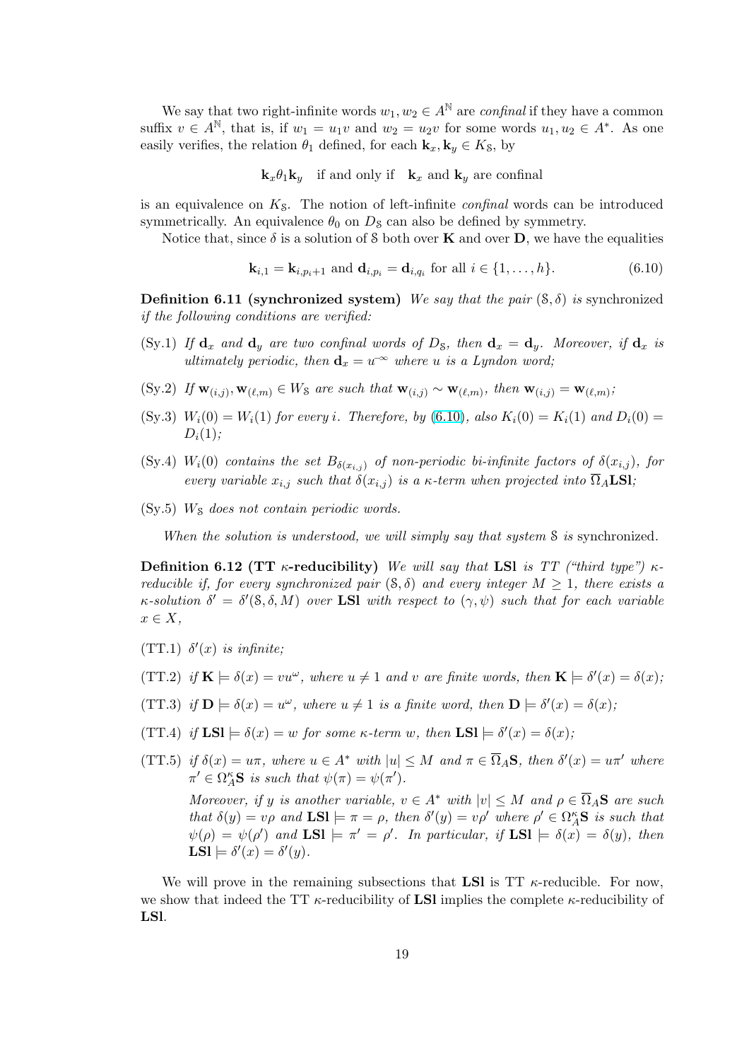We say that two right-infinite words $w_1, w_2 \in A^{\mathbb{N}}$ are *confinal* if they have a common suffix $v \in A^{\mathbb{N}}$, that is, if $w_1 = u_1 v$ and $w_2 = u_2 v$ for some words $u_1, u_2 \in A^*$. As one easily verifies, the relation $\theta_1$ defined, for each $\mathbf{k}_x, \mathbf{k}_y \in K_{\mathcal{S}}$, by

$$\mathbf{k}_x \theta_1 \mathbf{k}_y \quad \text{if and only if} \quad \mathbf{k}_x \text{ and } \mathbf{k}_y \text{ are confinal}$$

is an equivalence on $K_{\mathcal{S}}$. The notion of left-infinite *confinal* words can be introduced symmetrically. An equivalence $\theta_0$ on $D_{\mathcal{S}}$ can also be defined by symmetry.

Notice that, since $\delta$ is a solution of $\mathcal{S}$ both over $\mathbf{K}$ and over $\mathbf{D}$, we have the equalities

$$\mathbf{k}_{i,1} = \mathbf{k}_{i,p_i+1} \text{ and } \mathbf{d}_{i,p_i} = \mathbf{d}_{i,q_i} \text{ for all } i \in \{1, \ldots, h\}. \tag{6.10}$$

**Definition 6.11 (synchronized system)** *We say that the pair $(\mathcal{S}, \delta)$ is* synchronized *if the following conditions are verified:*

(Sy.1) *If $\mathbf{d}_x$ and $\mathbf{d}_y$ are two confinal words of $D_{\mathcal{S}}$, then $\mathbf{d}_x = \mathbf{d}_y$. Moreover, if $\mathbf{d}_x$ is ultimately periodic, then $\mathbf{d}_x = u^{-\infty}$ where $u$ is a Lyndon word;*

(Sy.2) *If $\mathbf{w}_{(i,j)}, \mathbf{w}_{(\ell,m)} \in W_{\mathcal{S}}$ are such that $\mathbf{w}_{(i,j)} \sim \mathbf{w}_{(\ell,m)}$, then $\mathbf{w}_{(i,j)} = \mathbf{w}_{(\ell,m)}$;*

(Sy.3) *$W_i(0) = W_i(1)$ for every $i$. Therefore, by (6.10), also $K_i(0) = K_i(1)$ and $D_i(0) = D_i(1)$;*

(Sy.4) *$W_i(0)$ contains the set $B_{\delta(x_{i,j})}$ of non-periodic bi-infinite factors of $\delta(x_{i,j})$, for every variable $x_{i,j}$ such that $\delta(x_{i,j})$ is a $\kappa$-term when projected into $\overline{\Omega}_A\mathbf{LSl}$;*

(Sy.5) *$W_{\mathcal{S}}$ does not contain periodic words.*

*When the solution is understood, we will simply say that system $\mathcal{S}$ is* synchronized.

**Definition 6.12 (TT $\kappa$-reducibility)** *We will say that* **LSl** *is TT ("third type") $\kappa$-reducible if, for every synchronized pair $(\mathcal{S}, \delta)$ and every integer $M \geq 1$, there exists a $\kappa$-solution $\delta' = \delta'(\mathcal{S}, \delta, M)$ over* **LSl** *with respect to $(\gamma, \psi)$ such that for each variable $x \in X$,*

(TT.1) *$\delta'(x)$ is infinite;*

(TT.2) *if $\mathbf{K} \models \delta(x) = vu^\omega$, where $u \neq 1$ and $v$ are finite words, then $\mathbf{K} \models \delta'(x) = \delta(x)$;*

(TT.3) *if $\mathbf{D} \models \delta(x) = u^\omega$, where $u \neq 1$ is a finite word, then $\mathbf{D} \models \delta'(x) = \delta(x)$;*

(TT.4) *if $\mathbf{LSl} \models \delta(x) = w$ for some $\kappa$-term $w$, then $\mathbf{LSl} \models \delta'(x) = \delta(x)$;*

(TT.5) *if $\delta(x) = u\pi$, where $u \in A^*$ with $|u| \leq M$ and $\pi \in \overline{\Omega}_A\mathbf{S}$, then $\delta'(x) = u\pi'$ where $\pi' \in \Omega_A^\kappa\mathbf{S}$ is such that $\psi(\pi) = \psi(\pi')$.*
*Moreover, if $y$ is another variable, $v \in A^*$ with $|v| \leq M$ and $\rho \in \overline{\Omega}_A\mathbf{S}$ are such that $\delta(y) = v\rho$ and $\mathbf{LSl} \models \pi = \rho$, then $\delta'(y) = v\rho'$ where $\rho' \in \Omega_A^\kappa\mathbf{S}$ is such that $\psi(\rho) = \psi(\rho')$ and $\mathbf{LSl} \models \pi' = \rho'$. In particular, if $\mathbf{LSl} \models \delta(x) = \delta(y)$, then $\mathbf{LSl} \models \delta'(x) = \delta'(y)$.*

We will prove in the remaining subsections that **LSl** is TT $\kappa$-reducible. For now, we show that indeed the TT $\kappa$-reducibility of **LSl** implies the complete $\kappa$-reducibility of **LSl**.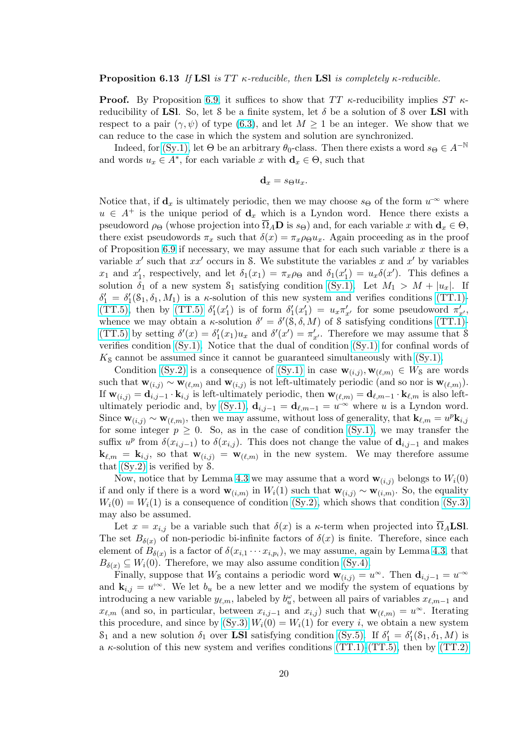**Proposition 6.13** *If* **LSl** *is TT κ-reducible, then* **LSl** *is completely κ-reducible.*

**Proof.** By Proposition 6.9, it suffices to show that $TT$ $\kappa$-reducibility implies $ST$ $\kappa$-reducibility of **LSl**. So, let $\mathcal{S}$ be a finite system, let $\delta$ be a solution of $\mathcal{S}$ over **LSl** with respect to a pair $(\gamma, \psi)$ of type (6.3), and let $M \geq 1$ be an integer. We show that we can reduce to the case in which the system and solution are synchronized.

Indeed, for (Sy.1), let $\Theta$ be an arbitrary $\theta_0$-class. Then there exists a word $s_\Theta \in A^{-\mathbb{N}}$ and words $u_x \in A^*$, for each variable $x$ with $\mathbf{d}_x \in \Theta$, such that

$$\mathbf{d}_x = s_\Theta u_x.$$

Notice that, if $\mathbf{d}_x$ is ultimately periodic, then we may choose $s_\Theta$ of the form $u^{-\infty}$ where $u \in A^+$ is the unique period of $\mathbf{d}_x$ which is a Lyndon word. Hence there exists a pseudoword $\rho_\Theta$ (whose projection into $\overline{\Omega}_A\mathbf{D}$ is $s_\Theta$) and, for each variable $x$ with $\mathbf{d}_x \in \Theta$, there exist pseudowords $\pi_x$ such that $\delta(x) = \pi_x \rho_\Theta u_x$. Again proceeding as in the proof of Proposition 6.9 if necessary, we may assume that for each such variable $x$ there is a variable $x'$ such that $xx'$ occurs in $\mathcal{S}$. We substitute the variables $x$ and $x'$ by variables $x_1$ and $x'_1$, respectively, and let $\delta_1(x_1) = \pi_x \rho_\Theta$ and $\delta_1(x'_1) = u_x \delta(x')$. This defines a solution $\delta_1$ of a new system $\mathcal{S}_1$ satisfying condition (Sy.1). Let $M_1 > M + |u_x|$. If $\delta'_1 = \delta'_1(\mathcal{S}_1, \delta_1, M_1)$ is a $\kappa$-solution of this new system and verifies conditions (TT.1)-(TT.5), then by (TT.5) $\delta'_1(x'_1)$ is of form $\delta'_1(x'_1) = u_x \pi'_{x'}$ for some pseudoword $\pi'_{x'}$, whence we may obtain a $\kappa$-solution $\delta' = \delta'(\mathcal{S}, \delta, M)$ of $\mathcal{S}$ satisfying conditions (TT.1)-(TT.5) by setting $\delta'(x) = \delta'_1(x_1)u_x$ and $\delta'(x') = \pi'_{x'}$. Therefore we may assume that $\mathcal{S}$ verifies condition (Sy.1). Notice that the dual of condition (Sy.1) for confinal words of $K_\mathcal{S}$ cannot be assumed since it cannot be guaranteed simultaneously with (Sy.1).

Condition (Sy.2) is a consequence of (Sy.1) in case $\mathbf{w}_{(i,j)}, \mathbf{w}_{(\ell,m)} \in W_\mathcal{S}$ are words such that $\mathbf{w}_{(i,j)} \sim \mathbf{w}_{(\ell,m)}$ and $\mathbf{w}_{(i,j)}$ is not left-ultimately periodic (and so nor is $\mathbf{w}_{(\ell,m)}$). If $\mathbf{w}_{(i,j)} = \mathbf{d}_{i,j-1} \cdot \mathbf{k}_{i,j}$ is left-ultimately periodic, then $\mathbf{w}_{(\ell,m)} = \mathbf{d}_{\ell,m-1} \cdot \mathbf{k}_{\ell,m}$ is also left-ultimately periodic and, by (Sy.1), $\mathbf{d}_{i,j-1} = \mathbf{d}_{\ell,m-1} = u^{-\infty}$ where $u$ is a Lyndon word. Since $\mathbf{w}_{(i,j)} \sim \mathbf{w}_{(\ell,m)}$, then we may assume, without loss of generality, that $\mathbf{k}_{\ell,m} = u^p \mathbf{k}_{i,j}$ for some integer $p \geq 0$. So, as in the case of condition (Sy.1), we may transfer the suffix $u^p$ from $\delta(x_{i,j-1})$ to $\delta(x_{i,j})$. This does not change the value of $\mathbf{d}_{i,j-1}$ and makes $\mathbf{k}_{\ell,m} = \mathbf{k}_{i,j}$, so that $\mathbf{w}_{(i,j)} = \mathbf{w}_{(\ell,m)}$ in the new system. We may therefore assume that (Sy.2) is verified by $\mathcal{S}$.

Now, notice that by Lemma 4.3 we may assume that a word $\mathbf{w}_{(i,j)}$ belongs to $W_i(0)$ if and only if there is a word $\mathbf{w}_{(i,m)}$ in $W_i(1)$ such that $\mathbf{w}_{(i,j)} \sim \mathbf{w}_{(i,m)}$. So, the equality $W_i(0) = W_i(1)$ is a consequence of condition (Sy.2), which shows that condition (Sy.3) may also be assumed.

Let $x = x_{i,j}$ be a variable such that $\delta(x)$ is a $\kappa$-term when projected into $\overline{\Omega}_A\mathbf{LSl}$. The set $B_{\delta(x)}$ of non-periodic bi-infinite factors of $\delta(x)$ is finite. Therefore, since each element of $B_{\delta(x)}$ is a factor of $\delta(x_{i,1} \cdots x_{i,p_i})$, we may assume, again by Lemma 4.3, that $B_{\delta(x)} \subseteq W_i(0)$. Therefore, we may also assume condition (Sy.4).

Finally, suppose that $W_\mathcal{S}$ contains a periodic word $\mathbf{w}_{(i,j)} = u^\infty$. Then $\mathbf{d}_{i,j-1} = u^{-\infty}$ and $\mathbf{k}_{i,j} = u^{+\infty}$. We let $b_u$ be a new letter and we modify the system of equations by introducing a new variable $y_{\ell,m}$, labeled by $b_u^\omega$, between all pairs of variables $x_{\ell,m-1}$ and $x_{\ell,m}$ (and so, in particular, between $x_{i,j-1}$ and $x_{i,j}$) such that $\mathbf{w}_{(\ell,m)} = u^\infty$. Iterating this procedure, and since by (Sy.3) $W_i(0) = W_i(1)$ for every $i$, we obtain a new system $\mathcal{S}_1$ and a new solution $\delta_1$ over **LSl** satisfying condition (Sy.5). If $\delta'_1 = \delta'_1(\mathcal{S}_1, \delta_1, M)$ is a $\kappa$-solution of this new system and verifies conditions (TT.1)-(TT.5), then by (TT.2)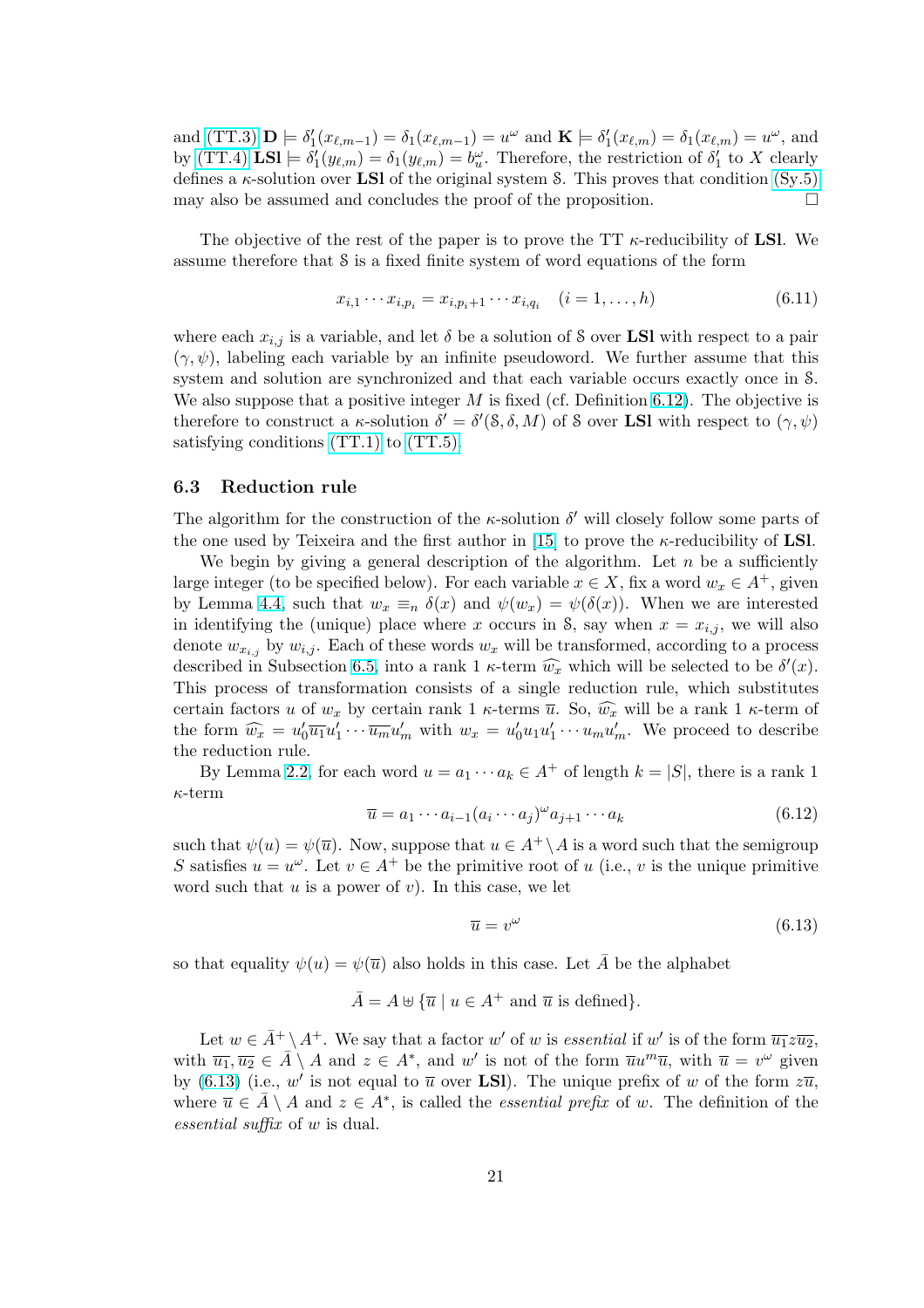and (TT.3) $\mathbf{D} \models \delta_1'(x_{\ell,m-1}) = \delta_1(x_{\ell,m-1}) = u^\omega$ and $\mathbf{K} \models \delta_1'(x_{\ell,m}) = \delta_1(x_{\ell,m}) = u^\omega$, and by (TT.4) $\mathbf{LSl} \models \delta_1'(y_{\ell,m}) = \delta_1(y_{\ell,m}) = b_u^\omega$. Therefore, the restriction of $\delta_1'$ to $X$ clearly defines a $\kappa$-solution over $\mathbf{LSl}$ of the original system $\mathcal{S}$. This proves that condition (Sy.5) may also be assumed and concludes the proof of the proposition. □

The objective of the rest of the paper is to prove the TT $\kappa$-reducibility of $\mathbf{LSl}$. We assume therefore that $\mathcal{S}$ is a fixed finite system of word equations of the form

$$x_{i,1} \cdots x_{i,p_i} = x_{i,p_i+1} \cdots x_{i,q_i} \quad (i = 1, \ldots, h) \tag{6.11}$$

where each $x_{i,j}$ is a variable, and let $\delta$ be a solution of $\mathcal{S}$ over $\mathbf{LSl}$ with respect to a pair $(\gamma, \psi)$, labeling each variable by an infinite pseudoword. We further assume that this system and solution are synchronized and that each variable occurs exactly once in $\mathcal{S}$. We also suppose that a positive integer $M$ is fixed (cf. Definition 6.12). The objective is therefore to construct a $\kappa$-solution $\delta' = \delta'(\mathcal{S}, \delta, M)$ of $\mathcal{S}$ over $\mathbf{LSl}$ with respect to $(\gamma, \psi)$ satisfying conditions (TT.1) to (TT.5).

### 6.3 Reduction rule

The algorithm for the construction of the $\kappa$-solution $\delta'$ will closely follow some parts of the one used by Teixeira and the first author in [15] to prove the $\kappa$-reducibility of $\mathbf{LSl}$.

We begin by giving a general description of the algorithm. Let $n$ be a sufficiently large integer (to be specified below). For each variable $x \in X$, fix a word $w_x \in A^+$, given by Lemma 4.4, such that $w_x \equiv_n \delta(x)$ and $\psi(w_x) = \psi(\delta(x))$. When we are interested in identifying the (unique) place where $x$ occurs in $\mathcal{S}$, say when $x = x_{i,j}$, we will also denote $w_{x_{i,j}}$ by $w_{i,j}$. Each of these words $w_x$ will be transformed, according to a process described in Subsection 6.5, into a rank 1 $\kappa$-term $\widehat{w_x}$ which will be selected to be $\delta'(x)$. This process of transformation consists of a single reduction rule, which substitutes certain factors $u$ of $w_x$ by certain rank 1 $\kappa$-terms $\overline{u}$. So, $\widehat{w_x}$ will be a rank 1 $\kappa$-term of the form $\widehat{w_x} = u_0'\overline{u_1}u_1' \cdots \overline{u_m}u_m'$ with $w_x = u_0'u_1u_1' \cdots u_m u_m'$. We proceed to describe the reduction rule.

By Lemma 2.2, for each word $u = a_1 \cdots a_k \in A^+$ of length $k = |S|$, there is a rank 1 $\kappa$-term

$$\overline{u} = a_1 \cdots a_{i-1}(a_i \cdots a_j)^\omega a_{j+1} \cdots a_k \tag{6.12}$$

such that $\psi(u) = \psi(\overline{u})$. Now, suppose that $u \in A^+ \setminus A$ is a word such that the semigroup $S$ satisfies $u = u^\omega$. Let $v \in A^+$ be the primitive root of $u$ (i.e., $v$ is the unique primitive word such that $u$ is a power of $v$). In this case, we let

$$\overline{u} = v^\omega \tag{6.13}$$

so that equality $\psi(u) = \psi(\overline{u})$ also holds in this case. Let $\bar{A}$ be the alphabet

$$\bar{A} = A \uplus \{\overline{u} \mid u \in A^+ \text{ and } \overline{u} \text{ is defined}\}.$$

Let $w \in \bar{A}^+ \setminus A^+$. We say that a factor $w'$ of $w$ is *essential* if $w'$ is of the form $\overline{u_1}z\overline{u_2}$, with $\overline{u_1}, \overline{u_2} \in \bar{A} \setminus A$ and $z \in A^*$, and $w'$ is not of the form $\overline{u}u^m\overline{u}$, with $\overline{u} = v^\omega$ given by (6.13) (i.e., $w'$ is not equal to $\overline{u}$ over $\mathbf{LSl}$). The unique prefix of $w$ of the form $z\overline{u}$, where $\overline{u} \in \bar{A} \setminus A$ and $z \in A^*$, is called the *essential prefix* of $w$. The definition of the *essential suffix* of $w$ is dual.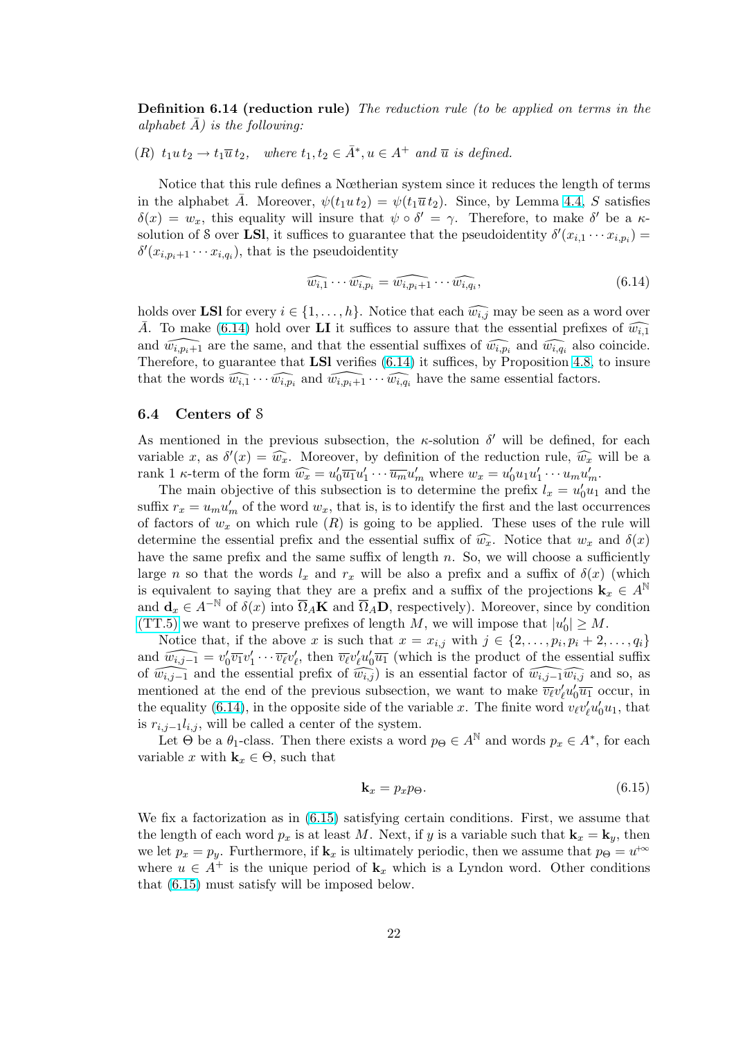**Definition 6.14 (reduction rule)** *The reduction rule (to be applied on terms in the alphabet $\bar{A}$) is the following:*

(*R*) $t_1 u\, t_2 \to t_1 \overline{u}\, t_2,$ *where $t_1, t_2 \in \bar{A}^*, u \in A^+$ and $\overline{u}$ is defined.*

Notice that this rule defines a Nœtherian system since it reduces the length of terms in the alphabet $\bar{A}$. Moreover, $\psi(t_1 u\, t_2) = \psi(t_1 \overline{u}\, t_2)$. Since, by Lemma 4.4, $S$ satisfies $\delta(x) = w_x$, this equality will insure that $\psi \circ \delta' = \gamma$. Therefore, to make $\delta'$ be a $\kappa$-solution of $\mathcal{S}$ over **LSl**, it suffices to guarantee that the pseudoidentity $\delta'(x_{i,1} \cdots x_{i,p_i}) = \delta'(x_{i,p_i+1} \cdots x_{i,q_i})$, that is the pseudoidentity

$$\widehat{w_{i,1}} \cdots \widehat{w_{i,p_i}} = \widehat{w_{i,p_i+1}} \cdots \widehat{w_{i,q_i}}, \tag{6.14}$$

holds over **LSl** for every $i \in \{1, \ldots, h\}$. Notice that each $\widehat{w_{i,j}}$ may be seen as a word over $\bar{A}$. To make (6.14) hold over **LI** it suffices to assure that the essential prefixes of $\widehat{w_{i,1}}$ and $\widehat{w_{i,p_i+1}}$ are the same, and that the essential suffixes of $\widehat{w_{i,p_i}}$ and $\widehat{w_{i,q_i}}$ also coincide. Therefore, to guarantee that **LSl** verifies (6.14) it suffices, by Proposition 4.8, to insure that the words $\widehat{w_{i,1}} \cdots \widehat{w_{i,p_i}}$ and $\widehat{w_{i,p_i+1}} \cdots \widehat{w_{i,q_i}}$ have the same essential factors.

### 6.4 Centers of $\mathcal{S}$

As mentioned in the previous subsection, the $\kappa$-solution $\delta'$ will be defined, for each variable $x$, as $\delta'(x) = \widehat{w_x}$. Moreover, by definition of the reduction rule, $\widehat{w_x}$ will be a rank 1 $\kappa$-term of the form $\widehat{w_x} = u'_0 \overline{u_1} u'_1 \cdots \overline{u_m} u'_m$ where $w_x = u'_0 u_1 u'_1 \cdots u_m u'_m$.

The main objective of this subsection is to determine the prefix $l_x = u'_0 u_1$ and the suffix $r_x = u_m u'_m$ of the word $w_x$, that is, is to identify the first and the last occurrences of factors of $w_x$ on which rule (*R*) is going to be applied. These uses of the rule will determine the essential prefix and the essential suffix of $\widehat{w_x}$. Notice that $w_x$ and $\delta(x)$ have the same prefix and the same suffix of length $n$. So, we will choose a sufficiently large $n$ so that the words $l_x$ and $r_x$ will be also a prefix and a suffix of $\delta(x)$ (which is equivalent to saying that they are a prefix and a suffix of the projections $\mathbf{k}_x \in A^{\mathbb{N}}$ and $\mathbf{d}_x \in A^{-\mathbb{N}}$ of $\delta(x)$ into $\overline{\Omega}_A \mathbf{K}$ and $\overline{\Omega}_A \mathbf{D}$, respectively). Moreover, since by condition (TT.5) we want to preserve prefixes of length $M$, we will impose that $|u'_0| \geq M$.

Notice that, if the above $x$ is such that $x = x_{i,j}$ with $j \in \{2, \ldots, p_i, p_i + 2, \ldots, q_i\}$ and $\widehat{w_{i,j-1}} = v'_0 \overline{v_1} v'_1 \cdots \overline{v_\ell} v'_\ell$, then $\overline{v_\ell} v'_\ell u'_0 \overline{u_1}$ (which is the product of the essential suffix of $\widehat{w_{i,j-1}}$ and the essential prefix of $\widehat{w_{i,j}}$) is an essential factor of $\widehat{w_{i,j-1}} \widehat{w_{i,j}}$ and so, as mentioned at the end of the previous subsection, we want to make $\overline{v_\ell} v'_\ell u'_0 \overline{u_1}$ occur, in the equality (6.14), in the opposite side of the variable $x$. The finite word $v_\ell v'_\ell u'_0 u_1$, that is $r_{i,j-1} l_{i,j}$, will be called a center of the system.

Let $\Theta$ be a $\theta_1$-class. Then there exists a word $p_\Theta \in A^{\mathbb{N}}$ and words $p_x \in A^*$, for each variable $x$ with $\mathbf{k}_x \in \Theta$, such that

$$\mathbf{k}_x = p_x p_\Theta. \tag{6.15}$$

We fix a factorization as in (6.15) satisfying certain conditions. First, we assume that the length of each word $p_x$ is at least $M$. Next, if $y$ is a variable such that $\mathbf{k}_x = \mathbf{k}_y$, then we let $p_x = p_y$. Furthermore, if $\mathbf{k}_x$ is ultimately periodic, then we assume that $p_\Theta = u^{+\infty}$ where $u \in A^+$ is the unique period of $\mathbf{k}_x$ which is a Lyndon word. Other conditions that (6.15) must satisfy will be imposed below.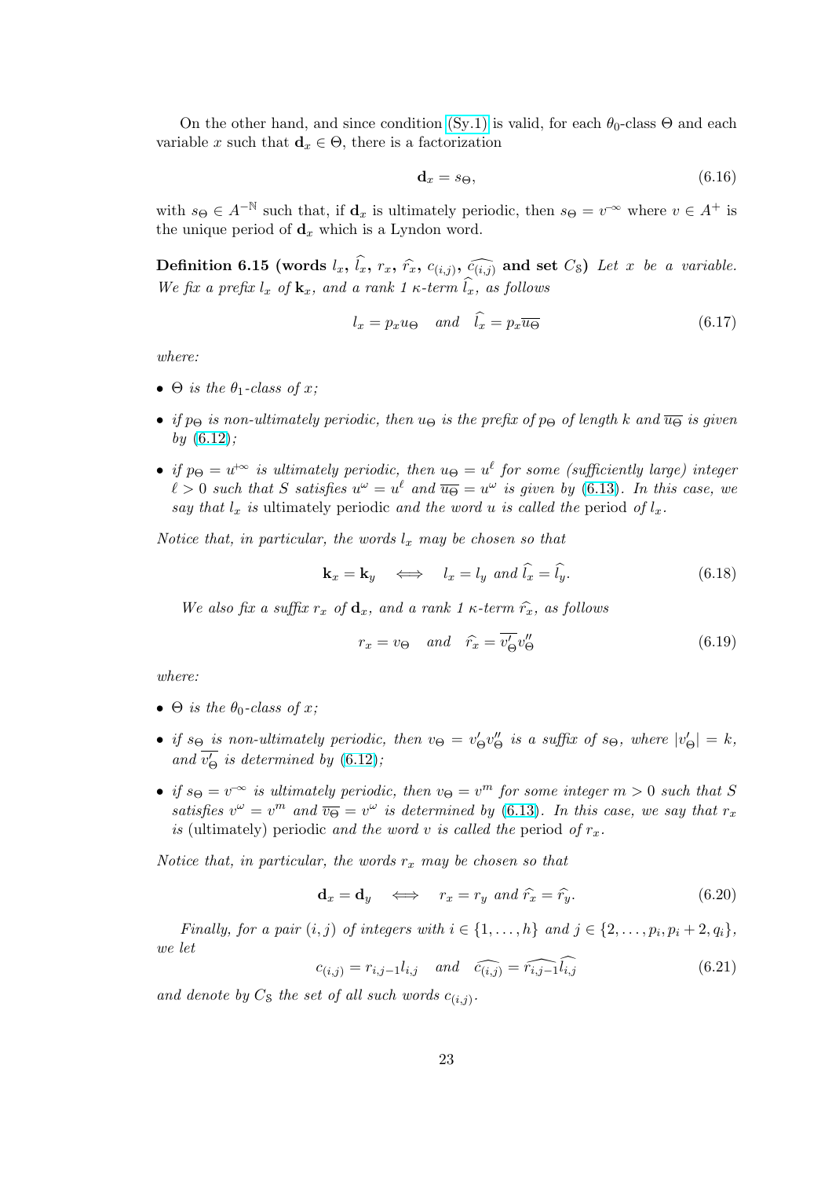On the other hand, and since condition (Sy.1) is valid, for each $\theta_0$-class $\Theta$ and each variable $x$ such that $\mathbf{d}_x \in \Theta$, there is a factorization

$$\mathbf{d}_x = s_\Theta, \tag{6.16}$$

with $s_\Theta \in A^{-\mathbb{N}}$ such that, if $\mathbf{d}_x$ is ultimately periodic, then $s_\Theta = v^{-\infty}$ where $v \in A^+$ is the unique period of $\mathbf{d}_x$ which is a Lyndon word.

**Definition 6.15 (words $l_x$, $\widehat{l_x}$, $r_x$, $\widehat{r_x}$, $c_{(i,j)}$, $\widehat{c_{(i,j)}}$ and set $C_{\mathbb{S}}$)** *Let $x$ be a variable. We fix a prefix $l_x$ of $\mathbf{k}_x$, and a rank 1 $\kappa$-term $\widehat{l_x}$, as follows*

$$l_x = p_x u_\Theta \quad \textit{and} \quad \widehat{l_x} = p_x \overline{u_\Theta} \tag{6.17}$$

*where:*

- *$\Theta$ is the $\theta_1$-class of $x$;*
- *if $p_\Theta$ is non-ultimately periodic, then $u_\Theta$ is the prefix of $p_\Theta$ of length $k$ and $\overline{u_\Theta}$ is given by (6.12);*
- *if $p_\Theta = u^{+\infty}$ is ultimately periodic, then $u_\Theta = u^\ell$ for some (sufficiently large) integer $\ell > 0$ such that $S$ satisfies $u^\omega = u^\ell$ and $\overline{u_\Theta} = u^\omega$ is given by (6.13). In this case, we say that $l_x$ is* ultimately periodic *and the word $u$ is called the* period *of $l_x$.*

*Notice that, in particular, the words $l_x$ may be chosen so that*

$$\mathbf{k}_x = \mathbf{k}_y \iff l_x = l_y \textit{ and } \widehat{l_x} = \widehat{l_y}. \tag{6.18}$$

*We also fix a suffix $r_x$ of $\mathbf{d}_x$, and a rank 1 $\kappa$-term $\widehat{r_x}$, as follows*

$$r_x = v_\Theta \quad \textit{and} \quad \widehat{r_x} = \overline{v'_\Theta} v''_\Theta \tag{6.19}$$

*where:*

- *$\Theta$ is the $\theta_0$-class of $x$;*
- *if $s_\Theta$ is non-ultimately periodic, then $v_\Theta = v'_\Theta v''_\Theta$ is a suffix of $s_\Theta$, where $|v'_\Theta| = k$, and $\overline{v'_\Theta}$ is determined by (6.12);*
- *if $s_\Theta = v^{-\infty}$ is ultimately periodic, then $v_\Theta = v^m$ for some integer $m > 0$ such that $S$ satisfies $v^\omega = v^m$ and $\overline{v_\Theta} = v^\omega$ is determined by (6.13). In this case, we say that $r_x$ is* (ultimately) periodic *and the word $v$ is called the* period *of $r_x$.*

*Notice that, in particular, the words $r_x$ may be chosen so that*

$$\mathbf{d}_x = \mathbf{d}_y \iff r_x = r_y \textit{ and } \widehat{r_x} = \widehat{r_y}. \tag{6.20}$$

*Finally, for a pair $(i,j)$ of integers with $i \in \{1, \ldots, h\}$ and $j \in \{2, \ldots, p_i, p_i + 2, q_i\}$, we let*

$$c_{(i,j)} = r_{i,j-1} l_{i,j} \quad \textit{and} \quad \widehat{c_{(i,j)}} = \widehat{r_{i,j-1}} \widehat{l_{i,j}} \tag{6.21}$$

*and denote by $C_{\mathbb{S}}$ the set of all such words $c_{(i,j)}$.*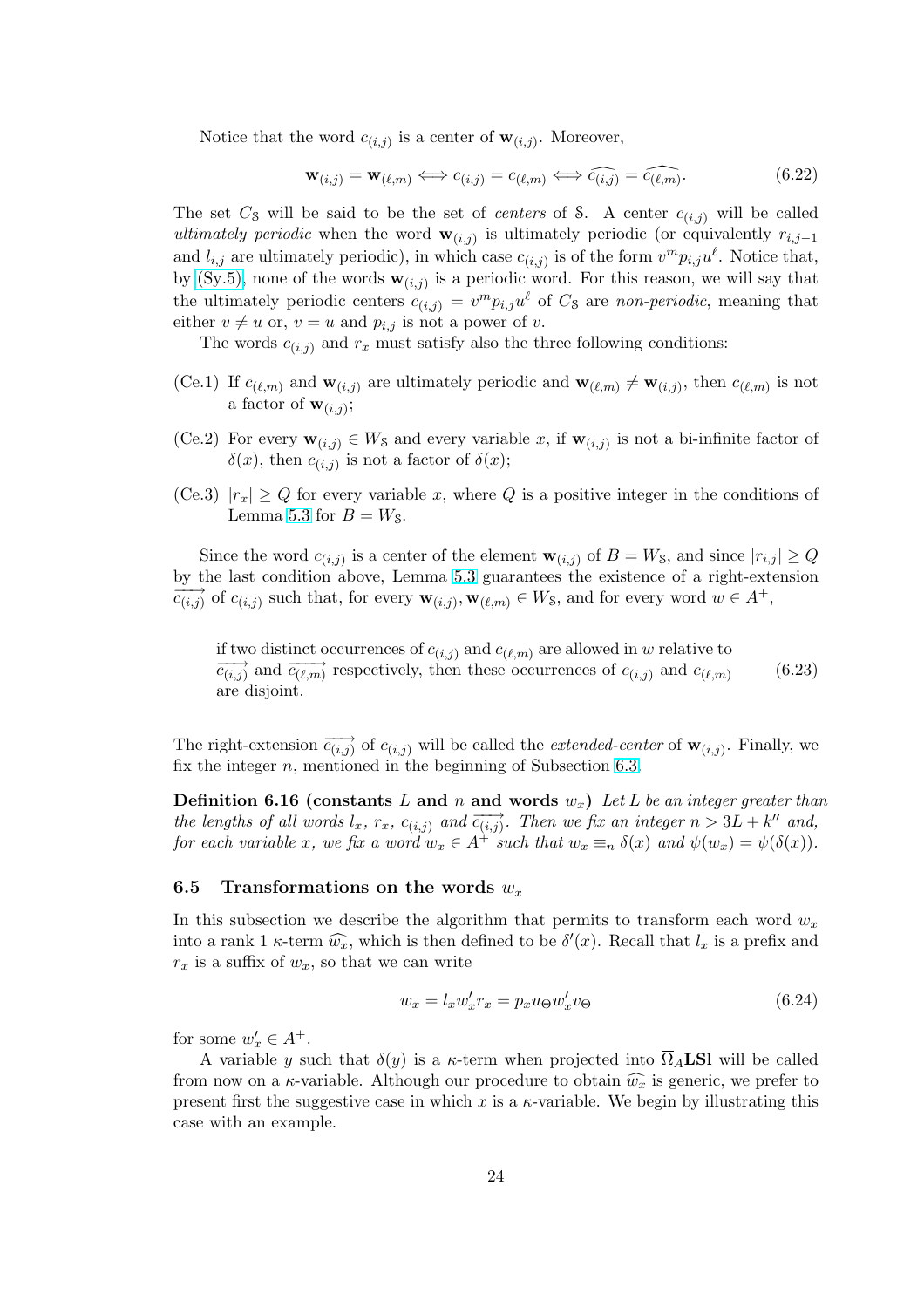Notice that the word $c_{(i,j)}$ is a center of $\mathbf{w}_{(i,j)}$. Moreover,

$$\mathbf{w}_{(i,j)} = \mathbf{w}_{(\ell,m)} \Longleftrightarrow c_{(i,j)} = c_{(\ell,m)} \Longleftrightarrow \widehat{c_{(i,j)}} = \widehat{c_{(\ell,m)}}. \tag{6.22}$$

The set $C_{\mathcal{S}}$ will be said to be the set of *centers* of $\mathcal{S}$. A center $c_{(i,j)}$ will be called *ultimately periodic* when the word $\mathbf{w}_{(i,j)}$ is ultimately periodic (or equivalently $r_{i,j-1}$ and $l_{i,j}$ are ultimately periodic), in which case $c_{(i,j)}$ is of the form $v^m p_{i,j} u^\ell$. Notice that, by (Sy.5), none of the words $\mathbf{w}_{(i,j)}$ is a periodic word. For this reason, we will say that the ultimately periodic centers $c_{(i,j)} = v^m p_{i,j} u^\ell$ of $C_{\mathcal{S}}$ are *non-periodic*, meaning that either $v \neq u$ or, $v = u$ and $p_{i,j}$ is not a power of $v$.

The words $c_{(i,j)}$ and $r_x$ must satisfy also the three following conditions:

(Ce.1) If $c_{(\ell,m)}$ and $\mathbf{w}_{(i,j)}$ are ultimately periodic and $\mathbf{w}_{(\ell,m)} \neq \mathbf{w}_{(i,j)}$, then $c_{(\ell,m)}$ is not a factor of $\mathbf{w}_{(i,j)}$;

(Ce.2) For every $\mathbf{w}_{(i,j)} \in W_{\mathcal{S}}$ and every variable $x$, if $\mathbf{w}_{(i,j)}$ is not a bi-infinite factor of $\delta(x)$, then $c_{(i,j)}$ is not a factor of $\delta(x)$;

(Ce.3) $|r_x| \geq Q$ for every variable $x$, where $Q$ is a positive integer in the conditions of Lemma 5.3 for $B = W_{\mathcal{S}}$.

Since the word $c_{(i,j)}$ is a center of the element $\mathbf{w}_{(i,j)}$ of $B = W_{\mathcal{S}}$, and since $|r_{i,j}| \geq Q$ by the last condition above, Lemma 5.3 guarantees the existence of a right-extension $\overrightarrow{c_{(i,j)}}$ of $c_{(i,j)}$ such that, for every $\mathbf{w}_{(i,j)}, \mathbf{w}_{(\ell,m)} \in W_{\mathcal{S}}$, and for every word $w \in A^+$,

$$\begin{array}{l}\text{if two distinct occurrences of } c_{(i,j)} \text{ and } c_{(\ell,m)} \text{ are allowed in } w \text{ relative to}\\ \overrightarrow{c_{(i,j)}} \text{ and } \overrightarrow{c_{(\ell,m)}} \text{ respectively, then these occurrences of } c_{(i,j)} \text{ and } c_{(\ell,m)}\\ \text{are disjoint.}\end{array} \tag{6.23}$$

The right-extension $\overrightarrow{c_{(i,j)}}$ of $c_{(i,j)}$ will be called the *extended-center* of $\mathbf{w}_{(i,j)}$. Finally, we fix the integer $n$, mentioned in the beginning of Subsection 6.3.

**Definition 6.16 (constants $L$ and $n$ and words $w_x$)** *Let $L$ be an integer greater than the lengths of all words $l_x$, $r_x$, $c_{(i,j)}$ and $\overrightarrow{c_{(i,j)}}$. Then we fix an integer $n > 3L + k''$ and, for each variable $x$, we fix a word $w_x \in A^+$ such that $w_x \equiv_n \delta(x)$ and $\psi(w_x) = \psi(\delta(x))$.*

### 6.5 Transformations on the words $w_x$

In this subsection we describe the algorithm that permits to transform each word $w_x$ into a rank 1 $\kappa$-term $\widehat{w_x}$, which is then defined to be $\delta'(x)$. Recall that $l_x$ is a prefix and $r_x$ is a suffix of $w_x$, so that we can write

$$w_x = l_x w'_x r_x = p_x u_\Theta w'_x v_\Theta \tag{6.24}$$

for some $w'_x \in A^+$.

A variable $y$ such that $\delta(y)$ is a $\kappa$-term when projected into $\overline{\Omega}_A\mathbf{LSl}$ will be called from now on a $\kappa$-variable. Although our procedure to obtain $\widehat{w_x}$ is generic, we prefer to present first the suggestive case in which $x$ is a $\kappa$-variable. We begin by illustrating this case with an example.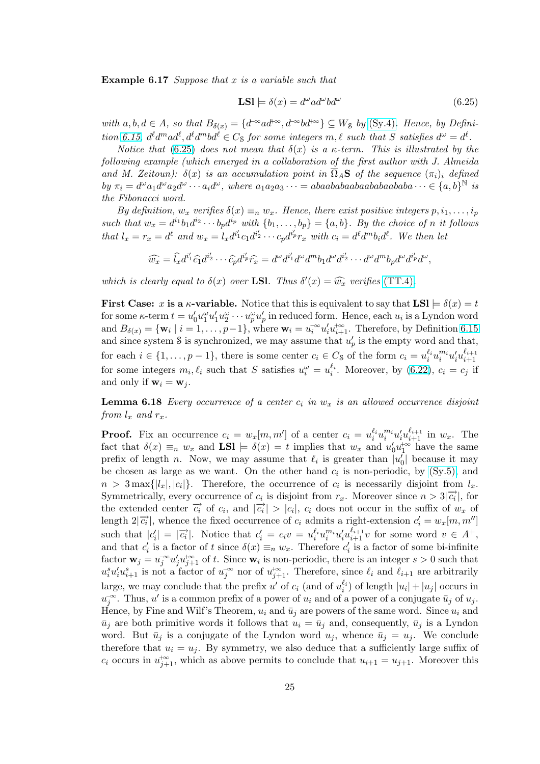**Example 6.17** *Suppose that $x$ is a variable such that*

$$\mathbf{LSl} \models \delta(x) = d^\omega a d^\omega b d^\omega \tag{6.25}$$

*with $a, b, d \in A$, so that $B_{\delta(x)} = \{d^{-\infty} a d^{+\infty}, d^{-\infty} b d^{+\infty}\} \subseteq W_{\mathcal{S}}$ by (Sy.4). Hence, by Definition 6.15, $d^\ell d^m a d^\ell, d^\ell d^m b d^\ell \in C_{\mathcal{S}}$ for some integers $m, \ell$ such that $S$ satisfies $d^\omega = d^\ell$.*

*Notice that (6.25) does not mean that $\delta(x)$ is a $\kappa$-term. This is illustrated by the following example (which emerged in a collaboration of the first author with J. Almeida and M. Zeitoun): $\delta(x)$ is an accumulation point in $\overline{\Omega}_A \mathbf{S}$ of the sequence $(\pi_i)_i$ defined by $\pi_i = d^\omega a_1 d^\omega a_2 d^\omega \cdots a_i d^\omega$, where $a_1 a_2 a_3 \cdots = abaababaabaababaababa \cdots \in \{a, b\}^{\mathbb{N}}$ is the Fibonacci word.*

*By definition, $w_x$ verifies $\delta(x) \equiv_n w_x$. Hence, there exist positive integers $p, i_1, \ldots, i_p$ such that $w_x = d^{i_1} b_1 d^{i_2} \cdots b_p d^{i_p}$ with $\{b_1, \ldots, b_p\} = \{a, b\}$. By the choice of $n$ it follows that $l_x = r_x = d^\ell$ and $w_x = l_x d^{i'_1} c_1 d^{i'_2} \cdots c_p d^{i'_p} r_x$ with $c_i = d^\ell d^m b_i d^\ell$. We then let*

$$\widehat{w_x} = \widehat{l}_x d^{i'_1} \widehat{c}_1 d^{i'_2} \cdots \widehat{c}_p d^{i'_p} \widehat{r}_x = d^\omega d^{i'_1} d^\omega d^m b_1 d^\omega d^{i'_2} \cdots d^\omega d^m b_p d^\omega d^{i'_p} d^\omega,$$

*which is clearly equal to $\delta(x)$ over $\mathbf{LSl}$. Thus $\delta'(x) = \widehat{w_x}$ verifies (TT.4).*

**First Case: $x$ is a $\kappa$-variable.** Notice that this is equivalent to say that $\mathbf{LSl} \models \delta(x) = t$ for some $\kappa$-term $t = u'_0 u_1^\omega u'_1 u_2^\omega \cdots u_p^\omega u'_p$ in reduced form. Hence, each $u_i$ is a Lyndon word and $B_{\delta(x)} = \{\mathbf{w}_i \mid i = 1, \ldots, p-1\}$, where $\mathbf{w}_i = u_i^{-\infty} u'_i u_{i+1}^{+\infty}$. Therefore, by Definition 6.15 and since system $\mathcal{S}$ is synchronized, we may assume that $u'_p$ is the empty word and that, for each $i \in \{1, \ldots, p-1\}$, there is some center $c_i \in C_{\mathcal{S}}$ of the form $c_i = u_i^{\ell_i} u_i^{m_i} u'_i u_{i+1}^{\ell_{i+1}}$ for some integers $m_i, \ell_i$ such that $S$ satisfies $u_i^\omega = u_i^{\ell_i}$. Moreover, by (6.22), $c_i = c_j$ if and only if $\mathbf{w}_i = \mathbf{w}_j$.

**Lemma 6.18** *Every occurrence of a center $c_i$ in $w_x$ is an allowed occurrence disjoint from $l_x$ and $r_x$.*

**Proof.** Fix an occurrence $c_i = w_x[m, m']$ of a center $c_i = u_i^{\ell_i} u_i^{m_i} u'_i u_{i+1}^{\ell_{i+1}}$ in $w_x$. The fact that $\delta(x) \equiv_n w_x$ and $\mathbf{LSl} \models \delta(x) = t$ implies that $w_x$ and $u'_0 u_1^{+\infty}$ have the same prefix of length $n$. Now, we may assume that $\ell_i$ is greater than $|u'_0|$ because it may be chosen as large as we want. On the other hand $c_i$ is non-periodic, by (Sy.5), and $n > 3 \max\{|l_x|, |c_i|\}$. Therefore, the occurrence of $c_i$ is necessarily disjoint from $l_x$. Symmetrically, every occurrence of $c_i$ is disjoint from $r_x$. Moreover since $n > 3|\overrightarrow{c_i}|$, for the extended center $\overrightarrow{c_i}$ of $c_i$, and $|\overrightarrow{c_i}| > |c_i|$, $c_i$ does not occur in the suffix of $w_x$ of length $2|\overrightarrow{c_i}|$, whence the fixed occurrence of $c_i$ admits a right-extension $c'_i = w_x[m, m'']$ such that $|c'_i| = |\overrightarrow{c_i}|$. Notice that $c'_i = c_i v = u_i^{\ell_i} u_i^{m_i} u'_i u_{i+1}^{\ell_{i+1}} v$ for some word $v \in A^+$, and that $c'_i$ is a factor of $t$ since $\delta(x) \equiv_n w_x$. Therefore $c'_i$ is a factor of some bi-infinite factor $\mathbf{w}_j = u_j^{-\infty} u'_j u_{j+1}^{+\infty}$ of $t$. Since $\mathbf{w}_i$ is non-periodic, there is an integer $s > 0$ such that $u_i^s u'_i u_{i+1}^s$ is not a factor of $u_j^{-\infty}$ nor of $u_{j+1}^{+\infty}$. Therefore, since $\ell_i$ and $\ell_{i+1}$ are arbitrarily large, we may conclude that the prefix $u'$ of $c_i$ (and of $u_i^{\ell_i}$) of length $|u_i| + |u_j|$ occurs in $u_j^{-\infty}$. Thus, $u'$ is a common prefix of a power of $u_i$ and of a power of a conjugate $\bar{u}_j$ of $u_j$. Hence, by Fine and Wilf's Theorem, $u_i$ and $\bar{u}_j$ are powers of the same word. Since $u_i$ and $\bar{u}_j$ are both primitive words it follows that $u_i = \bar{u}_j$ and, consequently, $\bar{u}_j$ is a Lyndon word. But $\bar{u}_j$ is a conjugate of the Lyndon word $u_j$, whence $\bar{u}_j = u_j$. We conclude therefore that $u_i = u_j$. By symmetry, we also deduce that a sufficiently large suffix of $c_i$ occurs in $u_{j+1}^{+\infty}$, which as above permits to conclude that $u_{i+1} = u_{j+1}$. Moreover this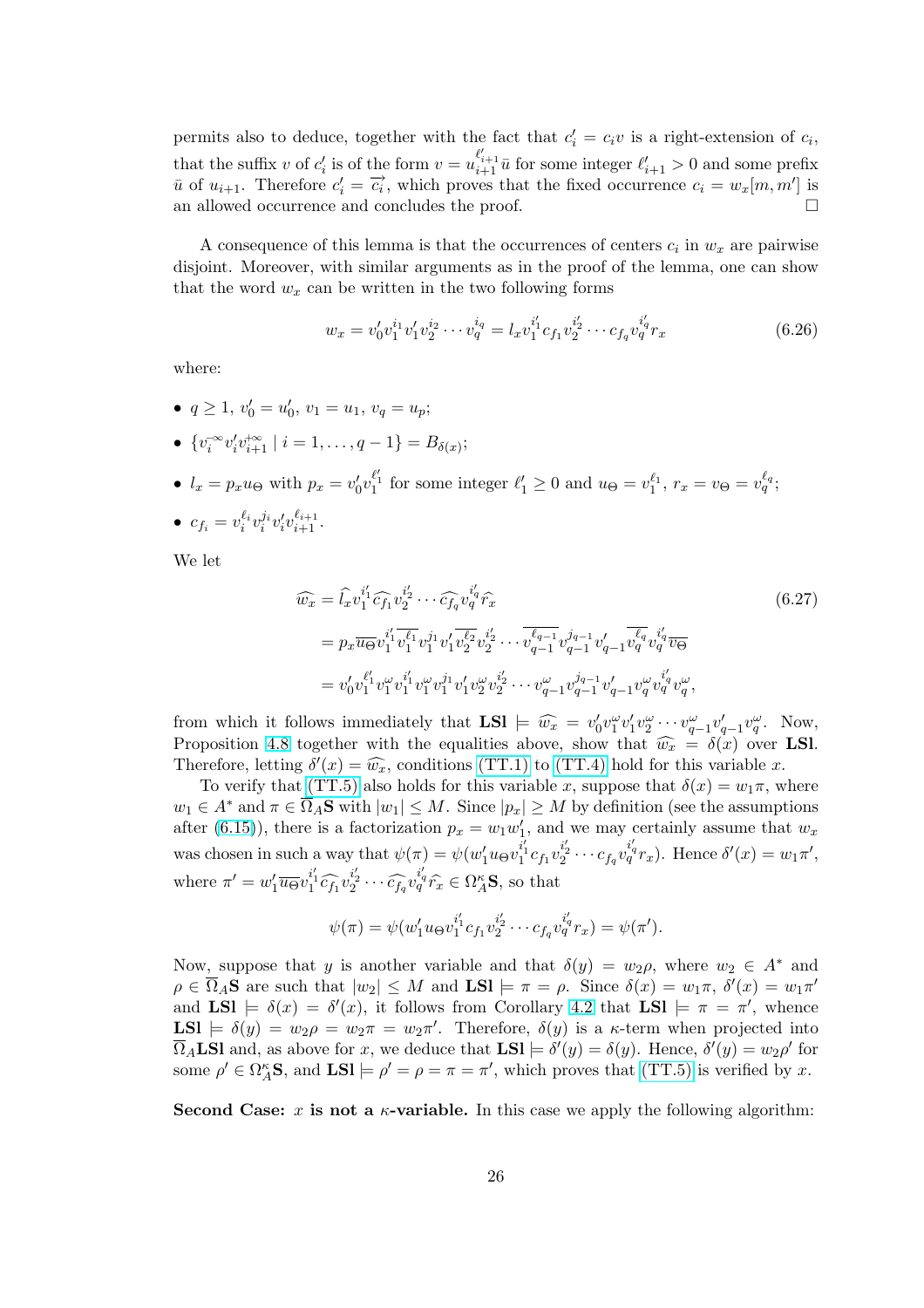permits also to deduce, together with the fact that $c_i' = c_i v$ is a right-extension of $c_i$, that the suffix $v$ of $c_i'$ is of the form $v = u_{i+1}^{\ell_{i+1}'}\bar{u}$ for some integer $\ell_{i+1}' > 0$ and some prefix $\bar{u}$ of $u_{i+1}$. Therefore $c_i' = \overrightarrow{c_i}$, which proves that the fixed occurrence $c_i = w_x[m, m']$ is an allowed occurrence and concludes the proof. $\square$

A consequence of this lemma is that the occurrences of centers $c_i$ in $w_x$ are pairwise disjoint. Moreover, with similar arguments as in the proof of the lemma, one can show that the word $w_x$ can be written in the two following forms

$$w_x = v_0' v_1^{i_1} v_1' v_2^{i_2} \cdots v_q^{i_q} = l_x v_1^{i_1'} c_{f_1} v_2^{i_2'} \cdots c_{f_q} v_q^{i_q'} r_x \tag{6.26}$$

where:

- $q \geq 1$, $v_0' = u_0'$, $v_1 = u_1$, $v_q = u_p$;
- $\{v_i^{-\infty} v_i' v_{i+1}^{+\infty} \mid i = 1, \ldots, q-1\} = B_{\delta(x)}$;
- $l_x = p_x u_\Theta$ with $p_x = v_0' v_1^{\ell_1'}$ for some integer $\ell_1' \geq 0$ and $u_\Theta = v_1^{\ell_1}$, $r_x = v_\Theta = v_q^{\ell_q}$;
- $c_{f_i} = v_i^{\ell_i} v_i^{j_i} v_i' v_{i+1}^{\ell_{i+1}}$.

We let

$$\begin{aligned}
\widehat{w_x} &= \widehat{l_x} v_1^{i_1'} \widehat{c_{f_1}} v_2^{i_2'} \cdots \widehat{c_{f_q}} v_q^{i_q'} \widehat{r_x} \\
&= p_x \overline{u_\Theta} v_1^{i_1'} \overline{v_1^{\ell_1}} v_1^{j_1} v_1' \overline{v_2^{\ell_2}} v_2^{i_2'} \cdots \overline{v_{q-1}^{\ell_{q-1}}} v_{q-1}^{j_{q-1}} v_{q-1}' \overline{v_q^{\ell_q}} v_q^{i_q'} \overline{v_\Theta} \\
&= v_0' v_1^{\ell_1'} v_1^{\omega} v_1^{i_1'} v_1^{\omega} v_1^{j_1} v_1' v_2^{\omega} v_2^{i_2'} \cdots v_{q-1}^{\omega} v_{q-1}^{j_{q-1}} v_{q-1}' v_q^{\omega} v_q^{i_q'} v_q^{\omega},
\end{aligned} \tag{6.27}$$

from which it follows immediately that $\mathbf{LSl} \models \widehat{w_x} = v_0' v_1^{\omega} v_1' v_2^{\omega} \cdots v_{q-1}^{\omega} v_{q-1}' v_q^{\omega}$. Now, Proposition 4.8 together with the equalities above, show that $\widehat{w_x} = \delta(x)$ over $\mathbf{LSl}$. Therefore, letting $\delta'(x) = \widehat{w_x}$, conditions (TT.1) to (TT.4) hold for this variable $x$.

To verify that (TT.5) also holds for this variable $x$, suppose that $\delta(x) = w_1\pi$, where $w_1 \in A^*$ and $\pi \in \overline{\Omega}_A\mathbf{S}$ with $|w_1| \leq M$. Since $|p_x| \geq M$ by definition (see the assumptions after (6.15)), there is a factorization $p_x = w_1 w_1'$, and we may certainly assume that $w_x$ was chosen in such a way that $\psi(\pi) = \psi(w_1' u_\Theta v_1^{i_1'} c_{f_1} v_2^{i_2'} \cdots c_{f_q} v_q^{i_q'} r_x)$. Hence $\delta'(x) = w_1\pi'$, where $\pi' = w_1' \overline{u_\Theta} v_1^{i_1'} \widehat{c_{f_1}} v_2^{i_2'} \cdots \widehat{c_{f_q}} v_q^{i_q'} \widehat{r_x} \in \Omega_A^\kappa\mathbf{S}$, so that

$$\psi(\pi) = \psi(w_1' u_\Theta v_1^{i_1'} c_{f_1} v_2^{i_2'} \cdots c_{f_q} v_q^{i_q'} r_x) = \psi(\pi').$$

Now, suppose that $y$ is another variable and that $\delta(y) = w_2\rho$, where $w_2 \in A^*$ and $\rho \in \overline{\Omega}_A\mathbf{S}$ are such that $|w_2| \leq M$ and $\mathbf{LSl} \models \pi = \rho$. Since $\delta(x) = w_1\pi$, $\delta'(x) = w_1\pi'$ and $\mathbf{LSl} \models \delta(x) = \delta'(x)$, it follows from Corollary 4.2 that $\mathbf{LSl} \models \pi = \pi'$, whence $\mathbf{LSl} \models \delta(y) = w_2\rho = w_2\pi = w_2\pi'$. Therefore, $\delta(y)$ is a $\kappa$-term when projected into $\overline{\Omega}_A\mathbf{LSl}$ and, as above for $x$, we deduce that $\mathbf{LSl} \models \delta'(y) = \delta(y)$. Hence, $\delta'(y) = w_2\rho'$ for some $\rho' \in \Omega_A^\kappa\mathbf{S}$, and $\mathbf{LSl} \models \rho' = \rho = \pi = \pi'$, which proves that (TT.5) is verified by $x$.

**Second Case: $x$ is not a $\kappa$-variable.** In this case we apply the following algorithm: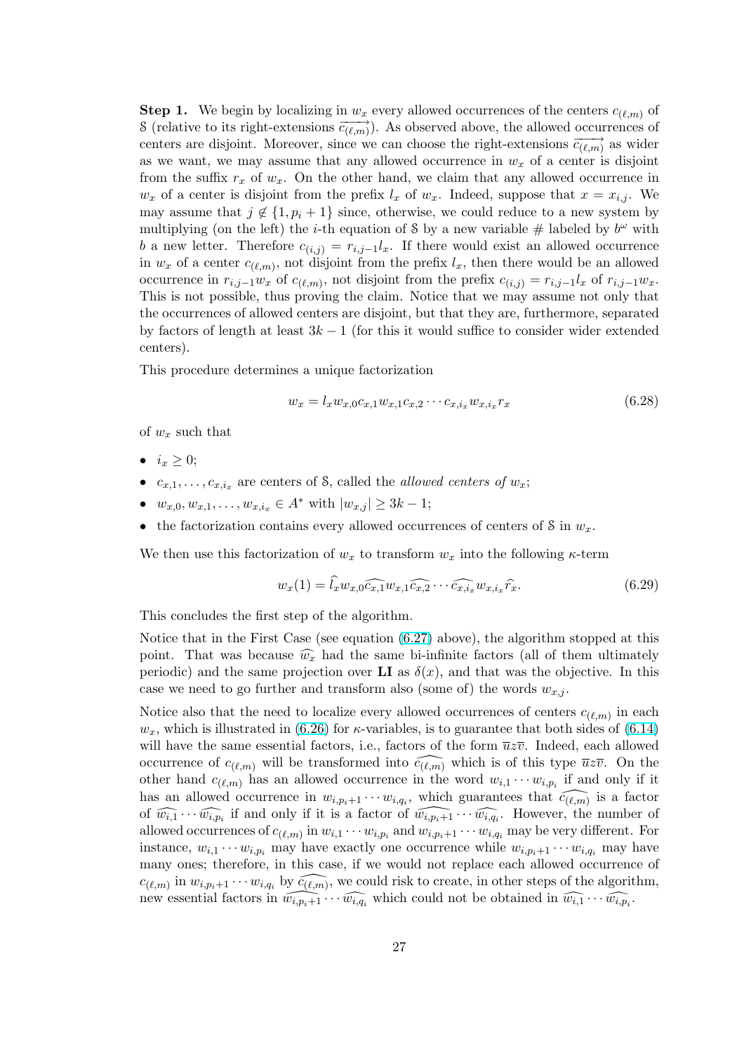**Step 1.** We begin by localizing in $w_x$ every allowed occurrences of the centers $c_{(\ell,m)}$ of $\mathcal{S}$ (relative to its right-extensions $\overrightarrow{c_{(\ell,m)}}$). As observed above, the allowed occurrences of centers are disjoint. Moreover, since we can choose the right-extensions $\overrightarrow{c_{(\ell,m)}}$ as wider as we want, we may assume that any allowed occurrence in $w_x$ of a center is disjoint from the suffix $r_x$ of $w_x$. On the other hand, we claim that any allowed occurrence in $w_x$ of a center is disjoint from the prefix $l_x$ of $w_x$. Indeed, suppose that $x = x_{i,j}$. We may assume that $j \notin \{1, p_i + 1\}$ since, otherwise, we could reduce to a new system by multiplying (on the left) the $i$-th equation of $\mathcal{S}$ by a new variable $\#$ labeled by $b^\omega$ with $b$ a new letter. Therefore $c_{(i,j)} = r_{i,j-1}l_x$. If there would exist an allowed occurrence in $w_x$ of a center $c_{(\ell,m)}$, not disjoint from the prefix $l_x$, then there would be an allowed occurrence in $r_{i,j-1}w_x$ of $c_{(\ell,m)}$, not disjoint from the prefix $c_{(i,j)} = r_{i,j-1}l_x$ of $r_{i,j-1}w_x$. This is not possible, thus proving the claim. Notice that we may assume not only that the occurrences of allowed centers are disjoint, but that they are, furthermore, separated by factors of length at least $3k - 1$ (for this it would suffice to consider wider extended centers).

This procedure determines a unique factorization

$$w_x = l_x w_{x,0} c_{x,1} w_{x,1} c_{x,2} \cdots c_{x,i_x} w_{x,i_x} r_x \tag{6.28}$$

of $w_x$ such that

- $i_x \geq 0$;
- $c_{x,1}, \ldots, c_{x,i_x}$ are centers of $\mathcal{S}$, called the *allowed centers of* $w_x$;
- $w_{x,0}, w_{x,1}, \ldots, w_{x,i_x} \in A^*$ with $|w_{x,j}| \geq 3k - 1$;
- the factorization contains every allowed occurrences of centers of $\mathcal{S}$ in $w_x$.

We then use this factorization of $w_x$ to transform $w_x$ into the following $\kappa$-term

$$w_x(1) = \widehat{l_x} w_{x,0} \widehat{c_{x,1}} w_{x,1} \widehat{c_{x,2}} \cdots \widehat{c_{x,i_x}} w_{x,i_x} \widehat{r_x}. \tag{6.29}$$

This concludes the first step of the algorithm.

Notice that in the First Case (see equation (6.27) above), the algorithm stopped at this point. That was because $\widehat{w_x}$ had the same bi-infinite factors (all of them ultimately periodic) and the same projection over **LI** as $\delta(x)$, and that was the objective. In this case we need to go further and transform also (some of) the words $w_{x,j}$.

Notice also that the need to localize every allowed occurrences of centers $c_{(\ell,m)}$ in each $w_x$, which is illustrated in (6.26) for $\kappa$-variables, is to guarantee that both sides of (6.14) will have the same essential factors, i.e., factors of the form $\overline{u}z\overline{v}$. Indeed, each allowed occurrence of $c_{(\ell,m)}$ will be transformed into $\widehat{c_{(\ell,m)}}$ which is of this type $\overline{u}z\overline{v}$. On the other hand $c_{(\ell,m)}$ has an allowed occurrence in the word $w_{i,1} \cdots w_{i,p_i}$ if and only if it has an allowed occurrence in $w_{i,p_i+1} \cdots w_{i,q_i}$, which guarantees that $\widehat{c_{(\ell,m)}}$ is a factor of $\widehat{w_{i,1}} \cdots \widehat{w_{i,p_i}}$ if and only if it is a factor of $\widehat{w_{i,p_i+1}} \cdots \widehat{w_{i,q_i}}$. However, the number of allowed occurrences of $c_{(\ell,m)}$ in $w_{i,1} \cdots w_{i,p_i}$ and $w_{i,p_i+1} \cdots w_{i,q_i}$ may be very different. For instance, $w_{i,1} \cdots w_{i,p_i}$ may have exactly one occurrence while $w_{i,p_i+1} \cdots w_{i,q_i}$ may have many ones; therefore, in this case, if we would not replace each allowed occurrence of $c_{(\ell,m)}$ in $w_{i,p_i+1} \cdots w_{i,q_i}$ by $\widehat{c_{(\ell,m)}}$, we could risk to create, in other steps of the algorithm, new essential factors in $\widehat{w_{i,p_i+1}} \cdots \widehat{w_{i,q_i}}$ which could not be obtained in $\widehat{w_{i,1}} \cdots \widehat{w_{i,p_i}}$.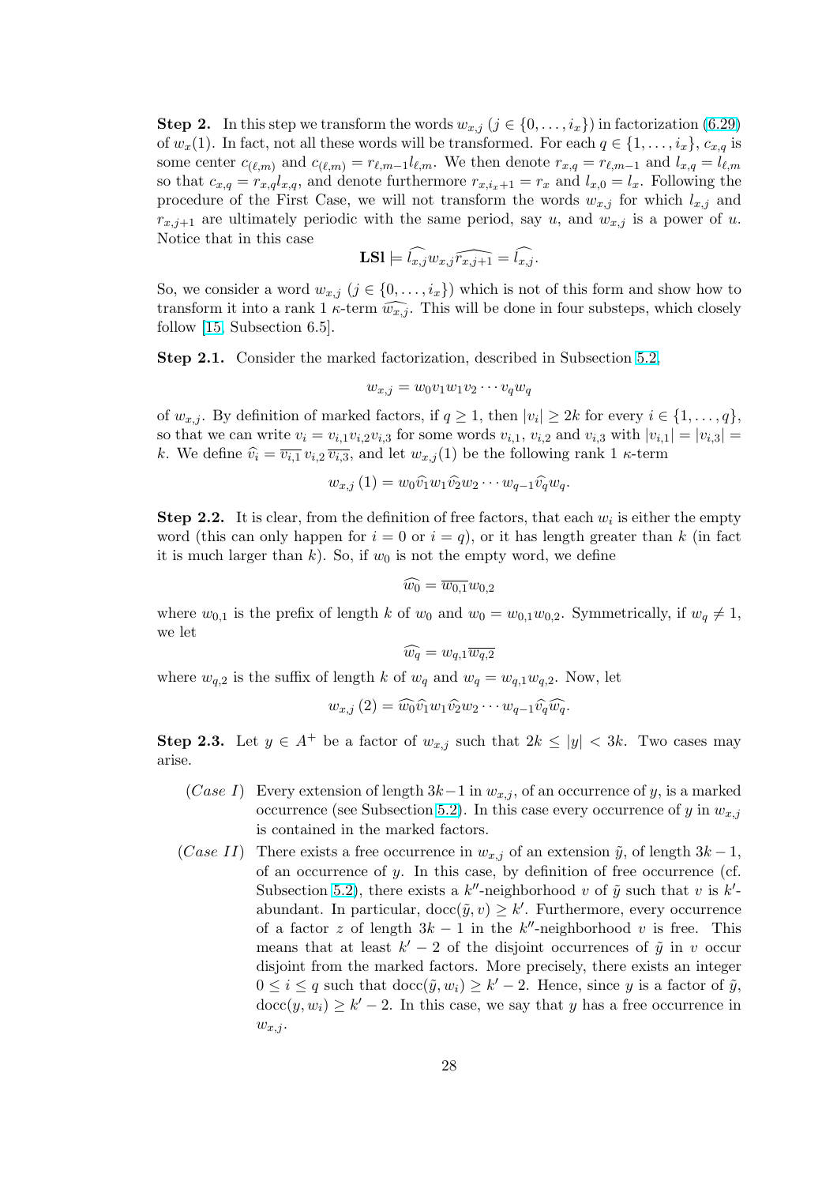**Step 2.** In this step we transform the words $w_{x,j}$ ($j \in \{0, \dots, i_x\}$) in factorization (6.29) of $w_x(1)$. In fact, not all these words will be transformed. For each $q \in \{1, \dots, i_x\}$, $c_{x,q}$ is some center $c_{(\ell,m)}$ and $c_{(\ell,m)} = r_{\ell,m-1} l_{\ell,m}$. We then denote $r_{x,q} = r_{\ell,m-1}$ and $l_{x,q} = l_{\ell,m}$ so that $c_{x,q} = r_{x,q} l_{x,q}$, and denote furthermore $r_{x,i_x+1} = r_x$ and $l_{x,0} = l_x$. Following the procedure of the First Case, we will not transform the words $w_{x,j}$ for which $l_{x,j}$ and $r_{x,j+1}$ are ultimately periodic with the same period, say $u$, and $w_{x,j}$ is a power of $u$. Notice that in this case

$$\mathbf{LSl} \models \widehat{l_{x,j}} w_{x,j} \widehat{r_{x,j+1}} = \widehat{l_{x,j}}.$$

So, we consider a word $w_{x,j}$ ($j \in \{0, \dots, i_x\}$) which is not of this form and show how to transform it into a rank 1 $\kappa$-term $\widehat{w_{x,j}}$. This will be done in four substeps, which closely follow [15, Subsection 6.5].

**Step 2.1.** Consider the marked factorization, described in Subsection 5.2,

$$w_{x,j} = w_0 v_1 w_1 v_2 \cdots v_q w_q$$

of $w_{x,j}$. By definition of marked factors, if $q \geq 1$, then $|v_i| \geq 2k$ for every $i \in \{1, \dots, q\}$, so that we can write $v_i = v_{i,1} v_{i,2} v_{i,3}$ for some words $v_{i,1}$, $v_{i,2}$ and $v_{i,3}$ with $|v_{i,1}| = |v_{i,3}| = k$. We define $\widehat{v_i} = \overline{v_{i,1}}\, v_{i,2}\, \overline{v_{i,3}}$, and let $w_{x,j}(1)$ be the following rank 1 $\kappa$-term

$$w_{x,j}(1) = w_0 \widehat{v_1} w_1 \widehat{v_2} w_2 \cdots w_{q-1} \widehat{v_q} w_q.$$

**Step 2.2.** It is clear, from the definition of free factors, that each $w_i$ is either the empty word (this can only happen for $i = 0$ or $i = q$), or it has length greater than $k$ (in fact it is much larger than $k$). So, if $w_0$ is not the empty word, we define

$$\widehat{w_0} = \overline{w_{0,1}} w_{0,2}$$

where $w_{0,1}$ is the prefix of length $k$ of $w_0$ and $w_0 = w_{0,1} w_{0,2}$. Symmetrically, if $w_q \neq 1$, we let

$$\widehat{w_q} = w_{q,1} \overline{w_{q,2}}$$

where $w_{q,2}$ is the suffix of length $k$ of $w_q$ and $w_q = w_{q,1} w_{q,2}$. Now, let

$$w_{x,j}(2) = \widehat{w_0} \widehat{v_1} w_1 \widehat{v_2} w_2 \cdots w_{q-1} \widehat{v_q} \widehat{w_q}.$$

**Step 2.3.** Let $y \in A^+$ be a factor of $w_{x,j}$ such that $2k \leq |y| < 3k$. Two cases may arise.

- (*Case I*) Every extension of length $3k-1$ in $w_{x,j}$, of an occurrence of $y$, is a marked occurrence (see Subsection 5.2). In this case every occurrence of $y$ in $w_{x,j}$ is contained in the marked factors.
- (*Case II*) There exists a free occurrence in $w_{x,j}$ of an extension $\tilde{y}$, of length $3k-1$, of an occurrence of $y$. In this case, by definition of free occurrence (cf. Subsection 5.2), there exists a $k''$-neighborhood $v$ of $\tilde{y}$ such that $v$ is $k'$-abundant. In particular, $\mathrm{docc}(\tilde{y}, v) \geq k'$. Furthermore, every occurrence of a factor $z$ of length $3k-1$ in the $k''$-neighborhood $v$ is free. This means that at least $k'-2$ of the disjoint occurrences of $\tilde{y}$ in $v$ occur disjoint from the marked factors. More precisely, there exists an integer $0 \leq i \leq q$ such that $\mathrm{docc}(\tilde{y}, w_i) \geq k'-2$. Hence, since $y$ is a factor of $\tilde{y}$, $\mathrm{docc}(y, w_i) \geq k'-2$. In this case, we say that $y$ has a free occurrence in $w_{x,j}$.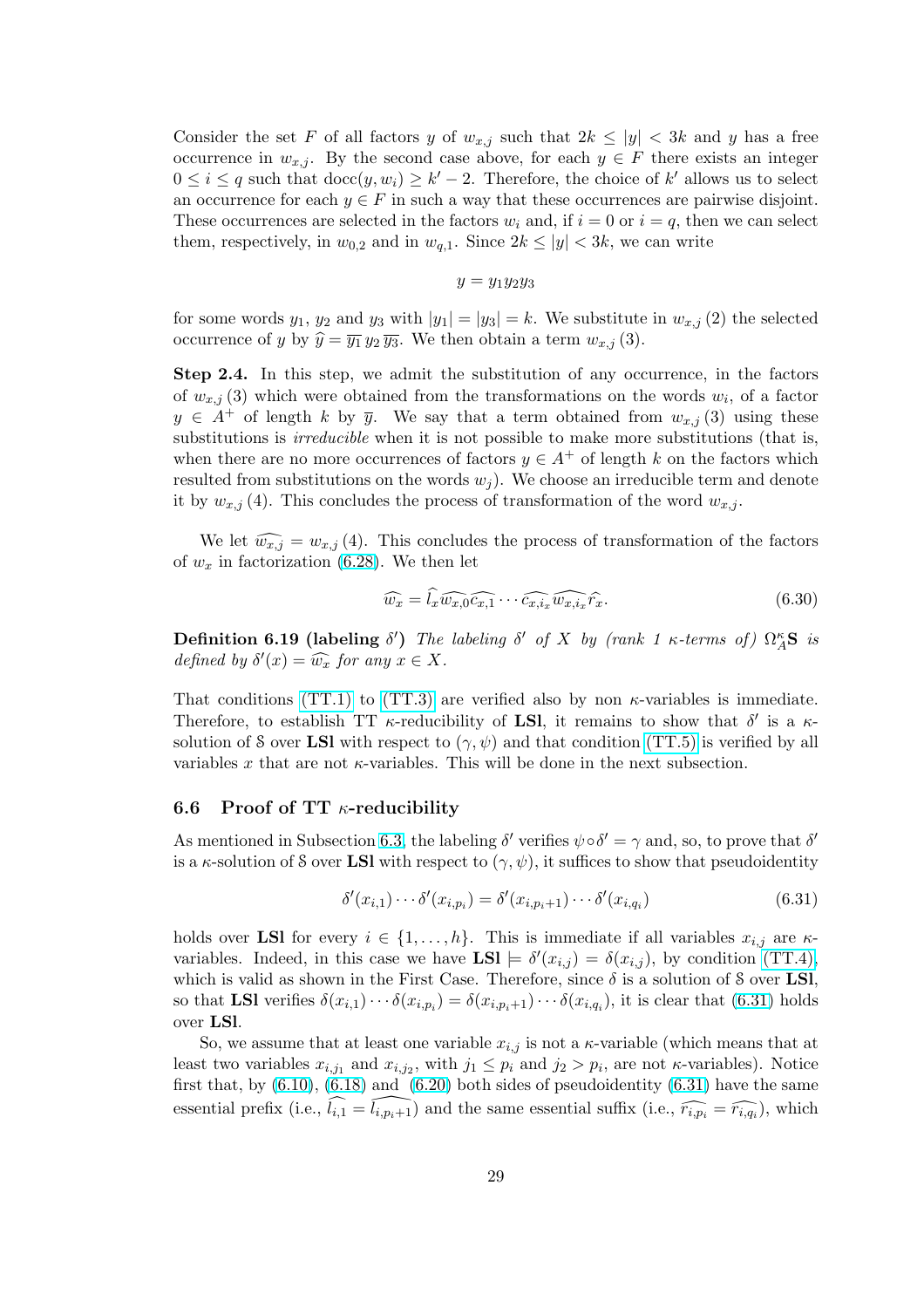Consider the set $F$ of all factors $y$ of $w_{x,j}$ such that $2k \leq |y| < 3k$ and $y$ has a free occurrence in $w_{x,j}$. By the second case above, for each $y \in F$ there exists an integer $0 \leq i \leq q$ such that $\operatorname{docc}(y, w_i) \geq k' - 2$. Therefore, the choice of $k'$ allows us to select an occurrence for each $y \in F$ in such a way that these occurrences are pairwise disjoint. These occurrences are selected in the factors $w_i$ and, if $i = 0$ or $i = q$, then we can select them, respectively, in $w_{0,2}$ and in $w_{q,1}$. Since $2k \leq |y| < 3k$, we can write

$$y = y_1 y_2 y_3$$

for some words $y_1$, $y_2$ and $y_3$ with $|y_1| = |y_3| = k$. We substitute in $w_{x,j}\,(2)$ the selected occurrence of $y$ by $\widehat{y} = \overline{y_1}\, y_2\, \overline{y_3}$. We then obtain a term $w_{x,j}\,(3)$.

**Step 2.4.** In this step, we admit the substitution of any occurrence, in the factors of $w_{x,j}\,(3)$ which were obtained from the transformations on the words $w_i$, of a factor $y \in A^+$ of length $k$ by $\overline{y}$. We say that a term obtained from $w_{x,j}\,(3)$ using these substitutions is *irreducible* when it is not possible to make more substitutions (that is, when there are no more occurrences of factors $y \in A^+$ of length $k$ on the factors which resulted from substitutions on the words $w_j$). We choose an irreducible term and denote it by $w_{x,j}\,(4)$. This concludes the process of transformation of the word $w_{x,j}$.

We let $\widehat{w_{x,j}} = w_{x,j}\,(4)$. This concludes the process of transformation of the factors of $w_x$ in factorization (6.28). We then let

$$\widehat{w_x} = \widehat{l}_x \widehat{w_{x,0}} \widehat{c_{x,1}} \cdots \widehat{c_{x,i_x}} \widehat{w_{x,i_x}} \widehat{r}_x. \tag{6.30}$$

**Definition 6.19 (labeling $\delta'$)** *The labeling $\delta'$ of $X$ by (rank 1 $\kappa$-terms of) $\Omega_A^\kappa \mathbf{S}$ is defined by $\delta'(x) = \widehat{w_x}$ for any $x \in X$.*

That conditions (TT.1) to (TT.3) are verified also by non $\kappa$-variables is immediate. Therefore, to establish TT $\kappa$-reducibility of **LSl**, it remains to show that $\delta'$ is a $\kappa$-solution of $\mathcal{S}$ over **LSl** with respect to $(\gamma, \psi)$ and that condition (TT.5) is verified by all variables $x$ that are not $\kappa$-variables. This will be done in the next subsection.

## 6.6 Proof of TT $\kappa$-reducibility

As mentioned in Subsection 6.3, the labeling $\delta'$ verifies $\psi \circ \delta' = \gamma$ and, so, to prove that $\delta'$ is a $\kappa$-solution of $\mathcal{S}$ over **LSl** with respect to $(\gamma, \psi)$, it suffices to show that pseudoidentity

$$\delta'(x_{i,1}) \cdots \delta'(x_{i,p_i}) = \delta'(x_{i,p_i+1}) \cdots \delta'(x_{i,q_i}) \tag{6.31}$$

holds over **LSl** for every $i \in \{1, \ldots, h\}$. This is immediate if all variables $x_{i,j}$ are $\kappa$-variables. Indeed, in this case we have $\mathbf{LSl} \models \delta'(x_{i,j}) = \delta(x_{i,j})$, by condition (TT.4), which is valid as shown in the First Case. Therefore, since $\delta$ is a solution of $\mathcal{S}$ over **LSl**, so that **LSl** verifies $\delta(x_{i,1}) \cdots \delta(x_{i,p_i}) = \delta(x_{i,p_i+1}) \cdots \delta(x_{i,q_i})$, it is clear that (6.31) holds over **LSl**.

So, we assume that at least one variable $x_{i,j}$ is not a $\kappa$-variable (which means that at least two variables $x_{i,j_1}$ and $x_{i,j_2}$, with $j_1 \leq p_i$ and $j_2 > p_i$, are not $\kappa$-variables). Notice first that, by (6.10), (6.18) and (6.20) both sides of pseudoidentity (6.31) have the same essential prefix (i.e., $\widehat{l_{i,1}} = \widehat{l_{i,p_i+1}}$) and the same essential suffix (i.e., $\widehat{r_{i,p_i}} = \widehat{r_{i,q_i}}$), which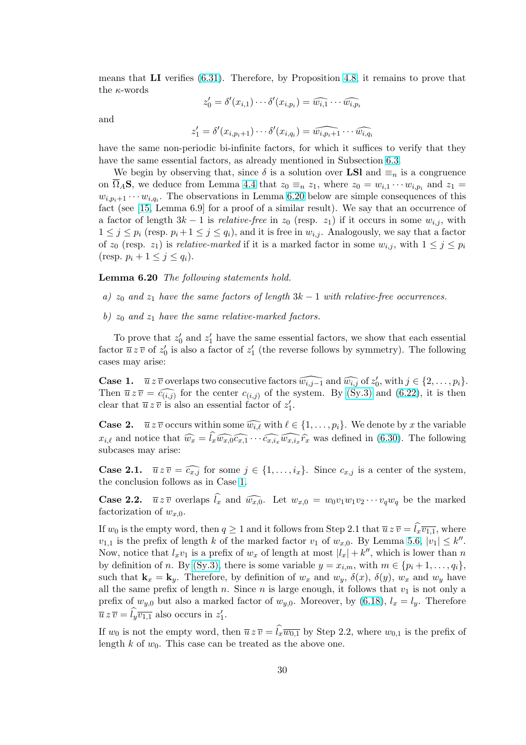means that **LI** verifies (6.31). Therefore, by Proposition 4.8, it remains to prove that the $\kappa$-words

$$z_0' = \delta'(x_{i,1}) \cdots \delta'(x_{i,p_i}) = \widehat{w_{i,1}} \cdots \widehat{w_{i,p_i}}$$

and

$$z_1' = \delta'(x_{i,p_i+1}) \cdots \delta'(x_{i,q_i}) = \widehat{w_{i,p_i+1}} \cdots \widehat{w_{i,q_i}}$$

have the same non-periodic bi-infinite factors, for which it suffices to verify that they have the same essential factors, as already mentioned in Subsection 6.3.

We begin by observing that, since $\delta$ is a solution over **LSl** and $\equiv_n$ is a congruence on $\overline{\Omega}_A\mathbf{S}$, we deduce from Lemma 4.4 that $z_0 \equiv_n z_1$, where $z_0 = w_{i,1} \cdots w_{i,p_i}$ and $z_1 = w_{i,p_i+1} \cdots w_{i,q_i}$. The observations in Lemma 6.20 below are simple consequences of this fact (see [15, Lemma 6.9] for a proof of a similar result). We say that an occurrence of a factor of length $3k-1$ is *relative-free* in $z_0$ (resp. $z_1$) if it occurs in some $w_{i,j}$, with $1 \leq j \leq p_i$ (resp. $p_i+1 \leq j \leq q_i$), and it is free in $w_{i,j}$. Analogously, we say that a factor of $z_0$ (resp. $z_1$) is *relative-marked* if it is a marked factor in some $w_{i,j}$, with $1 \leq j \leq p_i$ (resp. $p_i + 1 \leq j \leq q_i$).

**Lemma 6.20** *The following statements hold.*

*a) $z_0$ and $z_1$ have the same factors of length $3k-1$ with relative-free occurrences.*

*b) $z_0$ and $z_1$ have the same relative-marked factors.*

To prove that $z_0'$ and $z_1'$ have the same essential factors, we show that each essential factor $\overline{u}\,z\,\overline{v}$ of $z_0'$ is also a factor of $z_1'$ (the reverse follows by symmetry). The following cases may arise:

**Case 1.** $\overline{u}\,z\,\overline{v}$ overlaps two consecutive factors $\widehat{w_{i,j-1}}$ and $\widehat{w_{i,j}}$ of $z_0'$, with $j \in \{2, \ldots, p_i\}$. Then $\overline{u}\,z\,\overline{v} = \widehat{c_{(i,j)}}$ for the center $c_{(i,j)}$ of the system. By (Sy.3) and (6.22), it is then clear that $\overline{u}\,z\,\overline{v}$ is also an essential factor of $z_1'$.

**Case 2.** $\overline{u}\,z\,\overline{v}$ occurs within some $\widehat{w_{i,\ell}}$ with $\ell \in \{1, \ldots, p_i\}$. We denote by $x$ the variable $x_{i,\ell}$ and notice that $\widehat{w_x} = \widehat{l_x}\widehat{w_{x,0}}\widehat{c_{x,1}} \cdots \widehat{c_{x,i_x}}\widehat{w_{x,i_x}}\widehat{r_x}$ was defined in (6.30). The following subcases may arise:

**Case 2.1.** $\overline{u}\,z\,\overline{v} = \widehat{c_{x,j}}$ for some $j \in \{1, \ldots, i_x\}$. Since $c_{x,j}$ is a center of the system, the conclusion follows as in Case 1.

**Case 2.2.** $\overline{u}\,z\,\overline{v}$ overlaps $\widehat{l_x}$ and $\widehat{w_{x,0}}$. Let $w_{x,0} = w_0 v_1 w_1 v_2 \cdots v_q w_q$ be the marked factorization of $w_{x,0}$.

If $w_0$ is the empty word, then $q \geq 1$ and it follows from Step 2.1 that $\overline{u}\,z\,\overline{v} = \widehat{l_x}\overline{v_{1,1}}$, where $v_{1,1}$ is the prefix of length $k$ of the marked factor $v_1$ of $w_{x,0}$. By Lemma 5.6, $|v_1| \leq k''$. Now, notice that $l_x v_1$ is a prefix of $w_x$ of length at most $|l_x| + k''$, which is lower than $n$ by definition of $n$. By (Sy.3), there is some variable $y = x_{i,m}$, with $m \in \{p_i+1, \ldots, q_i\}$, such that $\mathbf{k}_x = \mathbf{k}_y$. Therefore, by definition of $w_x$ and $w_y$, $\delta(x)$, $\delta(y)$, $w_x$ and $w_y$ have all the same prefix of length $n$. Since $n$ is large enough, it follows that $v_1$ is not only a prefix of $w_{y,0}$ but also a marked factor of $w_{y,0}$. Moreover, by (6.18), $l_x = l_y$. Therefore $\overline{u}\,z\,\overline{v} = \widehat{l_y}\overline{v_{1,1}}$ also occurs in $z_1'$.

If $w_0$ is not the empty word, then $\overline{u}\,z\,\overline{v} = \widehat{l_x}\overline{w_{0,1}}$ by Step 2.2, where $w_{0,1}$ is the prefix of length $k$ of $w_0$. This case can be treated as the above one.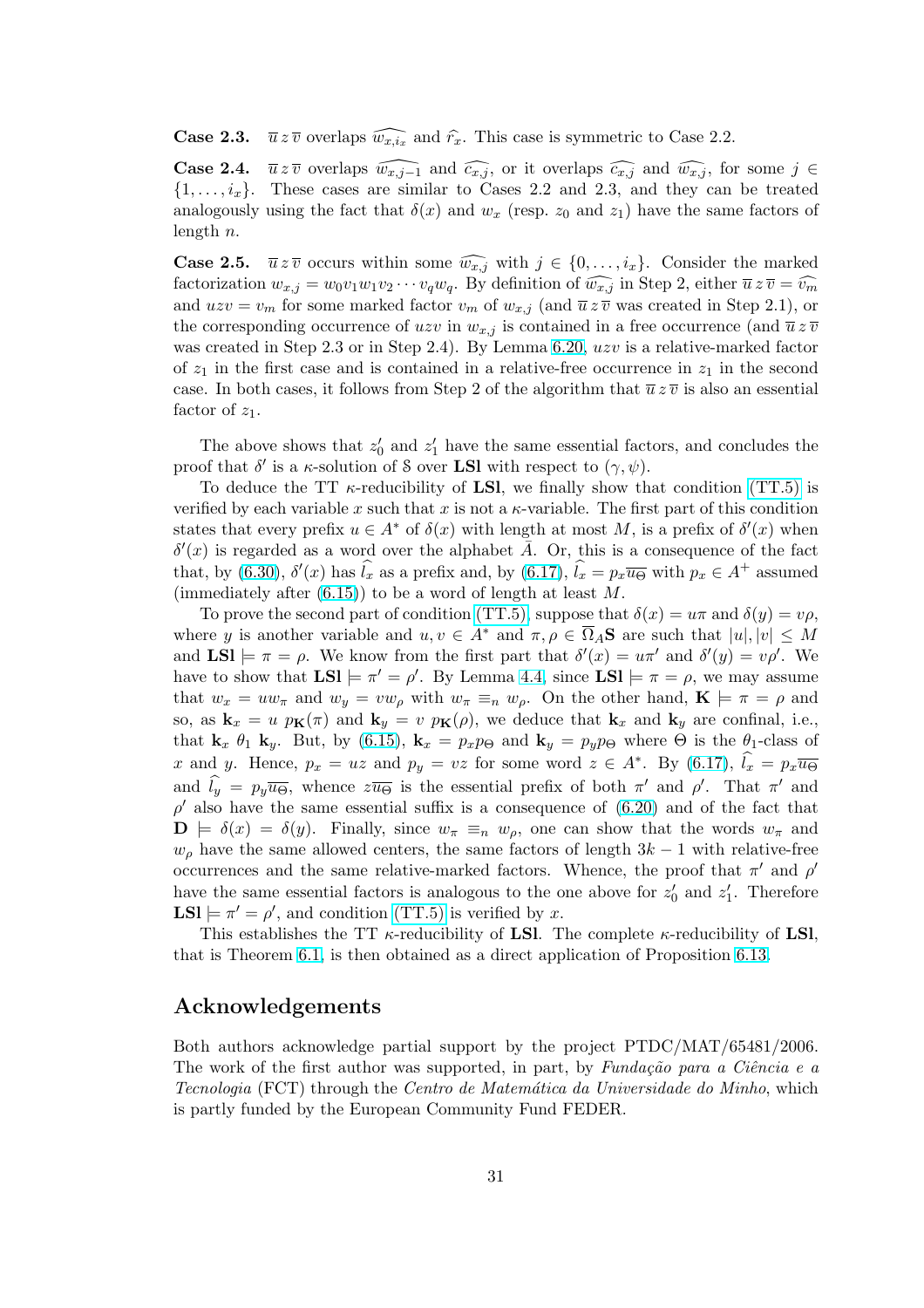**Case 2.3.** $\overline{u}\,z\,\overline{v}$ overlaps $\widehat{w_{x,i_x}}$ and $\widehat{r}_x$. This case is symmetric to Case 2.2.

**Case 2.4.** $\overline{u}\,z\,\overline{v}$ overlaps $\widehat{w_{x,j-1}}$ and $\widehat{c_{x,j}}$, or it overlaps $\widehat{c_{x,j}}$ and $\widehat{w_{x,j}}$, for some $j \in \{1,\ldots,i_x\}$. These cases are similar to Cases 2.2 and 2.3, and they can be treated analogously using the fact that $\delta(x)$ and $w_x$ (resp. $z_0$ and $z_1$) have the same factors of length $n$.

**Case 2.5.** $\overline{u}\,z\,\overline{v}$ occurs within some $\widehat{w_{x,j}}$ with $j \in \{0,\ldots,i_x\}$. Consider the marked factorization $w_{x,j} = w_0v_1w_1v_2\cdots v_qw_q$. By definition of $\widehat{w_{x,j}}$ in Step 2, either $\overline{u}\,z\,\overline{v} = \widehat{v_m}$ and $uzv = v_m$ for some marked factor $v_m$ of $w_{x,j}$ (and $\overline{u}\,z\,\overline{v}$ was created in Step 2.1), or the corresponding occurrence of $uzv$ in $w_{x,j}$ is contained in a free occurrence (and $\overline{u}\,z\,\overline{v}$ was created in Step 2.3 or in Step 2.4). By Lemma 6.20, $uzv$ is a relative-marked factor of $z_1$ in the first case and is contained in a relative-free occurrence in $z_1$ in the second case. In both cases, it follows from Step 2 of the algorithm that $\overline{u}\,z\,\overline{v}$ is also an essential factor of $z_1$.

The above shows that $z_0'$ and $z_1'$ have the same essential factors, and concludes the proof that $\delta'$ is a $\kappa$-solution of $\mathcal{S}$ over **LSl** with respect to $(\gamma,\psi)$.

To deduce the TT $\kappa$-reducibility of **LSl**, we finally show that condition (TT.5) is verified by each variable $x$ such that $x$ is not a $\kappa$-variable. The first part of this condition states that every prefix $u \in A^*$ of $\delta(x)$ with length at most $M$, is a prefix of $\delta'(x)$ when $\delta'(x)$ is regarded as a word over the alphabet $\bar{A}$. Or, this is a consequence of the fact that, by (6.30), $\delta'(x)$ has $\widehat{l_x}$ as a prefix and, by (6.17), $\widehat{l_x} = p_x\overline{u_\Theta}$ with $p_x \in A^+$ assumed (immediately after (6.15)) to be a word of length at least $M$.

To prove the second part of condition (TT.5), suppose that $\delta(x) = u\pi$ and $\delta(y) = v\rho$, where $y$ is another variable and $u,v \in A^*$ and $\pi,\rho \in \overline{\Omega}_A\mathbf{S}$ are such that $|u|,|v| \le M$ and $\mathbf{LSl} \models \pi = \rho$. We know from the first part that $\delta'(x) = u\pi'$ and $\delta'(y) = v\rho'$. We have to show that $\mathbf{LSl} \models \pi' = \rho'$. By Lemma 4.4, since $\mathbf{LSl} \models \pi = \rho$, we may assume that $w_x = uw_\pi$ and $w_y = vw_\rho$ with $w_\pi \equiv_n w_\rho$. On the other hand, $\mathbf{K} \models \pi = \rho$ and so, as $\mathbf{k}_x = u\ p_{\mathbf{K}}(\pi)$ and $\mathbf{k}_y = v\ p_{\mathbf{K}}(\rho)$, we deduce that $\mathbf{k}_x$ and $\mathbf{k}_y$ are confinal, i.e., that $\mathbf{k}_x\ \theta_1\ \mathbf{k}_y$. But, by (6.15), $\mathbf{k}_x = p_xp_\Theta$ and $\mathbf{k}_y = p_yp_\Theta$ where $\Theta$ is the $\theta_1$-class of $x$ and $y$. Hence, $p_x = uz$ and $p_y = vz$ for some word $z \in A^*$. By (6.17), $\widehat{l_x} = p_x\overline{u_\Theta}$ and $\widehat{l_y} = p_y\overline{u_\Theta}$, whence $z\overline{u_\Theta}$ is the essential prefix of both $\pi'$ and $\rho'$. That $\pi'$ and $\rho'$ also have the same essential suffix is a consequence of (6.20) and of the fact that $\mathbf{D} \models \delta(x) = \delta(y)$. Finally, since $w_\pi \equiv_n w_\rho$, one can show that the words $w_\pi$ and $w_\rho$ have the same allowed centers, the same factors of length $3k-1$ with relative-free occurrences and the same relative-marked factors. Whence, the proof that $\pi'$ and $\rho'$ have the same essential factors is analogous to the one above for $z_0'$ and $z_1'$. Therefore $\mathbf{LSl} \models \pi' = \rho'$, and condition (TT.5) is verified by $x$.

This establishes the TT $\kappa$-reducibility of **LSl**. The complete $\kappa$-reducibility of **LSl**, that is Theorem 6.1, is then obtained as a direct application of Proposition 6.13.

## Acknowledgements

Both authors acknowledge partial support by the project PTDC/MAT/65481/2006. The work of the first author was supported, in part, by *Fundação para a Ciência e a Tecnologia* (FCT) through the *Centro de Matemática da Universidade do Minho*, which is partly funded by the European Community Fund FEDER.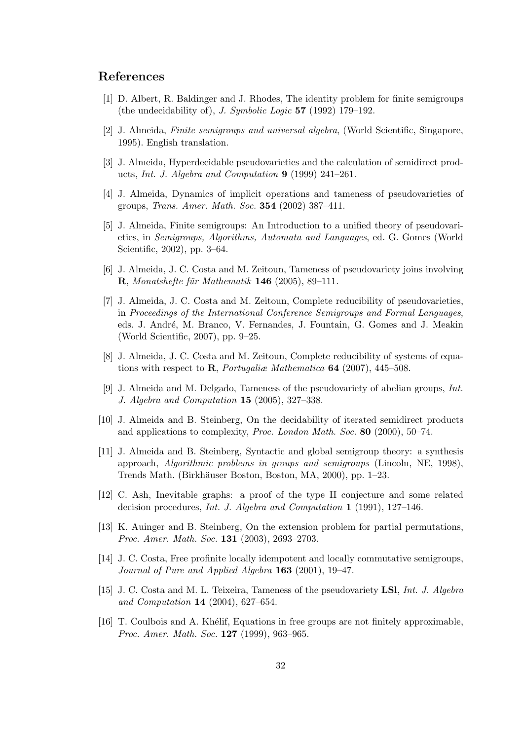## References

[1] D. Albert, R. Baldinger and J. Rhodes, The identity problem for finite semigroups (the undecidability of), *J. Symbolic Logic* **57** (1992) 179–192.

[2] J. Almeida, *Finite semigroups and universal algebra*, (World Scientific, Singapore, 1995). English translation.

[3] J. Almeida, Hyperdecidable pseudovarieties and the calculation of semidirect products, *Int. J. Algebra and Computation* **9** (1999) 241–261.

[4] J. Almeida, Dynamics of implicit operations and tameness of pseudovarieties of groups, *Trans. Amer. Math. Soc.* **354** (2002) 387–411.

[5] J. Almeida, Finite semigroups: An Introduction to a unified theory of pseudovarieties, in *Semigroups, Algorithms, Automata and Languages*, ed. G. Gomes (World Scientific, 2002), pp. 3–64.

[6] J. Almeida, J. C. Costa and M. Zeitoun, Tameness of pseudovariety joins involving **R**, *Monatshefte für Mathematik* **146** (2005), 89–111.

[7] J. Almeida, J. C. Costa and M. Zeitoun, Complete reducibility of pseudovarieties, in *Proceedings of the International Conference Semigroups and Formal Languages*, eds. J. André, M. Branco, V. Fernandes, J. Fountain, G. Gomes and J. Meakin (World Scientific, 2007), pp. 9–25.

[8] J. Almeida, J. C. Costa and M. Zeitoun, Complete reducibility of systems of equations with respect to **R**, *Portugaliæ Mathematica* **64** (2007), 445–508.

[9] J. Almeida and M. Delgado, Tameness of the pseudovariety of abelian groups, *Int. J. Algebra and Computation* **15** (2005), 327–338.

[10] J. Almeida and B. Steinberg, On the decidability of iterated semidirect products and applications to complexity, *Proc. London Math. Soc.* **80** (2000), 50–74.

[11] J. Almeida and B. Steinberg, Syntactic and global semigroup theory: a synthesis approach, *Algorithmic problems in groups and semigroups* (Lincoln, NE, 1998), Trends Math. (Birkhäuser Boston, Boston, MA, 2000), pp. 1–23.

[12] C. Ash, Inevitable graphs: a proof of the type II conjecture and some related decision procedures, *Int. J. Algebra and Computation* **1** (1991), 127–146.

[13] K. Auinger and B. Steinberg, On the extension problem for partial permutations, *Proc. Amer. Math. Soc.* **131** (2003), 2693–2703.

[14] J. C. Costa, Free profinite locally idempotent and locally commutative semigroups, *Journal of Pure and Applied Algebra* **163** (2001), 19–47.

[15] J. C. Costa and M. L. Teixeira, Tameness of the pseudovariety **LSl**, *Int. J. Algebra and Computation* **14** (2004), 627–654.

[16] T. Coulbois and A. Khélif, Equations in free groups are not finitely approximable, *Proc. Amer. Math. Soc.* **127** (1999), 963–965.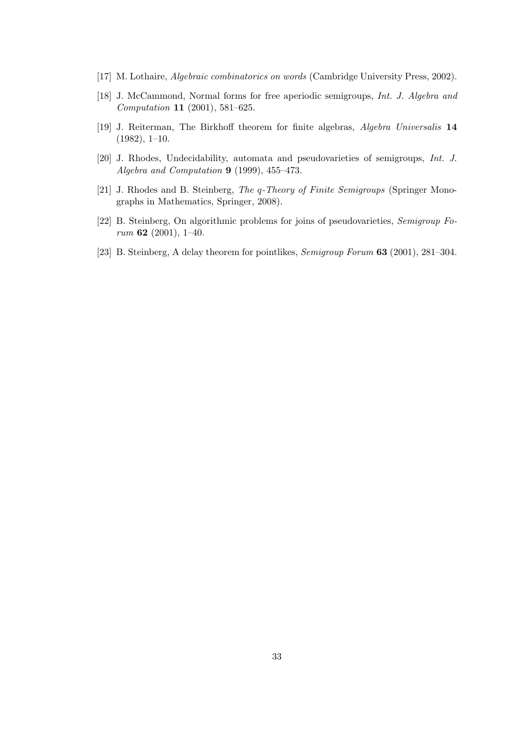[17] M. Lothaire, *Algebraic combinatorics on words* (Cambridge University Press, 2002).

[18] J. McCammond, Normal forms for free aperiodic semigroups, *Int. J. Algebra and Computation* **11** (2001), 581–625.

[19] J. Reiterman, The Birkhoff theorem for finite algebras, *Algebra Universalis* **14** (1982), 1–10.

[20] J. Rhodes, Undecidability, automata and pseudovarieties of semigroups, *Int. J. Algebra and Computation* **9** (1999), 455–473.

[21] J. Rhodes and B. Steinberg, *The q-Theory of Finite Semigroups* (Springer Monographs in Mathematics, Springer, 2008).

[22] B. Steinberg, On algorithmic problems for joins of pseudovarieties, *Semigroup Forum* **62** (2001), 1–40.

[23] B. Steinberg, A delay theorem for pointlikes, *Semigroup Forum* **63** (2001), 281–304.